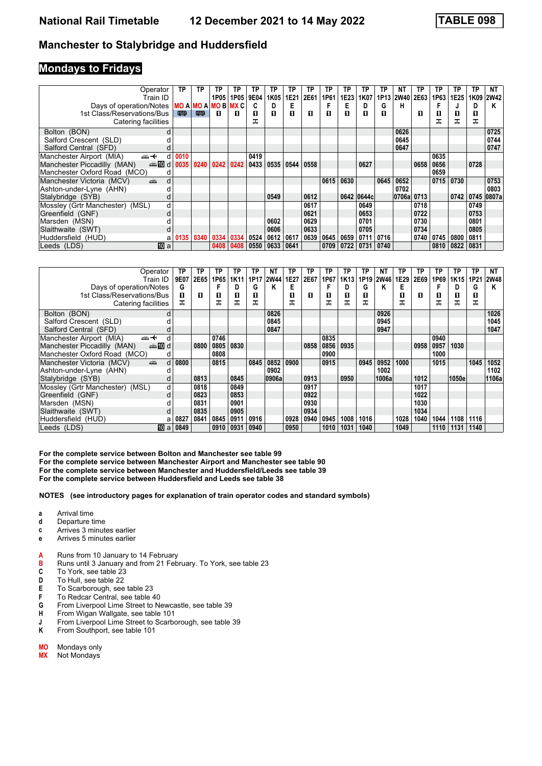# National Rail Timetable — 12 December 2021 to 14 May 2022 — TABLE 098

## Manchester to Stalybridge and Huddersfield

### Mondays to Fridays

| Operator | | TP | TP | TP | TP | TP | TP | TP | TP | TP | TP | TP | TP | NT | TP | TP | TP | TP | NT |
|---|---|---|---|---|---|---|---|---|---|---|---|---|---|---|---|---|---|---|---|
| Train ID | | | | 1P05 | 1P05 | 9E04 | 1K05 | 1E21 | 2E61 | 1P61 | 1E23 | 1K07 | 1P13 | 2W40 | 2E63 | 1P63 | 1E25 | 1K09 | 2W42 |
| Days of operation/Notes | | MO A | MO A | MO B | MX C | C | D | E | | F | E | D | G | H | | F | J | D | K |
| 1st Class/Reservations/Bus | | 🚌 | 🚌 | ■ | ■ | ■ | ■ | ■ | ■ | ■ | ■ | ■ | ■ | | ■ | ■ | ■ | ■ | |
| Catering facilities | | | | | | ⚒ | | | | | | | | | | ⚒ | ⚒ | ⚒ | |
| Bolton (BON) | d | | | | | | | | | | | | | 0626 | | | | | 0725 |
| Salford Crescent (SLD) | d | | | | | | | | | | | | | 0645 | | | | | 0744 |
| Salford Central (SFD) | d | | | | | | | | | | | | | 0647 | | | | | 0747 |
| Manchester Airport (MIA) | d | 0010 | | | | 0419 | | | | | | | | | | 0635 | | | |
| Manchester Piccadilly (MAN) | d | 0035 | 0240 | 0242 | 0242 | 0433 | 0535 | 0544 | 0558 | | | 0627 | | | 0658 | 0656 | | 0728 | |
| Manchester Oxford Road (MCO) | d | | | | | | | | | | | | | | | 0659 | | | |
| Manchester Victoria (MCV) | d | | | | | | | | | 0615 | 0630 | | 0645 | 0652 | | 0715 | 0730 | | 0753 |
| Ashton-under-Lyne (AHN) | d | | | | | | | | | | | | | 0702 | | | | | 0803 |
| Stalybridge (SYB) | d | | | | | | 0549 | | 0612 | | 0642 | 0644c | | 0706a | 0713 | | 0742 | 0745 | 0807a |
| Mossley (Grtr Manchester) (MSL) | d | | | | | | | | 0617 | | | 0649 | | | 0718 | | | 0749 | |
| Greenfield (GNF) | d | | | | | | | | 0621 | | | 0653 | | | 0722 | | | 0753 | |
| Marsden (MSN) | d | | | | | | 0602 | | 0629 | | | 0701 | | | 0730 | | | 0801 | |
| Slaithwaite (SWT) | d | | | | | | 0606 | | 0633 | | | 0705 | | | 0734 | | | 0805 | |
| Huddersfield (HUD) | a | 0135 | 0340 | 0334 | 0334 | 0524 | 0612 | 0617 | 0639 | 0645 | 0659 | 0711 | 0716 | | 0740 | 0745 | 0800 | 0811 | |
| Leeds (LDS) | a | | | 0408 | 0408 | 0550 | 0633 | 0641 | | 0709 | 0722 | 0731 | 0740 | | | 0810 | 0822 | 0831 | |

| Operator | | TP | TP | TP | TP | TP | NT | TP | TP | TP | TP | TP | NT | TP | TP | TP | TP | TP | NT |
|---|---|---|---|---|---|---|---|---|---|---|---|---|---|---|---|---|---|---|---|
| Train ID | | 9E07 | 2E65 | 1P65 | 1K11 | 1P17 | 2W44 | 1E27 | 2E67 | 1P67 | 1K13 | 1P19 | 2W46 | 1E29 | 2E69 | 1P69 | 1K15 | 1P21 | 2W48 |
| Days of operation/Notes | | G | | F | D | G | K | E | | F | D | G | K | E | | F | D | G | K |
| 1st Class/Reservations/Bus | | ■ | ■ | ■ | ■ | ■ | | ■ | ■ | ■ | ■ | ■ | | ■ | ■ | ■ | ■ | ■ | |
| Catering facilities | | ⚒ | | ⚒ | ⚒ | ⚒ | | ⚒ | | ⚒ | ⚒ | ⚒ | | ⚒ | | ⚒ | ⚒ | ⚒ | |
| Bolton (BON) | d | | | | | | 0826 | | | | | | 0926 | | | | | | 1026 |
| Salford Crescent (SLD) | d | | | | | | 0845 | | | | | | 0945 | | | | | | 1045 |
| Salford Central (SFD) | d | | | | | | 0847 | | | | | | 0947 | | | | | | 1047 |
| Manchester Airport (MIA) | d | | | 0746 | | | | | | 0835 | | | | | | 0940 | | | |
| Manchester Piccadilly (MAN) | d | | 0800 | 0805 | 0830 | | | | 0858 | 0856 | 0935 | | | | 0958 | 0957 | 1030 | | |
| Manchester Oxford Road (MCO) | d | | | 0808 | | | | | | 0900 | | | | | | 1000 | | | |
| Manchester Victoria (MCV) | d | 0800 | | 0815 | | 0845 | 0852 | 0900 | | 0915 | | 0945 | 0952 | 1000 | | 1015 | | 1045 | 1052 |
| Ashton-under-Lyne (AHN) | d | | | | | | 0902 | | | | | | 1002 | | | | | | 1102 |
| Stalybridge (SYB) | d | | 0813 | | 0845 | | 0906a | | 0913 | | 0950 | | 1006a | | 1012 | | 1050e | | 1106a |
| Mossley (Grtr Manchester) (MSL) | d | | 0818 | | 0849 | | | | 0917 | | | | | | 1017 | | | | |
| Greenfield (GNF) | d | | 0823 | | 0853 | | | | 0922 | | | | | | 1022 | | | | |
| Marsden (MSN) | d | | 0831 | | 0901 | | | | 0930 | | | | | | 1030 | | | | |
| Slaithwaite (SWT) | d | | 0835 | | 0905 | | | | 0934 | | | | | | 1034 | | | | |
| Huddersfield (HUD) | a | 0827 | 0841 | 0845 | 0911 | 0916 | | 0928 | 0940 | 0945 | 1008 | 1016 | | 1028 | 1040 | 1044 | 1108 | 1116 | |
| Leeds (LDS) | a | 0849 | | 0910 | 0931 | 0940 | | 0950 | | 1010 | 1031 | 1040 | | 1049 | | 1110 | 1131 | 1140 | |

**For the complete service between Bolton and Manchester see table 99**
**For the complete service between Manchester Airport and Manchester see table 90**
**For the complete service between Manchester and Huddersfield/Leeds see table 39**
**For the complete service between Huddersfield and Leeds see table 38**

**NOTES (see introductory pages for explanation of train operator codes and standard symbols)**

- **a** Arrival time
- **d** Departure time
- **c** Arrives 3 minutes earlier
- **e** Arrives 5 minutes earlier

- **A** Runs from 10 January to 14 February
- **B** Runs until 3 January and from 21 February. To York, see table 23
- **C** To York, see table 23
- **D** To Hull, see table 22
- **E** To Scarborough, see table 23
- **F** To Redcar Central, see table 40
- **G** From Liverpool Lime Street to Newcastle, see table 39
- **H** From Wigan Wallgate, see table 101
- **J** From Liverpool Lime Street to Scarborough, see table 39
- **K** From Southport, see table 101

- **MO** Mondays only
- **MX** Not Mondays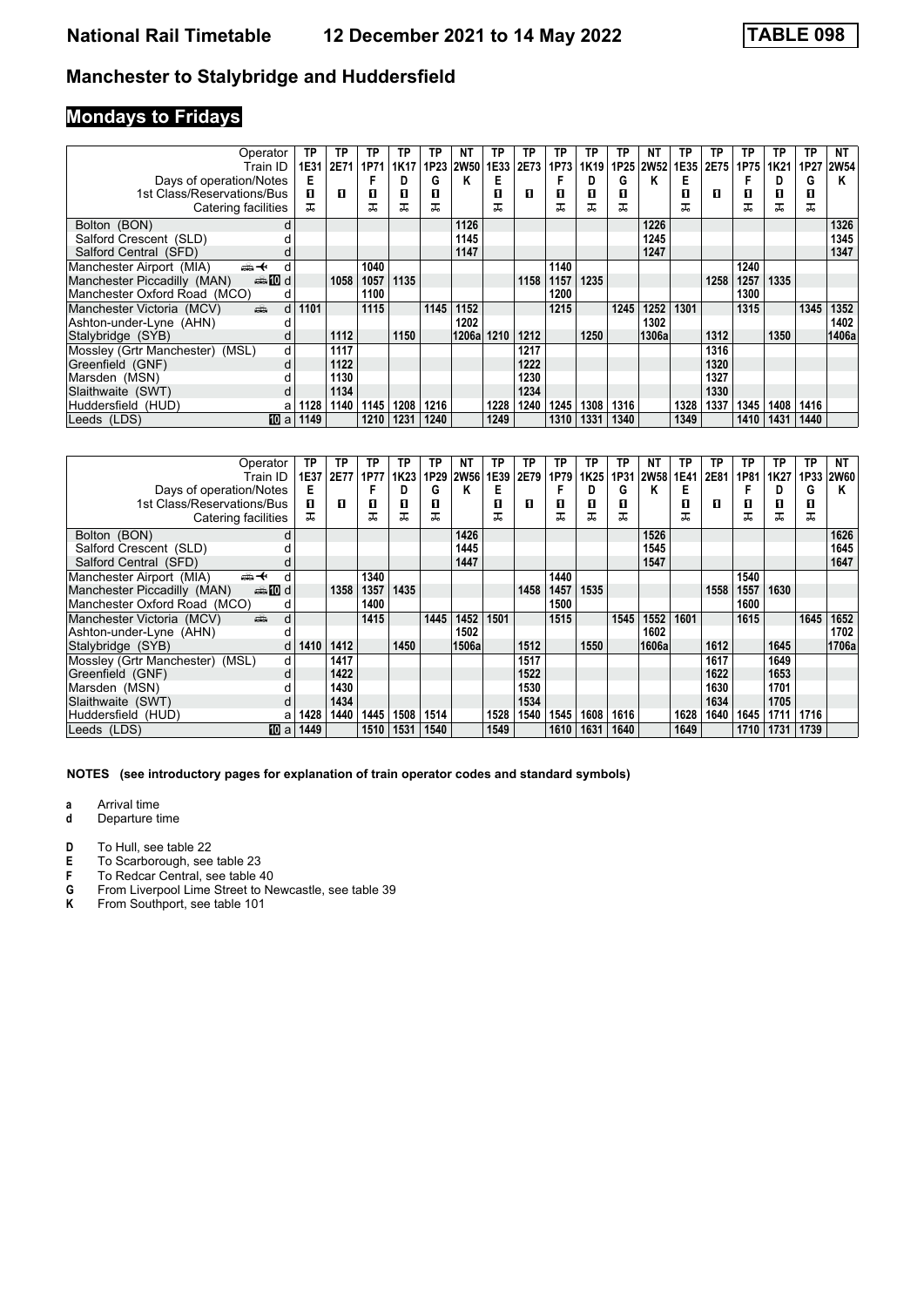# National Rail Timetable    12 December 2021 to 14 May 2022    TABLE 098

## Manchester to Stalybridge and Huddersfield

### Mondays to Fridays

| Operator | | TP | TP | TP | TP | TP | NT | TP | TP | TP | TP | TP | NT | TP | TP | TP | TP | TP | NT |
|---|---|---|---|---|---|---|---|---|---|---|---|---|---|---|---|---|---|---|---|
| Train ID | | 1E31 | 2E71 | 1P71 | 1K17 | 1P23 | 2W50 | 1E33 | 2E73 | 1P73 | 1K19 | 1P25 | 2W52 | 1E35 | 2E75 | 1P75 | 1K21 | 1P27 | 2W54 |
| Days of operation/Notes | | E | | F | D | G | K | E | | F | D | G | K | E | | F | D | G | K |
| 1st Class/Reservations/Bus | | 1 | 1 | 1 | 1 | 1 | | 1 | 1 | 1 | 1 | 1 | | 1 | 1 | 1 | 1 | 1 | |
| Catering facilities | | | | | | | | | | | | | | | | | | | |
| Bolton (BON) | d | | | | | | 1126 | | | | | | 1226 | | | | | | 1326 |
| Salford Crescent (SLD) | d | | | | | | 1145 | | | | | | 1245 | | | | | | 1345 |
| Salford Central (SFD) | d | | | | | | 1147 | | | | | | 1247 | | | | | | 1347 |
| Manchester Airport (MIA) | d | | | 1040 | | | | | | 1140 | | | | | | 1240 | | | |
| Manchester Piccadilly (MAN) | d | | 1058 | 1057 | 1135 | | | | 1158 | 1157 | 1235 | | | | 1258 | 1257 | 1335 | | |
| Manchester Oxford Road (MCO) | d | | | 1100 | | | | | | 1200 | | | | | | 1300 | | | |
| Manchester Victoria (MCV) | d | 1101 | | 1115 | | 1145 | 1152 | | | 1215 | | 1245 | 1252 | 1301 | | 1315 | | 1345 | 1352 |
| Ashton-under-Lyne (AHN) | d | | | | | | 1202 | | | | | | 1302 | | | | | | 1402 |
| Stalybridge (SYB) | d | | 1112 | | 1150 | | 1206a | 1210 | 1212 | | 1250 | | 1306a | | 1312 | | 1350 | | 1406a |
| Mossley (Grtr Manchester) (MSL) | d | | 1117 | | | | | | 1217 | | | | | | 1316 | | | | |
| Greenfield (GNF) | d | | 1122 | | | | | | 1222 | | | | | | 1320 | | | | |
| Marsden (MSN) | d | | 1130 | | | | | | 1230 | | | | | | 1327 | | | | |
| Slaithwaite (SWT) | d | | 1134 | | | | | | 1234 | | | | | | 1330 | | | | |
| Huddersfield (HUD) | a | 1128 | 1140 | 1145 | 1208 | 1216 | | 1228 | 1240 | 1245 | 1308 | 1316 | | 1328 | 1337 | 1345 | 1408 | 1416 | |
| Leeds (LDS) | a | 1149 | | 1210 | 1231 | 1240 | | 1249 | | 1310 | 1331 | 1340 | | 1349 | | 1410 | 1431 | 1440 | |

| Operator | | TP | TP | TP | TP | TP | NT | TP | TP | TP | TP | TP | NT | TP | TP | TP | TP | TP | NT |
|---|---|---|---|---|---|---|---|---|---|---|---|---|---|---|---|---|---|---|---|
| Train ID | | 1E37 | 2E77 | 1P77 | 1K23 | 1P29 | 2W56 | 1E39 | 2E79 | 1P79 | 1K25 | 1P31 | 2W58 | 1E41 | 2E81 | 1P81 | 1K27 | 1P33 | 2W60 |
| Days of operation/Notes | | E | | F | D | G | K | E | | F | D | G | K | E | | F | D | G | K |
| 1st Class/Reservations/Bus | | 1 | 1 | 1 | 1 | 1 | | 1 | 1 | 1 | 1 | 1 | | 1 | 1 | 1 | 1 | 1 | |
| Catering facilities | | | | | | | | | | | | | | | | | | | |
| Bolton (BON) | d | | | | | | 1426 | | | | | | 1526 | | | | | | 1626 |
| Salford Crescent (SLD) | d | | | | | | 1445 | | | | | | 1545 | | | | | | 1645 |
| Salford Central (SFD) | d | | | | | | 1447 | | | | | | 1547 | | | | | | 1647 |
| Manchester Airport (MIA) | d | | | 1340 | | | | | | 1440 | | | | | | 1540 | | | |
| Manchester Piccadilly (MAN) | d | | 1358 | 1357 | 1435 | | | | 1458 | 1457 | 1535 | | | | 1558 | 1557 | 1630 | | |
| Manchester Oxford Road (MCO) | d | | | 1400 | | | | | | 1500 | | | | | | 1600 | | | |
| Manchester Victoria (MCV) | d | | | 1415 | | 1445 | 1452 | 1501 | | 1515 | | 1545 | 1552 | 1601 | | 1615 | | 1645 | 1652 |
| Ashton-under-Lyne (AHN) | d | | | | | | 1502 | | | | | | 1602 | | | | | | 1702 |
| Stalybridge (SYB) | d | 1410 | 1412 | | 1450 | | 1506a | | 1512 | | 1550 | | 1606a | | 1612 | | 1645 | | 1706a |
| Mossley (Grtr Manchester) (MSL) | d | | 1417 | | | | | | 1517 | | | | | | 1617 | | 1649 | | |
| Greenfield (GNF) | d | | 1422 | | | | | | 1522 | | | | | | 1622 | | 1653 | | |
| Marsden (MSN) | d | | 1430 | | | | | | 1530 | | | | | | 1630 | | 1701 | | |
| Slaithwaite (SWT) | d | | 1434 | | | | | | 1534 | | | | | | 1634 | | 1705 | | |
| Huddersfield (HUD) | a | 1428 | 1440 | 1445 | 1508 | 1514 | | 1528 | 1540 | 1545 | 1608 | 1616 | | 1628 | 1640 | 1645 | 1711 | 1716 | |
| Leeds (LDS) | a | 1449 | | 1510 | 1531 | 1540 | | 1549 | | 1610 | 1631 | 1640 | | 1649 | | 1710 | 1731 | 1739 | |

**NOTES (see introductory pages for explanation of train operator codes and standard symbols)**

- **a** Arrival time
- **d** Departure time

- **D** To Hull, see table 22
- **E** To Scarborough, see table 23
- **F** To Redcar Central, see table 40
- **G** From Liverpool Lime Street to Newcastle, see table 39
- **K** From Southport, see table 101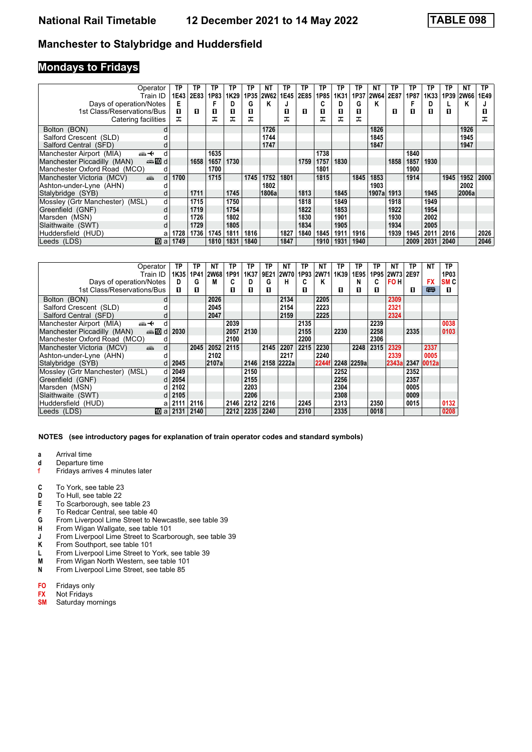# National Rail Timetable 12 December 2021 to 14 May 2022 TABLE 098

## Manchester to Stalybridge and Huddersfield

## Mondays to Fridays

| Operator | | TP | TP | TP | TP | TP | NT | TP | TP | TP | TP | TP | NT | TP | TP | TP | TP | NT | TP |
|---|---|---|---|---|---|---|---|---|---|---|---|---|---|---|---|---|---|---|---|
| Train ID | | 1E43 | 2E83 | 1P83 | 1K29 | 1P35 | 2W62 | 1E45 | 2E85 | 1P85 | 1K31 | 1P37 | 2W64 | 2E87 | 1P87 | 1K33 | 1P39 | 2W66 | 1E49 |
| Days of operation/Notes | | E | | F | D | G | K | J | | C | D | G | K | | F | D | L | K | J |
| 1st Class/Reservations/Bus | | ■ | ■ | ■ | ■ | ■ | | ■ | ■ | ■ | ■ | ■ | | ■ | ■ | ■ | ■ | | ■ |
| Catering facilities | | ⚹ | | ⚹ | ⚹ | ⚹ | | ⚹ | | ⚹ | ⚹ | ⚹ | | | | | | | ⚹ |
| Bolton (BON) | d | | | | | | 1726 | | | | | | 1826 | | | | | 1926 | |
| Salford Crescent (SLD) | d | | | | | | 1744 | | | | | | 1845 | | | | | 1945 | |
| Salford Central (SFD) | d | | | | | | 1747 | | | | | | 1847 | | | | | 1947 | |
| Manchester Airport (MIA) | d | | | 1635 | | | | | | 1738 | | | | | 1840 | | | | |
| Manchester Piccadilly (MAN) | d | | 1658 | 1657 | 1730 | | | | 1759 | 1757 | 1830 | | | 1858 | 1857 | 1930 | | | |
| Manchester Oxford Road (MCO) | d | | | 1700 | | | | | | 1801 | | | | | 1900 | | | | |
| Manchester Victoria (MCV) | d | 1700 | | 1715 | | 1745 | 1752 | 1801 | | 1815 | | 1845 | 1853 | | 1914 | | 1945 | 1952 | 2000 |
| Ashton-under-Lyne (AHN) | d | | | | | | 1802 | | | | | | 1903 | | | | | 2002 | |
| Stalybridge (SYB) | d | | 1711 | | 1745 | | 1806a | | 1813 | | 1845 | | 1907a | 1913 | | 1945 | | 2006a | |
| Mossley (Grtr Manchester) (MSL) | d | | 1715 | | 1750 | | | | 1818 | | 1849 | | | 1918 | | 1949 | | | |
| Greenfield (GNF) | d | | 1719 | | 1754 | | | | 1822 | | 1853 | | | 1922 | | 1954 | | | |
| Marsden (MSN) | d | | 1726 | | 1802 | | | | 1830 | | 1901 | | | 1930 | | 2002 | | | |
| Slaithwaite (SWT) | d | | 1729 | | 1805 | | | | 1834 | | 1905 | | | 1934 | | 2005 | | | |
| Huddersfield (HUD) | a | 1728 | 1736 | 1745 | 1811 | 1816 | | 1827 | 1840 | 1845 | 1911 | 1916 | | 1939 | 1945 | 2011 | 2016 | | 2026 |
| Leeds (LDS) | a | 1749 | | 1810 | 1831 | 1840 | | 1847 | | 1910 | 1931 | 1940 | | | 2009 | 2031 | 2040 | | 2046 |

| Operator | | TP | TP | NT | TP | TP | TP | NT | TP | NT | TP | TP | TP | NT | TP | NT | TP |
|---|---|---|---|---|---|---|---|---|---|---|---|---|---|---|---|---|---|
| Train ID | | 1K35 | 1P41 | 2W68 | 1P91 | 1K37 | 9E21 | 2W70 | 1P93 | 2W71 | 1K39 | 1E95 | 1P95 | 2W73 | 2E97 | | 1P03 |
| Days of operation/Notes | | D | G | M | C | D | G | H | C | K | | N | C | FO H | | FX | SM C |
| 1st Class/Reservations/Bus | | ■ | ■ | | ■ | ■ | ■ | | ■ | | ■ | ■ | ■ | | ■ | Bus | ■ |
| Bolton (BON) | d | | | 2026 | | | | 2134 | | 2205 | | | | 2309 | | | |
| Salford Crescent (SLD) | d | | | 2045 | | | | 2154 | | 2223 | | | | 2321 | | | |
| Salford Central (SFD) | d | | | 2047 | | | | 2159 | | 2225 | | | | 2324 | | | |
| Manchester Airport (MIA) | d | | | | 2039 | | | | 2135 | | | | 2239 | | | | 0038 |
| Manchester Piccadilly (MAN) | d | 2030 | | | 2057 | 2130 | | | 2155 | | 2230 | | 2258 | | 2335 | | 0103 |
| Manchester Oxford Road (MCO) | d | | | | 2100 | | | | 2200 | | | | 2306 | | | | |
| Manchester Victoria (MCV) | d | | 2045 | 2052 | 2115 | | 2145 | 2207 | 2215 | 2230 | | 2248 | 2315 | 2329 | | 2337 | |
| Ashton-under-Lyne (AHN) | d | | | 2102 | | | | 2217 | | 2240 | | | | 2339 | | 0005 | |
| Stalybridge (SYB) | d | 2045 | | 2107a | | 2146 | 2158 | 2222a | | 2244f | 2248 | 2259a | | 2343a | 2347 | 0012a | |
| Mossley (Grtr Manchester) (MSL) | d | 2049 | | | | 2150 | | | | | 2252 | | | | 2352 | | |
| Greenfield (GNF) | d | 2054 | | | | 2155 | | | | | 2256 | | | | 2357 | | |
| Marsden (MSN) | d | 2102 | | | | 2203 | | | | | 2304 | | | | 0005 | | |
| Slaithwaite (SWT) | d | 2105 | | | | 2206 | | | | | 2308 | | | | 0009 | | |
| Huddersfield (HUD) | a | 2111 | 2116 | | 2146 | 2212 | 2216 | | 2245 | | 2313 | | 2350 | | 0015 | | 0132 |
| Leeds (LDS) | a | 2131 | 2140 | | 2212 | 2235 | 2240 | | 2310 | | 2335 | | 0018 | | | | 0208 |

**NOTES (see introductory pages for explanation of train operator codes and standard symbols)**

- **a** Arrival time
- **d** Departure time
- **f** Fridays arrives 4 minutes later

- **C** To York, see table 23
- **D** To Hull, see table 22
- **E** To Scarborough, see table 23
- **F** To Redcar Central, see table 40
- **G** From Liverpool Lime Street to Newcastle, see table 39
- **H** From Wigan Wallgate, see table 101
- **J** From Liverpool Lime Street to Scarborough, see table 39
- **K** From Southport, see table 101
- **L** From Liverpool Lime Street to York, see table 39
- **M** From Wigan North Western, see table 101
- **N** From Liverpool Lime Street, see table 85

- **FO** Fridays only
- **FX** Not Fridays
- **SM** Saturday mornings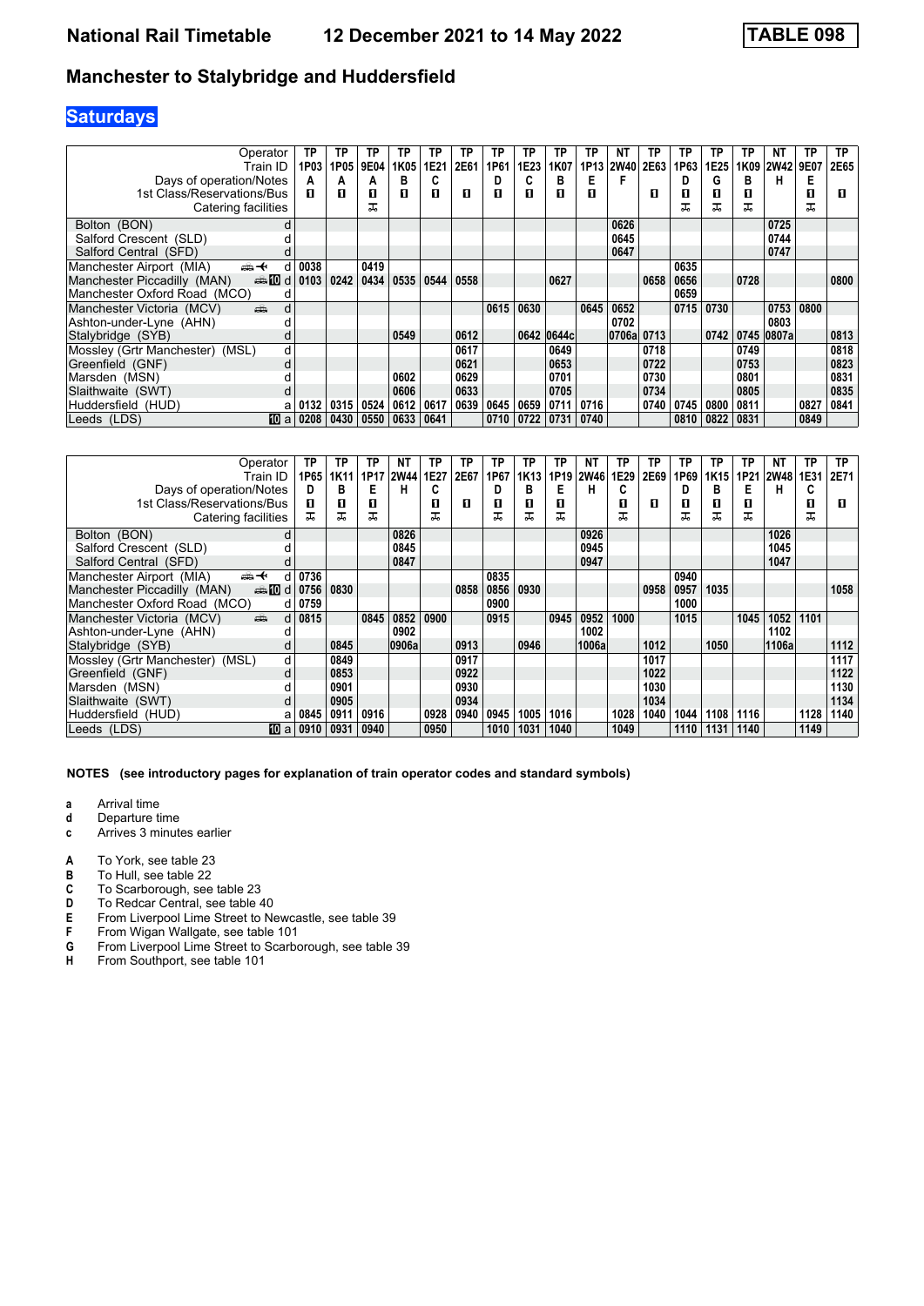**National Rail Timetable    12 December 2021 to 14 May 2022    TABLE 098**

## Manchester to Stalybridge and Huddersfield

### Saturdays

| Operator | | TP | TP | TP | TP | TP | TP | TP | TP | TP | TP | NT | TP | TP | TP | TP | NT | TP | TP |
|---|---|---|---|---|---|---|---|---|---|---|---|---|---|---|---|---|---|---|---|
| Train ID | | 1P03 | 1P05 | 9E04 | 1K05 | 1E21 | 2E61 | 1P61 | 1E23 | 1K07 | 1P13 | 2W40 | 2E63 | 1P63 | 1E25 | 1K09 | 2W42 | 9E07 | 2E65 |
| Days of operation/Notes | | A | A | A | B | C | | D | C | B | E | F | | D | G | B | H | E | |
| 1st Class/Reservations/Bus | | ■ | ■ | ■ | ■ | ■ | ■ | ■ | ■ | ■ | ■ | | ■ | ■ | ■ | ■ | | ■ | ■ |
| Catering facilities | | | | ⊼ | | | | | | | | | | ⊼ | ⊼ | ⊼ | | ⊼ | |
| Bolton (BON) | d | | | | | | | | | | | 0626 | | | | | 0725 | | |
| Salford Crescent (SLD) | d | | | | | | | | | | | 0645 | | | | | 0744 | | |
| Salford Central (SFD) | d | | | | | | | | | | | 0647 | | | | | 0747 | | |
| Manchester Airport (MIA) | d | 0038 | | 0419 | | | | | | | | | | 0635 | | | | | |
| Manchester Piccadilly (MAN) | d | 0103 | 0242 | 0434 | 0535 | 0544 | 0558 | | | 0627 | | | 0658 | 0656 | | 0728 | | | 0800 |
| Manchester Oxford Road (MCO) | d | | | | | | | | | | | | | 0659 | | | | | |
| Manchester Victoria (MCV) | d | | | | | | | 0615 | 0630 | | 0645 | 0652 | | 0715 | 0730 | | 0753 | 0800 | |
| Ashton-under-Lyne (AHN) | d | | | | | | | | | | | 0702 | | | | | 0803 | | |
| Stalybridge (SYB) | d | | | | 0549 | | 0612 | | 0642 | 0644c | | 0706a | 0713 | | 0742 | 0745 | 0807a | | 0813 |
| Mossley (Grtr Manchester) (MSL) | d | | | | | | 0617 | | | 0649 | | | 0718 | | | 0749 | | | 0818 |
| Greenfield (GNF) | d | | | | | | 0621 | | | 0653 | | | 0722 | | | 0753 | | | 0823 |
| Marsden (MSN) | d | | | | 0602 | | 0629 | | | 0701 | | | 0730 | | | 0801 | | | 0831 |
| Slaithwaite (SWT) | d | | | | 0606 | | 0633 | | | 0705 | | | 0734 | | | 0805 | | | 0835 |
| Huddersfield (HUD) | a | 0132 | 0315 | 0524 | 0612 | 0617 | 0639 | 0645 | 0659 | 0711 | 0716 | | 0740 | 0745 | 0800 | 0811 | | 0827 | 0841 |
| Leeds (LDS) | a | 0208 | 0430 | 0550 | 0633 | 0641 | | 0710 | 0722 | 0731 | 0740 | | | 0810 | 0822 | 0831 | | 0849 | |

| Operator | | TP | TP | TP | NT | TP | TP | TP | TP | TP | NT | TP | TP | TP | TP | TP | NT | TP | TP |
|---|---|---|---|---|---|---|---|---|---|---|---|---|---|---|---|---|---|---|---|
| Train ID | | 1P65 | 1K11 | 1P17 | 2W44 | 1E27 | 2E67 | 1P67 | 1K13 | 1P19 | 2W46 | 1E29 | 2E69 | 1P69 | 1K15 | 1P21 | 2W48 | 1E31 | 2E71 |
| Days of operation/Notes | | D | B | E | H | C | | D | B | E | H | C | | D | B | E | H | C | |
| 1st Class/Reservations/Bus | | ■ | ■ | ■ | | ■ | ■ | ■ | ■ | ■ | | ■ | ■ | ■ | ■ | ■ | | ■ | ■ |
| Catering facilities | | ⊼ | ⊼ | ⊼ | | ⊼ | | ⊼ | ⊼ | ⊼ | | ⊼ | | ⊼ | ⊼ | ⊼ | | ⊼ | |
| Bolton (BON) | d | | | | 0826 | | | | | | 0926 | | | | | | 1026 | | |
| Salford Crescent (SLD) | d | | | | 0845 | | | | | | 0945 | | | | | | 1045 | | |
| Salford Central (SFD) | d | | | | 0847 | | | | | | 0947 | | | | | | 1047 | | |
| Manchester Airport (MIA) | d | 0736 | | | | | | 0835 | | | | | | 0940 | | | | | |
| Manchester Piccadilly (MAN) | d | 0756 | 0830 | | | | 0858 | 0856 | 0930 | | | | 0958 | 0957 | 1035 | | | | 1058 |
| Manchester Oxford Road (MCO) | d | 0759 | | | | | | 0900 | | | | | | 1000 | | | | | |
| Manchester Victoria (MCV) | d | 0815 | | 0845 | 0852 | 0900 | | 0915 | | 0945 | 0952 | 1000 | | 1015 | | 1045 | 1052 | 1101 | |
| Ashton-under-Lyne (AHN) | d | | | | 0902 | | | | | | 1002 | | | | | | 1102 | | |
| Stalybridge (SYB) | d | | 0845 | | 0906a | | 0913 | | 0946 | | 1006a | | 1012 | | 1050 | | 1106a | | 1112 |
| Mossley (Grtr Manchester) (MSL) | d | | 0849 | | | | 0917 | | | | | | 1017 | | | | | | 1117 |
| Greenfield (GNF) | d | | 0853 | | | | 0922 | | | | | | 1022 | | | | | | 1122 |
| Marsden (MSN) | d | | 0901 | | | | 0930 | | | | | | 1030 | | | | | | 1130 |
| Slaithwaite (SWT) | d | | 0905 | | | | 0934 | | | | | | 1034 | | | | | | 1134 |
| Huddersfield (HUD) | a | 0845 | 0911 | 0916 | | 0928 | 0940 | 0945 | 1005 | 1016 | | 1028 | 1040 | 1044 | 1108 | 1116 | | 1128 | 1140 |
| Leeds (LDS) | a | 0910 | 0931 | 0940 | | 0950 | | 1010 | 1031 | 1040 | | 1049 | | 1110 | 1131 | 1140 | | 1149 | |

**NOTES (see introductory pages for explanation of train operator codes and standard symbols)**

- **a** Arrival time
- **d** Departure time
- **c** Arrives 3 minutes earlier

- **A** To York, see table 23
- **B** To Hull, see table 22
- **C** To Scarborough, see table 23
- **D** To Redcar Central, see table 40
- **E** From Liverpool Lime Street to Newcastle, see table 39
- **F** From Wigan Wallgate, see table 101
- **G** From Liverpool Lime Street to Scarborough, see table 39
- **H** From Southport, see table 101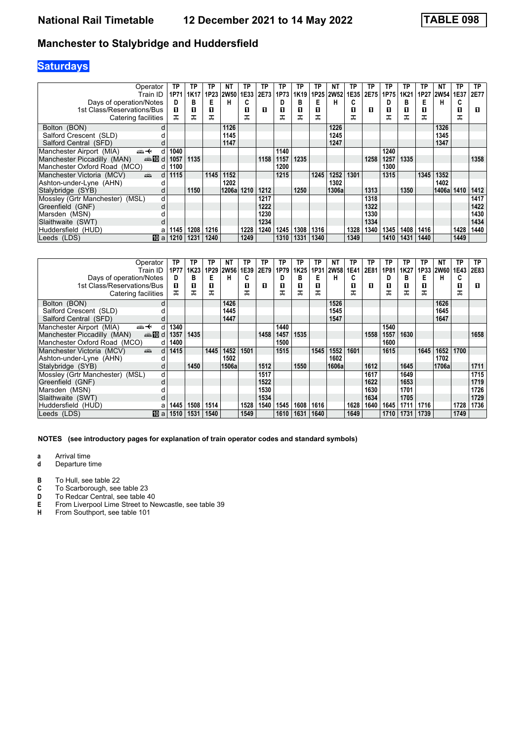# National Rail Timetable — 12 December 2021 to 14 May 2022 — TABLE 098

## Manchester to Stalybridge and Huddersfield

### Saturdays

| Operator | | TP | TP | TP | NT | TP | TP | TP | TP | TP | NT | TP | TP | TP | TP | TP | NT | TP | TP |
|---|---|---|---|---|---|---|---|---|---|---|---|---|---|---|---|---|---|---|---|
| Train ID | | 1P71 | 1K17 | 1P23 | 2W50 | 1E33 | 2E73 | 1P73 | 1K19 | 1P25 | 2W52 | 1E35 | 2E75 | 1P75 | 1K21 | 1P27 | 2W54 | 1E37 | 2E77 |
| Days of operation/Notes | | D | B | E | H | C | | D | B | E | H | C | | D | B | E | H | C | |
| 1st Class/Reservations/Bus | | 1 | 1 | 1 | | 1 | 1 | 1 | 1 | 1 | | 1 | 1 | 1 | 1 | 1 | | 1 | 1 |
| Catering facilities | | 🍴 | 🍴 | 🍴 | | 🍴 | | 🍴 | 🍴 | 🍴 | | 🍴 | | 🍴 | 🍴 | 🍴 | | 🍴 | |
| Bolton (BON) | d | | | | 1126 | | | | | | 1226 | | | | | | 1326 | | |
| Salford Crescent (SLD) | d | | | | 1145 | | | | | | 1245 | | | | | | 1345 | | |
| Salford Central (SFD) | d | | | | 1147 | | | | | | 1247 | | | | | | 1347 | | |
| Manchester Airport (MIA) ✈ | d | 1040 | | | | | | 1140 | | | | | | 1240 | | | | | |
| Manchester Piccadilly (MAN) 10 | d | 1057 | 1135 | | | | 1158 | 1157 | 1235 | | | | 1258 | 1257 | 1335 | | | | 1358 |
| Manchester Oxford Road (MCO) | d | 1100 | | | | | | 1200 | | | | | | 1300 | | | | | |
| Manchester Victoria (MCV) | d | 1115 | | 1145 | 1152 | | | 1215 | | 1245 | 1252 | 1301 | | 1315 | | 1345 | 1352 | | |
| Ashton-under-Lyne (AHN) | d | | | | 1202 | | | | | | 1302 | | | | | | 1402 | | |
| Stalybridge (SYB) | d | | 1150 | | 1206a | 1210 | 1212 | | 1250 | | 1306a | | 1313 | | 1350 | | 1406a | 1410 | 1412 |
| Mossley (Grtr Manchester) (MSL) | d | | | | | | 1217 | | | | | | 1318 | | | | | | 1417 |
| Greenfield (GNF) | d | | | | | | 1222 | | | | | | 1322 | | | | | | 1422 |
| Marsden (MSN) | d | | | | | | 1230 | | | | | | 1330 | | | | | | 1430 |
| Slaithwaite (SWT) | d | | | | | | 1234 | | | | | | 1334 | | | | | | 1434 |
| Huddersfield (HUD) | a | 1145 | 1208 | 1216 | | 1228 | 1240 | 1245 | 1308 | 1316 | | 1328 | 1340 | 1345 | 1408 | 1416 | | 1428 | 1440 |
| Leeds (LDS) 10 | a | 1210 | 1231 | 1240 | | 1249 | | 1310 | 1331 | 1340 | | 1349 | | 1410 | 1431 | 1440 | | 1449 | |

| Operator | | TP | TP | TP | NT | TP | TP | TP | TP | TP | NT | TP | TP | TP | TP | TP | NT | TP | TP |
|---|---|---|---|---|---|---|---|---|---|---|---|---|---|---|---|---|---|---|---|
| Train ID | | 1P77 | 1K23 | 1P29 | 2W56 | 1E39 | 2E79 | 1P79 | 1K25 | 1P31 | 2W58 | 1E41 | 2E81 | 1P81 | 1K27 | 1P33 | 2W60 | 1E43 | 2E83 |
| Days of operation/Notes | | D | B | E | H | C | | D | B | E | H | C | | D | B | E | H | C | |
| 1st Class/Reservations/Bus | | 1 | 1 | 1 | | 1 | 1 | 1 | 1 | 1 | | 1 | 1 | 1 | 1 | 1 | | 1 | 1 |
| Catering facilities | | 🍴 | 🍴 | 🍴 | | 🍴 | | 🍴 | 🍴 | 🍴 | | 🍴 | | 🍴 | 🍴 | 🍴 | | 🍴 | |
| Bolton (BON) | d | | | | 1426 | | | | | | 1526 | | | | | | 1626 | | |
| Salford Crescent (SLD) | d | | | | 1445 | | | | | | 1545 | | | | | | 1645 | | |
| Salford Central (SFD) | d | | | | 1447 | | | | | | 1547 | | | | | | 1647 | | |
| Manchester Airport (MIA) ✈ | d | 1340 | | | | | | 1440 | | | | | | 1540 | | | | | |
| Manchester Piccadilly (MAN) 10 | d | 1357 | 1435 | | | | 1458 | 1457 | 1535 | | | | 1558 | 1557 | 1630 | | | | 1658 |
| Manchester Oxford Road (MCO) | d | 1400 | | | | | | 1500 | | | | | | 1600 | | | | | |
| Manchester Victoria (MCV) | d | 1415 | | 1445 | 1452 | 1501 | | 1515 | | 1545 | 1552 | 1601 | | 1615 | | 1645 | 1652 | 1700 | |
| Ashton-under-Lyne (AHN) | d | | | | 1502 | | | | | | 1602 | | | | | | 1702 | | |
| Stalybridge (SYB) | d | | 1450 | | 1506a | | 1512 | | 1550 | | 1606a | | 1612 | | 1645 | | 1706a | | 1711 |
| Mossley (Grtr Manchester) (MSL) | d | | | | | | 1517 | | | | | | 1617 | | 1649 | | | | 1715 |
| Greenfield (GNF) | d | | | | | | 1522 | | | | | | 1622 | | 1653 | | | | 1719 |
| Marsden (MSN) | d | | | | | | 1530 | | | | | | 1630 | | 1701 | | | | 1726 |
| Slaithwaite (SWT) | d | | | | | | 1534 | | | | | | 1634 | | 1705 | | | | 1729 |
| Huddersfield (HUD) | a | 1445 | 1508 | 1514 | | 1528 | 1540 | 1545 | 1608 | 1616 | | 1628 | 1640 | 1645 | 1711 | 1716 | | 1728 | 1736 |
| Leeds (LDS) 10 | a | 1510 | 1531 | 1540 | | 1549 | | 1610 | 1631 | 1640 | | 1649 | | 1710 | 1731 | 1739 | | 1749 | |

**NOTES (see introductory pages for explanation of train operator codes and standard symbols)**

- **a** Arrival time
- **d** Departure time

- **B** To Hull, see table 22
- **C** To Scarborough, see table 23
- **D** To Redcar Central, see table 40
- **E** From Liverpool Lime Street to Newcastle, see table 39
- **H** From Southport, see table 101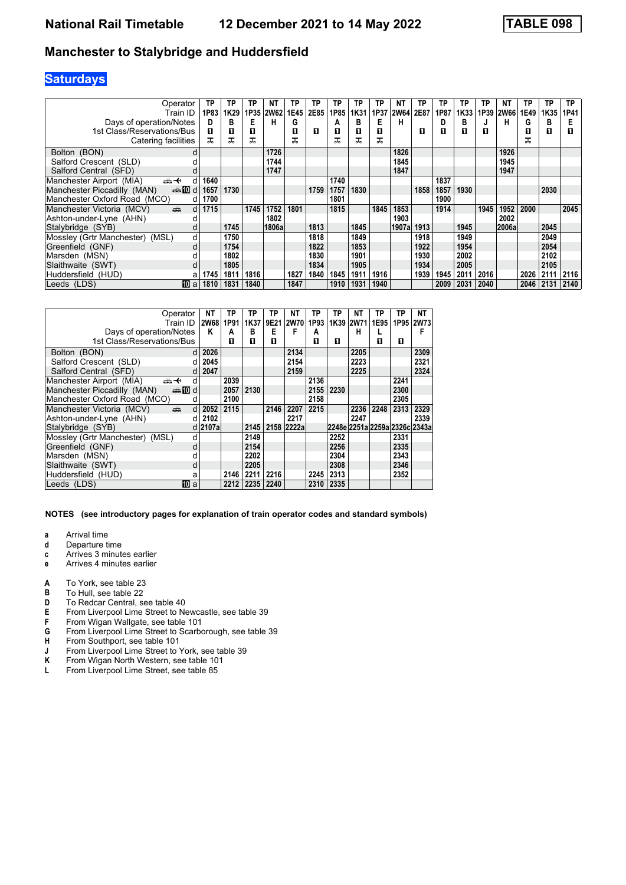# National Rail Timetable — 12 December 2021 to 14 May 2022 — TABLE 098

## Manchester to Stalybridge and Huddersfield

## Saturdays

| Operator | | TP | TP | TP | NT | TP | TP | TP | TP | TP | NT | TP | TP | TP | TP | NT | TP | TP | TP |
|---|---|---|---|---|---|---|---|---|---|---|---|---|---|---|---|---|---|---|---|
| Train ID | | 1P83 | 1K29 | 1P35 | 2W62 | 1E45 | 2E85 | 1P85 | 1K31 | 1P37 | 2W64 | 2E87 | 1P87 | 1K33 | 1P39 | 2W66 | 1E49 | 1K35 | 1P41 |
| Days of operation/Notes | | D | B | E | H | G | | A | B | E | H | | D | B | J | H | G | B | E |
| 1st Class/Reservations/Bus | | ■ | ■ | ■ | | ■ | ■ | ■ | ■ | ■ | | ■ | ■ | ■ | ■ | | ■ | ■ | ■ |
| Catering facilities | | ⚻ | ⚻ | ⚻ | | ⚻ | | ⚻ | ⚻ | ⚻ | | | | | | | ⚻ | | |
| Bolton (BON) | d | | | | 1726 | | | | | | 1826 | | | | | 1926 | | | |
| Salford Crescent (SLD) | d | | | | 1744 | | | | | | 1845 | | | | | 1945 | | | |
| Salford Central (SFD) | d | | | | 1747 | | | | | | 1847 | | | | | 1947 | | | |
| Manchester Airport (MIA) ✈ | d | 1640 | | | | | | 1740 | | | | | 1837 | | | | | | |
| Manchester Piccadilly (MAN) 10 | d | 1657 | 1730 | | | | 1759 | 1757 | 1830 | | | 1858 | 1857 | 1930 | | | | 2030 | |
| Manchester Oxford Road (MCO) | d | 1700 | | | | | | 1801 | | | | | 1900 | | | | | | |
| Manchester Victoria (MCV) | d | 1715 | | 1745 | 1752 | 1801 | | 1815 | | 1845 | 1853 | | 1914 | | 1945 | 1952 | 2000 | | 2045 |
| Ashton-under-Lyne (AHN) | d | | | | 1802 | | | | | | 1903 | | | | | 2002 | | | |
| Stalybridge (SYB) | d | | 1745 | | 1806a | | 1813 | | 1845 | | 1907a | 1913 | | 1945 | | 2006a | | 2045 | |
| Mossley (Grtr Manchester) (MSL) | d | | 1750 | | | | 1818 | | 1849 | | | 1918 | | 1949 | | | | 2049 | |
| Greenfield (GNF) | d | | 1754 | | | | 1822 | | 1853 | | | 1922 | | 1954 | | | | 2054 | |
| Marsden (MSN) | d | | 1802 | | | | 1830 | | 1901 | | | 1930 | | 2002 | | | | 2102 | |
| Slaithwaite (SWT) | d | | 1805 | | | | 1834 | | 1905 | | | 1934 | | 2005 | | | | 2105 | |
| Huddersfield (HUD) | a | 1745 | 1811 | 1816 | | 1827 | 1840 | 1845 | 1911 | 1916 | | 1939 | 1945 | 2011 | 2016 | | 2026 | 2111 | 2116 |
| Leeds (LDS) 10 | a | 1810 | 1831 | 1840 | | 1847 | | 1910 | 1931 | 1940 | | | 2009 | 2031 | 2040 | | 2046 | 2131 | 2140 |

| Operator | | NT | TP | TP | TP | NT | TP | TP | NT | TP | TP | NT |
|---|---|---|---|---|---|---|---|---|---|---|---|---|
| Train ID | | 2W68 | 1P91 | 1K37 | 9E21 | 2W70 | 1P93 | 1K39 | 2W71 | 1E95 | 1P95 | 2W73 |
| Days of operation/Notes | | K | A | B | E | F | A | | H | L | | F |
| 1st Class/Reservations/Bus | | | ■ | ■ | ■ | | ■ | ■ | | ■ | ■ | |
| Bolton (BON) | d | 2026 | | | | 2134 | | | 2205 | | | 2309 |
| Salford Crescent (SLD) | d | 2045 | | | | 2154 | | | 2223 | | | 2321 |
| Salford Central (SFD) | d | 2047 | | | | 2159 | | | 2225 | | | 2324 |
| Manchester Airport (MIA) ✈ | d | | 2039 | | | | 2136 | | | | 2241 | |
| Manchester Piccadilly (MAN) 10 | d | | 2057 | 2130 | | | 2155 | 2230 | | | 2300 | |
| Manchester Oxford Road (MCO) | d | | 2100 | | | | 2158 | | | | 2305 | |
| Manchester Victoria (MCV) | d | 2052 | 2115 | | 2146 | 2207 | 2215 | | 2236 | 2248 | 2313 | 2329 |
| Ashton-under-Lyne (AHN) | d | 2102 | | | | 2217 | | | 2247 | | | 2339 |
| Stalybridge (SYB) | d | 2107a | | 2145 | 2158 | 2222a | | 2248e | 2251a | 2259a | 2326c | 2343a |
| Mossley (Grtr Manchester) (MSL) | d | | | 2149 | | | | 2252 | | | 2331 | |
| Greenfield (GNF) | d | | | 2154 | | | | 2256 | | | 2335 | |
| Marsden (MSN) | d | | | 2202 | | | | 2304 | | | 2343 | |
| Slaithwaite (SWT) | d | | | 2205 | | | | 2308 | | | 2346 | |
| Huddersfield (HUD) | a | | 2146 | 2211 | 2216 | | 2245 | 2313 | | | 2352 | |
| Leeds (LDS) 10 | a | | 2212 | 2235 | 2240 | | 2310 | 2335 | | | | |

**NOTES (see introductory pages for explanation of train operator codes and standard symbols)**

- **a** Arrival time
- **d** Departure time
- **c** Arrives 3 minutes earlier
- **e** Arrives 4 minutes earlier

- **A** To York, see table 23
- **B** To Hull, see table 22
- **D** To Redcar Central, see table 40
- **E** From Liverpool Lime Street to Newcastle, see table 39
- **F** From Wigan Wallgate, see table 101
- **G** From Liverpool Lime Street to Scarborough, see table 39
- **H** From Southport, see table 101
- **J** From Liverpool Lime Street to York, see table 39
- **K** From Wigan North Western, see table 101
- **L** From Liverpool Lime Street, see table 85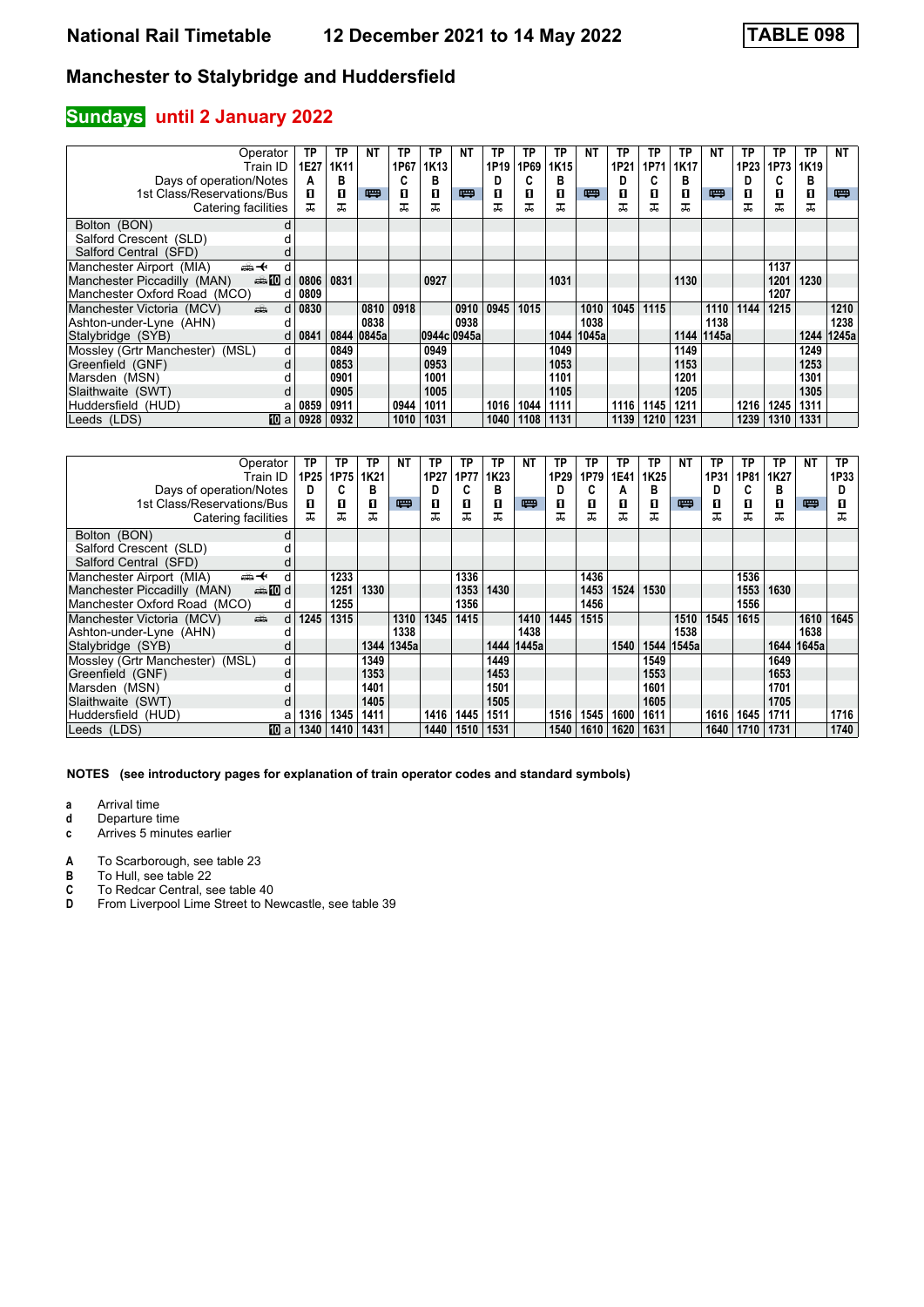# National Rail Timetable — 12 December 2021 to 14 May 2022 — TABLE 098

## Manchester to Stalybridge and Huddersfield

## Sundays until 2 January 2022

| Operator | | TP | TP | NT | TP | TP | NT | TP | TP | TP | NT | TP | TP | TP | NT | TP | TP | TP | NT |
|---|---|---|---|---|---|---|---|---|---|---|---|---|---|---|---|---|---|---|---|
| Train ID | | 1E27 | 1K11 | | 1P67 | 1K13 | | 1P19 | 1P69 | 1K15 | | 1P21 | 1P71 | 1K17 | | 1P23 | 1P73 | 1K19 | |
| Days of operation/Notes | | A | B | | C | B | | D | C | B | | D | C | B | | D | C | B | |
| 1st Class/Reservations/Bus | | 1 | 1 | Bus | 1 | 1 | Bus | 1 | 1 | 1 | Bus | 1 | 1 | 1 | Bus | 1 | 1 | 1 | Bus |
| Catering facilities | | ✠ | ✠ | | ✠ | ✠ | | ✠ | ✠ | ✠ | | ✠ | ✠ | ✠ | | ✠ | ✠ | ✠ | |
| Bolton (BON) | d | | | | | | | | | | | | | | | | | | |
| Salford Crescent (SLD) | d | | | | | | | | | | | | | | | | | | |
| Salford Central (SFD) | d | | | | | | | | | | | | | | | | | | |
| Manchester Airport (MIA) | d | | | | | | | | | | | | | | | | 1137 | | |
| Manchester Piccadilly (MAN) | d | 0806 | 0831 | | | 0927 | | | | 1031 | | | | 1130 | | | 1201 | 1230 | |
| Manchester Oxford Road (MCO) | d | 0809 | | | | | | | | | | | | | | | 1207 | | |
| Manchester Victoria (MCV) | d | 0830 | | 0810 | 0918 | | 0910 | 0945 | 1015 | | 1010 | 1045 | 1115 | | 1110 | 1144 | 1215 | | 1210 |
| Ashton-under-Lyne (AHN) | d | | | 0838 | | | 0938 | | | | 1038 | | | | 1138 | | | | 1238 |
| Stalybridge (SYB) | d | 0841 | 0844 | 0845a | | 0944c | 0945a | | | 1044 | 1045a | | | 1144 | 1145a | | | 1244 | 1245a |
| Mossley (Grtr Manchester) (MSL) | d | | 0849 | | | 0949 | | | | 1049 | | | | 1149 | | | | 1249 | |
| Greenfield (GNF) | d | | 0853 | | | 0953 | | | | 1053 | | | | 1153 | | | | 1253 | |
| Marsden (MSN) | d | | 0901 | | | 1001 | | | | 1101 | | | | 1201 | | | | 1301 | |
| Slaithwaite (SWT) | d | | 0905 | | | 1005 | | | | 1105 | | | | 1205 | | | | 1305 | |
| Huddersfield (HUD) | a | 0859 | 0911 | | 0944 | 1011 | | 1016 | 1044 | 1111 | | 1116 | 1145 | 1211 | | 1216 | 1245 | 1311 | |
| Leeds (LDS) | a | 0928 | 0932 | | 1010 | 1031 | | 1040 | 1108 | 1131 | | 1139 | 1210 | 1231 | | 1239 | 1310 | 1331 | |

| Operator | | TP | TP | TP | NT | TP | TP | TP | NT | TP | TP | TP | TP | NT | TP | TP | TP | NT | TP |
|---|---|---|---|---|---|---|---|---|---|---|---|---|---|---|---|---|---|---|---|
| Train ID | | 1P25 | 1P75 | 1K21 | | 1P27 | 1P77 | 1K23 | | 1P29 | 1P79 | 1E41 | 1K25 | | 1P31 | 1P81 | 1K27 | | 1P33 |
| Days of operation/Notes | | D | C | B | | D | C | B | | D | C | A | B | | D | C | B | | D |
| 1st Class/Reservations/Bus | | 1 | 1 | 1 | Bus | 1 | 1 | 1 | Bus | 1 | 1 | 1 | 1 | Bus | 1 | 1 | 1 | Bus | 1 |
| Catering facilities | | ✠ | ✠ | ✠ | | ✠ | ✠ | ✠ | | ✠ | ✠ | ✠ | ✠ | | ✠ | ✠ | ✠ | | ✠ |
| Bolton (BON) | d | | | | | | | | | | | | | | | | | | |
| Salford Crescent (SLD) | d | | | | | | | | | | | | | | | | | | |
| Salford Central (SFD) | d | | | | | | | | | | | | | | | | | | |
| Manchester Airport (MIA) | d | | 1233 | | | | 1336 | | | | 1436 | | | | | 1536 | | | |
| Manchester Piccadilly (MAN) | d | | 1251 | 1330 | | | 1353 | 1430 | | | 1453 | 1524 | 1530 | | | 1553 | 1630 | | |
| Manchester Oxford Road (MCO) | d | | 1255 | | | | 1356 | | | | 1456 | | | | | 1556 | | | |
| Manchester Victoria (MCV) | d | 1245 | 1315 | | 1310 | 1345 | 1415 | | 1410 | 1445 | 1515 | | | 1510 | 1545 | 1615 | | 1610 | 1645 |
| Ashton-under-Lyne (AHN) | d | | | | 1338 | | | | 1438 | | | | | 1538 | | | | 1638 | |
| Stalybridge (SYB) | d | | | 1344 | 1345a | | | 1444 | 1445a | | | 1540 | 1544 | 1545a | | | 1644 | 1645a | |
| Mossley (Grtr Manchester) (MSL) | d | | | 1349 | | | | 1449 | | | | | 1549 | | | | 1649 | | |
| Greenfield (GNF) | d | | | 1353 | | | | 1453 | | | | | 1553 | | | | 1653 | | |
| Marsden (MSN) | d | | | 1401 | | | | 1501 | | | | | 1601 | | | | 1701 | | |
| Slaithwaite (SWT) | d | | | 1405 | | | | 1505 | | | | | 1605 | | | | 1705 | | |
| Huddersfield (HUD) | a | 1316 | 1345 | 1411 | | 1416 | 1445 | 1511 | | 1516 | 1545 | 1600 | 1611 | | 1616 | 1645 | 1711 | | 1716 |
| Leeds (LDS) | a | 1340 | 1410 | 1431 | | 1440 | 1510 | 1531 | | 1540 | 1610 | 1620 | 1631 | | 1640 | 1710 | 1731 | | 1740 |

**NOTES (see introductory pages for explanation of train operator codes and standard symbols)**

- **a** Arrival time
- **d** Departure time
- **c** Arrives 5 minutes earlier

- **A** To Scarborough, see table 23
- **B** To Hull, see table 22
- **C** To Redcar Central, see table 40
- **D** From Liverpool Lime Street to Newcastle, see table 39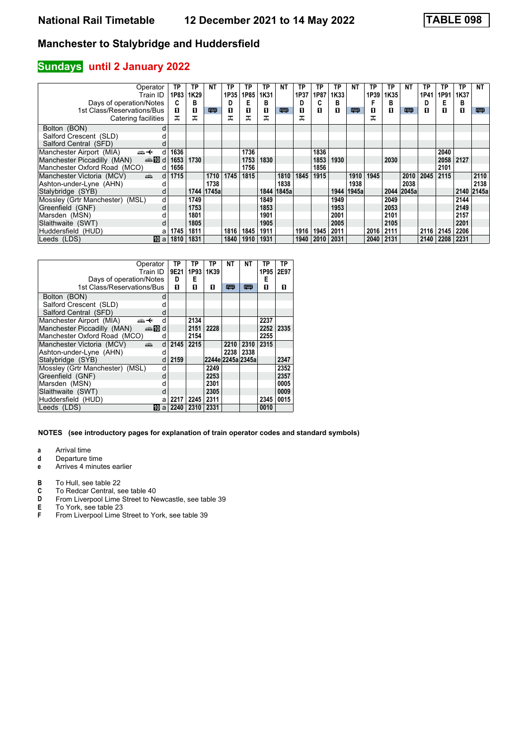# National Rail Timetable    12 December 2021 to 14 May 2022    TABLE 098

## Manchester to Stalybridge and Huddersfield

### Sundays until 2 January 2022

| Operator | | TP | TP | NT | TP | TP | TP | NT | TP | TP | TP | NT | TP | TP | NT | TP | TP | TP | NT |
|---|---|---|---|---|---|---|---|---|---|---|---|---|---|---|---|---|---|---|---|
| Train ID | | 1P83 | 1K29 | | 1P35 | 1P85 | 1K31 | | 1P37 | 1P87 | 1K33 | | 1P39 | 1K35 | | 1P41 | 1P91 | 1K37 | |
| Days of operation/Notes | | C | B | | D | E | B | | D | C | B | | F | B | | D | E | B | |
| 1st Class/Reservations/Bus | | 1 | 1 | 🚌 | 1 | 1 | 1 | 🚌 | 1 | 1 | 1 | 🚌 | 1 | 1 | 🚌 | 1 | 1 | 1 | 🚌 |
| Catering facilities | | ⚹ | ⚹ | | ⚹ | ⚹ | ⚹ | | ⚹ | | | | ⚹ | | | | | | |
| Bolton (BON) | d | | | | | | | | | | | | | | | | | | |
| Salford Crescent (SLD) | d | | | | | | | | | | | | | | | | | | |
| Salford Central (SFD) | d | | | | | | | | | | | | | | | | | | |
| Manchester Airport (MIA) | d | 1636 | | | | 1736 | | | | 1836 | | | | | | | 2040 | | |
| Manchester Piccadilly (MAN) | d | 1653 | 1730 | | | 1753 | 1830 | | | 1853 | 1930 | | | 2030 | | | 2058 | 2127 | |
| Manchester Oxford Road (MCO) | d | 1656 | | | | 1756 | | | | 1856 | | | | | | | 2101 | | |
| Manchester Victoria (MCV) | d | 1715 | | 1710 | 1745 | 1815 | | 1810 | 1845 | 1915 | | 1910 | 1945 | | 2010 | 2045 | 2115 | | 2110 |
| Ashton-under-Lyne (AHN) | d | | | 1738 | | | | 1838 | | | | 1938 | | | 2038 | | | | 2138 |
| Stalybridge (SYB) | d | | 1744 | 1745a | | | 1844 | 1845a | | | 1944 | 1945a | | 2044 | 2045a | | | 2140 | 2145a |
| Mossley (Grtr Manchester) (MSL) | d | | 1749 | | | | 1849 | | | | 1949 | | | 2049 | | | | 2144 | |
| Greenfield (GNF) | d | | 1753 | | | | 1853 | | | | 1953 | | | 2053 | | | | 2149 | |
| Marsden (MSN) | d | | 1801 | | | | 1901 | | | | 2001 | | | 2101 | | | | 2157 | |
| Slaithwaite (SWT) | d | | 1805 | | | | 1905 | | | | 2005 | | | 2105 | | | | 2201 | |
| Huddersfield (HUD) | a | 1745 | 1811 | | 1816 | 1845 | 1911 | | 1916 | 1945 | 2011 | | 2016 | 2111 | | 2116 | 2145 | 2206 | |
| Leeds (LDS) | a | 1810 | 1831 | | 1840 | 1910 | 1931 | | 1940 | 2010 | 2031 | | 2040 | 2131 | | 2140 | 2208 | 2231 | |

| Operator | | TP | TP | TP | NT | NT | TP | TP |
|---|---|---|---|---|---|---|---|---|
| Train ID | | 9E21 | 1P93 | 1K39 | | | 1P95 | 2E97 |
| Days of operation/Notes | | D | E | | | | E | |
| 1st Class/Reservations/Bus | | 1 | 1 | 1 | 🚌 | 🚌 | 1 | 1 |
| Bolton (BON) | d | | | | | | | |
| Salford Crescent (SLD) | d | | | | | | | |
| Salford Central (SFD) | d | | | | | | | |
| Manchester Airport (MIA) | d | | 2134 | | | | 2237 | |
| Manchester Piccadilly (MAN) | d | | 2151 | 2228 | | | 2252 | 2335 |
| Manchester Oxford Road (MCO) | d | | 2154 | | | | 2255 | |
| Manchester Victoria (MCV) | d | 2145 | 2215 | | 2210 | 2310 | 2315 | |
| Ashton-under-Lyne (AHN) | d | | | | 2238 | 2338 | | |
| Stalybridge (SYB) | d | 2159 | | 2244e | 2245a | 2345a | | 2347 |
| Mossley (Grtr Manchester) (MSL) | d | | | 2249 | | | | 2352 |
| Greenfield (GNF) | d | | | 2253 | | | | 2357 |
| Marsden (MSN) | d | | | 2301 | | | | 0005 |
| Slaithwaite (SWT) | d | | | 2305 | | | | 0009 |
| Huddersfield (HUD) | a | 2217 | 2245 | 2311 | | | 2345 | 0015 |
| Leeds (LDS) | a | 2240 | 2310 | 2331 | | | 0010 | |

**NOTES (see introductory pages for explanation of train operator codes and standard symbols)**

- **a** Arrival time
- **d** Departure time
- **e** Arrives 4 minutes earlier

- **B** To Hull, see table 22
- **C** To Redcar Central, see table 40
- **D** From Liverpool Lime Street to Newcastle, see table 39
- **E** To York, see table 23
- **F** From Liverpool Lime Street to York, see table 39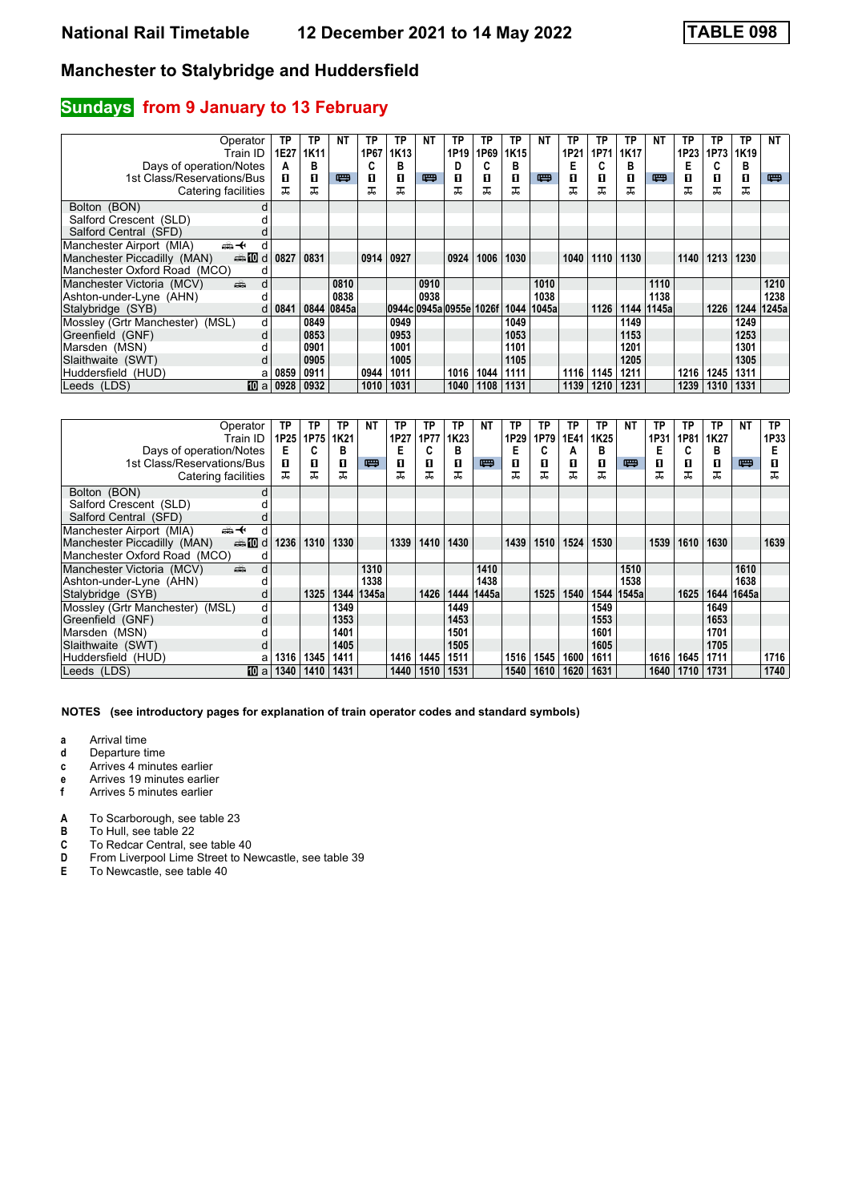**National Rail Timetable** **12 December 2021 to 14 May 2022** **TABLE 098**

## Manchester to Stalybridge and Huddersfield

### Sundays from 9 January to 13 February

| Operator | | TP | TP | NT | TP | TP | NT | TP | TP | TP | NT | TP | TP | TP | NT | TP | TP | TP | NT |
|---|---|---|---|---|---|---|---|---|---|---|---|---|---|---|---|---|---|---|---|
| Train ID | | 1E27 | 1K11 | | 1P67 | 1K13 | | 1P19 | 1P69 | 1K15 | | 1P21 | 1P71 | 1K17 | | 1P23 | 1P73 | 1K19 | |
| Days of operation/Notes | | A | B | | C | B | | D | C | B | | E | C | B | | E | C | B | |
| 1st Class/Reservations/Bus | | ■ | ■ | 🚌 | ■ | ■ | 🚌 | ■ | ■ | ■ | 🚌 | ■ | ■ | ■ | 🚌 | ■ | ■ | ■ | 🚌 |
| Catering facilities | | ⛾ | ⛾ | | ⛾ | ⛾ | | ⛾ | ⛾ | ⛾ | | ⛾ | ⛾ | ⛾ | | ⛾ | ⛾ | ⛾ | |
| Bolton (BON) | d | | | | | | | | | | | | | | | | | | |
| Salford Crescent (SLD) | d | | | | | | | | | | | | | | | | | | |
| Salford Central (SFD) | d | | | | | | | | | | | | | | | | | | |
| Manchester Airport (MIA) | d | | | | | | | | | | | | | | | | | | |
| Manchester Piccadilly (MAN) | d | 0827 | 0831 | | 0914 | 0927 | | 0924 | 1006 | 1030 | | 1040 | 1110 | 1130 | | 1140 | 1213 | 1230 | |
| Manchester Oxford Road (MCO) | d | | | | | | | | | | | | | | | | | | |
| Manchester Victoria (MCV) | d | | | 0810 | | | 0910 | | | | 1010 | | | | 1110 | | | | 1210 |
| Ashton-under-Lyne (AHN) | d | | | 0838 | | | 0938 | | | | 1038 | | | | 1138 | | | | 1238 |
| Stalybridge (SYB) | d | 0841 | 0844 | 0845a | | 0944c | 0945a | 0955e | 1026f | 1044 | 1045a | | 1126 | 1144 | 1145a | | 1226 | 1244 | 1245a |
| Mossley (Grtr Manchester) (MSL) | d | | 0849 | | | 0949 | | | | 1049 | | | | 1149 | | | | 1249 | |
| Greenfield (GNF) | d | | 0853 | | | 0953 | | | | 1053 | | | | 1153 | | | | 1253 | |
| Marsden (MSN) | d | | 0901 | | | 1001 | | | | 1101 | | | | 1201 | | | | 1301 | |
| Slaithwaite (SWT) | d | | 0905 | | | 1005 | | | | 1105 | | | | 1205 | | | | 1305 | |
| Huddersfield (HUD) | a | 0859 | 0911 | | 0944 | 1011 | | 1016 | 1044 | 1111 | | 1116 | 1145 | 1211 | | 1216 | 1245 | 1311 | |
| Leeds (LDS) | a | 0928 | 0932 | | 1010 | 1031 | | 1040 | 1108 | 1131 | | 1139 | 1210 | 1231 | | 1239 | 1310 | 1331 | |

| Operator | | TP | TP | TP | NT | TP | TP | TP | NT | TP | TP | TP | TP | NT | TP | TP | TP | NT | TP |
|---|---|---|---|---|---|---|---|---|---|---|---|---|---|---|---|---|---|---|---|
| Train ID | | 1P25 | 1P75 | 1K21 | | 1P27 | 1P77 | 1K23 | | 1P29 | 1P79 | 1E41 | 1K25 | | 1P31 | 1P81 | 1K27 | | 1P33 |
| Days of operation/Notes | | E | C | B | | E | C | B | | E | C | A | B | | E | C | B | | E |
| 1st Class/Reservations/Bus | | ■ | ■ | ■ | 🚌 | ■ | ■ | ■ | 🚌 | ■ | ■ | ■ | ■ | 🚌 | ■ | ■ | ■ | 🚌 | ■ |
| Catering facilities | | ⛾ | ⛾ | ⛾ | | ⛾ | ⛾ | ⛾ | | ⛾ | ⛾ | ⛾ | ⛾ | | ⛾ | ⛾ | ⛾ | | ⛾ |
| Bolton (BON) | d | | | | | | | | | | | | | | | | | | |
| Salford Crescent (SLD) | d | | | | | | | | | | | | | | | | | | |
| Salford Central (SFD) | d | | | | | | | | | | | | | | | | | | |
| Manchester Airport (MIA) | d | | | | | | | | | | | | | | | | | | |
| Manchester Piccadilly (MAN) | d | 1236 | 1310 | 1330 | | 1339 | 1410 | 1430 | | 1439 | 1510 | 1524 | 1530 | | 1539 | 1610 | 1630 | | 1639 |
| Manchester Oxford Road (MCO) | d | | | | | | | | | | | | | | | | | | |
| Manchester Victoria (MCV) | d | | | | 1310 | | | | 1410 | | | | | 1510 | | | | 1610 | |
| Ashton-under-Lyne (AHN) | d | | | | 1338 | | | | 1438 | | | | | 1538 | | | | 1638 | |
| Stalybridge (SYB) | d | | 1325 | 1344 | 1345a | | 1426 | 1444 | 1445a | | 1525 | 1540 | 1544 | 1545a | | 1625 | 1644 | 1645a | |
| Mossley (Grtr Manchester) (MSL) | d | | | 1349 | | | | 1449 | | | | | 1549 | | | | 1649 | | |
| Greenfield (GNF) | d | | | 1353 | | | | 1453 | | | | | 1553 | | | | 1653 | | |
| Marsden (MSN) | d | | | 1401 | | | | 1501 | | | | | 1601 | | | | 1701 | | |
| Slaithwaite (SWT) | d | | | 1405 | | | | 1505 | | | | | 1605 | | | | 1705 | | |
| Huddersfield (HUD) | a | 1316 | 1345 | 1411 | | 1416 | 1445 | 1511 | | 1516 | 1545 | 1600 | 1611 | | 1616 | 1645 | 1711 | | 1716 |
| Leeds (LDS) | a | 1340 | 1410 | 1431 | | 1440 | 1510 | 1531 | | 1540 | 1610 | 1620 | 1631 | | 1640 | 1710 | 1731 | | 1740 |

**NOTES (see introductory pages for explanation of train operator codes and standard symbols)**

- **a** Arrival time
- **d** Departure time
- **c** Arrives 4 minutes earlier
- **e** Arrives 19 minutes earlier
- **f** Arrives 5 minutes earlier

- **A** To Scarborough, see table 23
- **B** To Hull, see table 22
- **C** To Redcar Central, see table 40
- **D** From Liverpool Lime Street to Newcastle, see table 39
- **E** To Newcastle, see table 40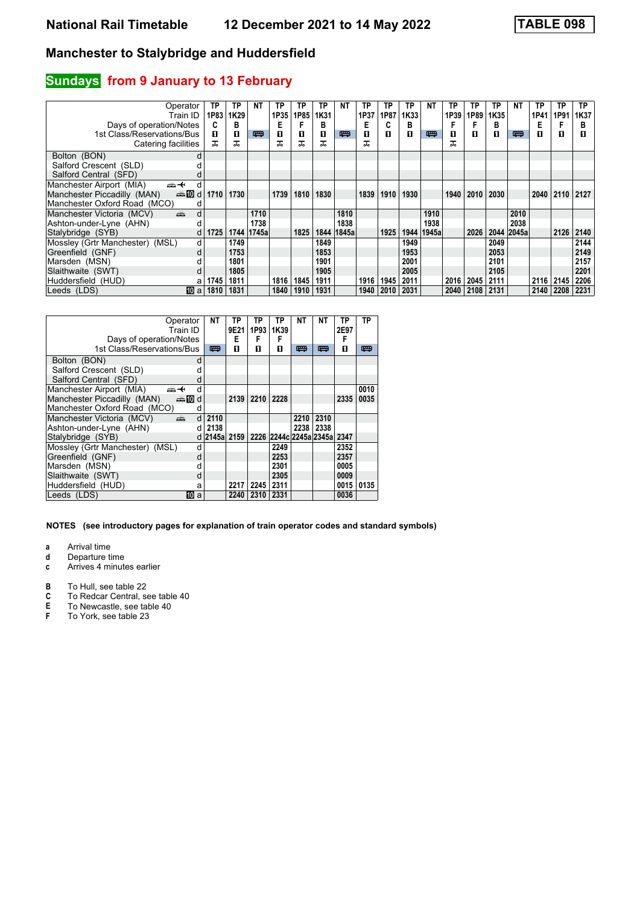# National Rail Timetable 12 December 2021 to 14 May 2022 TABLE 098

## Manchester to Stalybridge and Huddersfield

### Sundays from 9 January to 13 February

| Operator | | TP | TP | NT | TP | TP | TP | NT | TP | TP | TP | NT | TP | TP | TP | NT | TP | TP | TP |
|---|---|---|---|---|---|---|---|---|---|---|---|---|---|---|---|---|---|---|---|
| Train ID | | 1P83 | 1K29 | | 1P35 | 1P85 | 1K31 | | 1P37 | 1P87 | 1K33 | | 1P39 | 1P89 | 1K35 | | 1P41 | 1P91 | 1K37 |
| Days of operation/Notes | | C | B | | E | F | B | | E | C | B | | F | F | B | | E | F | B |
| 1st Class/Reservations/Bus | | ◘ | ◘ | 🚌 | ◘ | ◘ | ◘ | 🚌 | ◘ | ◘ | ◘ | 🚌 | ◘ | ◘ | ◘ | 🚌 | ◘ | ◘ | ◘ |
| Catering facilities | | ⚒ | ⚒ | | ⚒ | ⚒ | ⚒ | | ⚒ | | | | ⚒ | | | | | | |
| Bolton (BON) | d | | | | | | | | | | | | | | | | | | |
| Salford Crescent (SLD) | d | | | | | | | | | | | | | | | | | | |
| Salford Central (SFD) | d | | | | | | | | | | | | | | | | | | |
| Manchester Airport (MIA) | d | | | | | | | | | | | | | | | | | | |
| Manchester Piccadilly (MAN) | d | 1710 | 1730 | | 1739 | 1810 | 1830 | | 1839 | 1910 | 1930 | | 1940 | 2010 | 2030 | | 2040 | 2110 | 2127 |
| Manchester Oxford Road (MCO) | d | | | | | | | | | | | | | | | | | | |
| Manchester Victoria (MCV) | d | | | 1710 | | | | 1810 | | | | 1910 | | | | 2010 | | | |
| Ashton-under-Lyne (AHN) | d | | | 1738 | | | | 1838 | | | | 1938 | | | | 2038 | | | |
| Stalybridge (SYB) | d | 1725 | 1744 | 1745a | | 1825 | 1844 | 1845a | | 1925 | 1944 | 1945a | | 2026 | 2044 | 2045a | | 2126 | 2140 |
| Mossley (Grtr Manchester) (MSL) | d | | 1749 | | | | 1849 | | | | 1949 | | | | 2049 | | | | 2144 |
| Greenfield (GNF) | d | | 1753 | | | | 1853 | | | | 1953 | | | | 2053 | | | | 2149 |
| Marsden (MSN) | d | | 1801 | | | | 1901 | | | | 2001 | | | | 2101 | | | | 2157 |
| Slaithwaite (SWT) | d | | 1805 | | | | 1905 | | | | 2005 | | | | 2105 | | | | 2201 |
| Huddersfield (HUD) | a | 1745 | 1811 | | 1816 | 1845 | 1911 | | 1916 | 1945 | 2011 | | 2016 | 2045 | 2111 | | 2116 | 2145 | 2206 |
| Leeds (LDS) | a | 1810 | 1831 | | 1840 | 1910 | 1931 | | 1940 | 2010 | 2031 | | 2040 | 2108 | 2131 | | 2140 | 2208 | 2231 |

| Operator | | NT | TP | TP | TP | NT | NT | TP | TP |
|---|---|---|---|---|---|---|---|---|---|
| Train ID | | | 9E21 | 1P93 | 1K39 | | | 2E97 | |
| Days of operation/Notes | | | E | F | F | | | F | |
| 1st Class/Reservations/Bus | | 🚌 | ◘ | ◘ | ◘ | 🚌 | 🚌 | ◘ | 🚌 |
| Bolton (BON) | d | | | | | | | | |
| Salford Crescent (SLD) | d | | | | | | | | |
| Salford Central (SFD) | d | | | | | | | | |
| Manchester Airport (MIA) | d | | | | | | | | 0010 |
| Manchester Piccadilly (MAN) | d | | 2139 | 2210 | 2228 | | | 2335 | 0035 |
| Manchester Oxford Road (MCO) | d | | | | | | | | |
| Manchester Victoria (MCV) | d | 2110 | | | | 2210 | 2310 | | |
| Ashton-under-Lyne (AHN) | d | 2138 | | | | 2238 | 2338 | | |
| Stalybridge (SYB) | d | 2145a | 2159 | 2226 | 2244c | 2245a | 2345a | 2347 | |
| Mossley (Grtr Manchester) (MSL) | d | | | | 2249 | | | 2352 | |
| Greenfield (GNF) | d | | | | 2253 | | | 2357 | |
| Marsden (MSN) | d | | | | 2301 | | | 0005 | |
| Slaithwaite (SWT) | d | | | | 2305 | | | 0009 | |
| Huddersfield (HUD) | a | | 2217 | 2245 | 2311 | | | 0015 | 0135 |
| Leeds (LDS) | a | | 2240 | 2310 | 2331 | | | 0036 | |

**NOTES (see introductory pages for explanation of train operator codes and standard symbols)**

- **a** Arrival time
- **d** Departure time
- **c** Arrives 4 minutes earlier

- **B** To Hull, see table 22
- **C** To Redcar Central, see table 40
- **E** To Newcastle, see table 40
- **F** To York, see table 23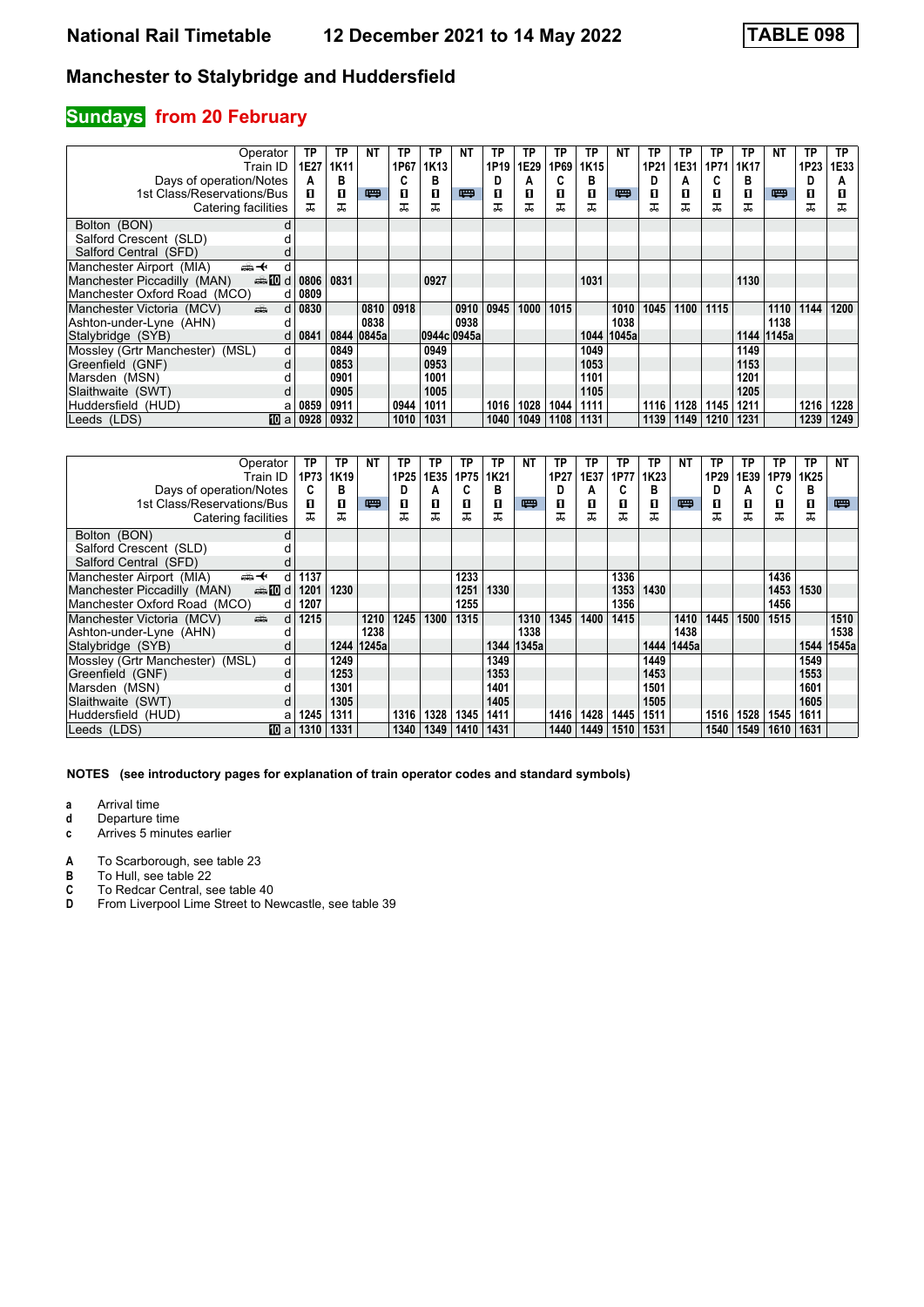# National Rail Timetable 12 December 2021 to 14 May 2022 TABLE 098

## Manchester to Stalybridge and Huddersfield

### Sundays from 20 February

| Operator | | TP | TP | NT | TP | TP | NT | TP | TP | TP | TP | NT | TP | TP | TP | TP | NT | TP | TP |
|---|---|---|---|---|---|---|---|---|---|---|---|---|---|---|---|---|---|---|---|
| Train ID | | 1E27 | 1K11 | | 1P67 | 1K13 | | 1P19 | 1E29 | 1P69 | 1K15 | | 1P21 | 1E31 | 1P71 | 1K17 | | 1P23 | 1E33 |
| Days of operation/Notes | | A | B | | C | B | | D | A | C | B | | D | A | C | B | | D | A |
| 1st Class/Reservations/Bus | | ◊ | ◊ | 🚌 | ◊ | ◊ | 🚌 | ◊ | ◊ | ◊ | ◊ | 🚌 | ◊ | ◊ | ◊ | ◊ | 🚌 | ◊ | ◊ |
| Catering facilities | | ⊼ | ⊼ | | ⊼ | ⊼ | | ⊼ | ⊼ | ⊼ | ⊼ | | ⊼ | ⊼ | ⊼ | ⊼ | | ⊼ | ⊼ |
| Bolton (BON) | d | | | | | | | | | | | | | | | | | | |
| Salford Crescent (SLD) | d | | | | | | | | | | | | | | | | | | |
| Salford Central (SFD) | d | | | | | | | | | | | | | | | | | | |
| Manchester Airport (MIA) | d | | | | | | | | | | | | | | | | | | |
| Manchester Piccadilly (MAN) | d | 0806 | 0831 | | | 0927 | | | | | 1031 | | | | | 1130 | | | |
| Manchester Oxford Road (MCO) | d | 0809 | | | | | | | | | | | | | | | | | |
| Manchester Victoria (MCV) | d | 0830 | | 0810 | 0918 | | 0910 | 0945 | 1000 | 1015 | | 1010 | 1045 | 1100 | 1115 | | 1110 | 1144 | 1200 |
| Ashton-under-Lyne (AHN) | d | | | 0838 | | | 0938 | | | | | 1038 | | | | | 1138 | | |
| Stalybridge (SYB) | d | 0841 | 0844 | 0845a | | 0944c | 0945a | | | | 1044 | 1045a | | | | 1144 | 1145a | | |
| Mossley (Grtr Manchester) (MSL) | d | | 0849 | | | 0949 | | | | | 1049 | | | | | 1149 | | | |
| Greenfield (GNF) | d | | 0853 | | | 0953 | | | | | 1053 | | | | | 1153 | | | |
| Marsden (MSN) | d | | 0901 | | | 1001 | | | | | 1101 | | | | | 1201 | | | |
| Slaithwaite (SWT) | d | | 0905 | | | 1005 | | | | | 1105 | | | | | 1205 | | | |
| Huddersfield (HUD) | a | 0859 | 0911 | | 0944 | 1011 | | 1016 | 1028 | 1044 | 1111 | | 1116 | 1128 | 1145 | 1211 | | 1216 | 1228 |
| Leeds (LDS) | a | 0928 | 0932 | | 1010 | 1031 | | 1040 | 1049 | 1108 | 1131 | | 1139 | 1149 | 1210 | 1231 | | 1239 | 1249 |

| Operator | | TP | TP | NT | TP | TP | TP | TP | NT | TP | TP | TP | TP | NT | TP | TP | TP | TP | NT |
|---|---|---|---|---|---|---|---|---|---|---|---|---|---|---|---|---|---|---|---|
| Train ID | | 1P73 | 1K19 | | 1P25 | 1E35 | 1P75 | 1K21 | | 1P27 | 1E37 | 1P77 | 1K23 | | 1P29 | 1E39 | 1P79 | 1K25 | |
| Days of operation/Notes | | C | B | | D | A | C | B | | D | A | C | B | | D | A | C | B | |
| 1st Class/Reservations/Bus | | ◊ | ◊ | 🚌 | ◊ | ◊ | ◊ | ◊ | 🚌 | ◊ | ◊ | ◊ | ◊ | 🚌 | ◊ | ◊ | ◊ | ◊ | 🚌 |
| Catering facilities | | ⊼ | ⊼ | | ⊼ | ⊼ | ⊼ | ⊼ | | ⊼ | ⊼ | ⊼ | ⊼ | | ⊼ | ⊼ | ⊼ | ⊼ | |
| Bolton (BON) | d | | | | | | | | | | | | | | | | | | |
| Salford Crescent (SLD) | d | | | | | | | | | | | | | | | | | | |
| Salford Central (SFD) | d | | | | | | | | | | | | | | | | | | |
| Manchester Airport (MIA) | d | 1137 | | | | | 1233 | | | | | 1336 | | | | | 1436 | | |
| Manchester Piccadilly (MAN) | d | 1201 | 1230 | | | | 1251 | 1330 | | | | 1353 | 1430 | | | | 1453 | 1530 | |
| Manchester Oxford Road (MCO) | d | 1207 | | | | | 1255 | | | | | 1356 | | | | | 1456 | | |
| Manchester Victoria (MCV) | d | 1215 | | 1210 | 1245 | 1300 | 1315 | | 1310 | 1345 | 1400 | 1415 | | 1410 | 1445 | 1500 | 1515 | | 1510 |
| Ashton-under-Lyne (AHN) | d | | | 1238 | | | | | 1338 | | | | | 1438 | | | | | 1538 |
| Stalybridge (SYB) | d | | 1244 | 1245a | | | | 1344 | 1345a | | | | 1444 | 1445a | | | | 1544 | 1545a |
| Mossley (Grtr Manchester) (MSL) | d | | 1249 | | | | | 1349 | | | | | 1449 | | | | | 1549 | |
| Greenfield (GNF) | d | | 1253 | | | | | 1353 | | | | | 1453 | | | | | 1553 | |
| Marsden (MSN) | d | | 1301 | | | | | 1401 | | | | | 1501 | | | | | 1601 | |
| Slaithwaite (SWT) | d | | 1305 | | | | | 1405 | | | | | 1505 | | | | | 1605 | |
| Huddersfield (HUD) | a | 1245 | 1311 | | 1316 | 1328 | 1345 | 1411 | | 1416 | 1428 | 1445 | 1511 | | 1516 | 1528 | 1545 | 1611 | |
| Leeds (LDS) | a | 1310 | 1331 | | 1340 | 1349 | 1410 | 1431 | | 1440 | 1449 | 1510 | 1531 | | 1540 | 1549 | 1610 | 1631 | |

**NOTES (see introductory pages for explanation of train operator codes and standard symbols)**

- **a** Arrival time
- **d** Departure time
- **c** Arrives 5 minutes earlier

- **A** To Scarborough, see table 23
- **B** To Hull, see table 22
- **C** To Redcar Central, see table 40
- **D** From Liverpool Lime Street to Newcastle, see table 39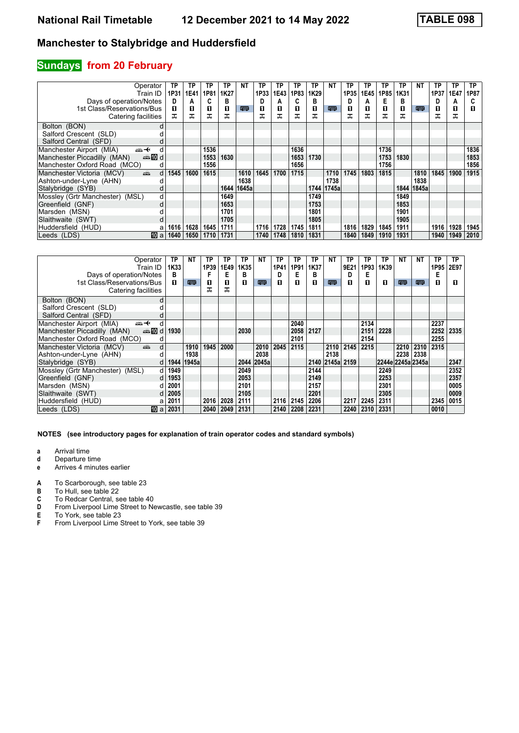# Manchester to Stalybridge and Huddersfield

## Sundays from 20 February

| Operator | | TP | TP | TP | TP | NT | TP | TP | TP | TP | NT | TP | TP | TP | TP | NT | TP | TP | TP |
|---|---|---|---|---|---|---|---|---|---|---|---|---|---|---|---|---|---|---|---|
| Train ID | | 1P31 | 1E41 | 1P81 | 1K27 | | 1P33 | 1E43 | 1P83 | 1K29 | | 1P35 | 1E45 | 1P85 | 1K31 | | 1P37 | 1E47 | 1P87 |
| Days of operation/Notes | | D | A | C | B | | D | A | C | B | | D | A | E | B | | D | A | C |
| 1st Class/Reservations/Bus | | ■ | ■ | ■ | ■ | 🚌 | ■ | ■ | ■ | ■ | 🚌 | ■ | ■ | ■ | ■ | 🚌 | ■ | ■ | ■ |
| Catering facilities | | ✠ | ✠ | ✠ | ✠ | | ✠ | ✠ | ✠ | ✠ | | ✠ | ✠ | ✠ | ✠ | | ✠ | ✠ | |
| Bolton (BON) | d | | | | | | | | | | | | | | | | | | |
| Salford Crescent (SLD) | d | | | | | | | | | | | | | | | | | | |
| Salford Central (SFD) | d | | | | | | | | | | | | | | | | | | |
| Manchester Airport (MIA) | d | | | 1536 | | | | | 1636 | | | | | 1736 | | | | | 1836 |
| Manchester Piccadilly (MAN) | d | | | 1553 | 1630 | | | | 1653 | 1730 | | | | 1753 | 1830 | | | | 1853 |
| Manchester Oxford Road (MCO) | d | | | 1556 | | | | | 1656 | | | | | 1756 | | | | | 1856 |
| Manchester Victoria (MCV) | d | 1545 | 1600 | 1615 | | 1610 | 1645 | 1700 | 1715 | | 1710 | 1745 | 1803 | 1815 | | 1810 | 1845 | 1900 | 1915 |
| Ashton-under-Lyne (AHN) | d | | | | | 1638 | | | | | 1738 | | | | | 1838 | | | |
| Stalybridge (SYB) | d | | | | 1644 | 1645a | | | | 1744 | 1745a | | | | 1844 | 1845a | | | |
| Mossley (Grtr Manchester) (MSL) | d | | | | 1649 | | | | | 1749 | | | | | 1849 | | | | |
| Greenfield (GNF) | d | | | | 1653 | | | | | 1753 | | | | | 1853 | | | | |
| Marsden (MSN) | d | | | | 1701 | | | | | 1801 | | | | | 1901 | | | | |
| Slaithwaite (SWT) | d | | | | 1705 | | | | | 1805 | | | | | 1905 | | | | |
| Huddersfield (HUD) | a | 1616 | 1628 | 1645 | 1711 | | 1716 | 1728 | 1745 | 1811 | | 1816 | 1829 | 1845 | 1911 | | 1916 | 1928 | 1945 |
| Leeds (LDS) | a | 1640 | 1650 | 1710 | 1731 | | 1740 | 1748 | 1810 | 1831 | | 1840 | 1849 | 1910 | 1931 | | 1940 | 1949 | 2010 |

| Operator | | TP | NT | TP | TP | TP | NT | TP | TP | TP | NT | TP | TP | TP | NT | NT | TP | TP |
|---|---|---|---|---|---|---|---|---|---|---|---|---|---|---|---|---|---|---|
| Train ID | | 1K33 | | 1P39 | 1E49 | 1K35 | | 1P41 | 1P91 | 1K37 | | 9E21 | 1P93 | 1K39 | | | 1P95 | 2E97 |
| Days of operation/Notes | | B | | F | E | B | | D | E | B | | D | E | | | | E | |
| 1st Class/Reservations/Bus | | ■ | 🚌 | ■ | ■ | ■ | 🚌 | ■ | ■ | ■ | 🚌 | ■ | ■ | ■ | 🚌 | 🚌 | ■ | ■ |
| Catering facilities | | | | ✠ | ✠ | | | | | | | | | | | | | |
| Bolton (BON) | d | | | | | | | | | | | | | | | | | |
| Salford Crescent (SLD) | d | | | | | | | | | | | | | | | | | |
| Salford Central (SFD) | d | | | | | | | | | | | | | | | | | |
| Manchester Airport (MIA) | d | | | | | | | | 2040 | | | | 2134 | | | | 2237 | |
| Manchester Piccadilly (MAN) | d | 1930 | | | | 2030 | | | 2058 | 2127 | | | 2151 | 2228 | | | 2252 | 2335 |
| Manchester Oxford Road (MCO) | d | | | | | | | | 2101 | | | | 2154 | | | | 2255 | |
| Manchester Victoria (MCV) | d | | 1910 | 1945 | 2000 | | 2010 | 2045 | 2115 | | 2110 | 2145 | 2215 | | 2210 | 2310 | 2315 | |
| Ashton-under-Lyne (AHN) | d | | 1938 | | | | 2038 | | | | 2138 | | | | 2238 | 2338 | | |
| Stalybridge (SYB) | d | 1944 | 1945a | | | 2044 | 2045a | | | 2140 | 2145a | 2159 | | 2244e | 2245a | 2345a | | 2347 |
| Mossley (Grtr Manchester) (MSL) | d | 1949 | | | | 2049 | | | | 2144 | | | | 2249 | | | | 2352 |
| Greenfield (GNF) | d | 1953 | | | | 2053 | | | | 2149 | | | | 2253 | | | | 2357 |
| Marsden (MSN) | d | 2001 | | | | 2101 | | | | 2157 | | | | 2301 | | | | 0005 |
| Slaithwaite (SWT) | d | 2005 | | | | 2105 | | | | 2201 | | | | 2305 | | | | 0009 |
| Huddersfield (HUD) | a | 2011 | | 2016 | 2028 | 2111 | | 2116 | 2145 | 2206 | | 2217 | 2245 | 2311 | | | 2345 | 0015 |
| Leeds (LDS) | a | 2031 | | 2040 | 2049 | 2131 | | 2140 | 2208 | 2231 | | 2240 | 2310 | 2331 | | | 0010 | |

**NOTES (see introductory pages for explanation of train operator codes and standard symbols)**

- **a** Arrival time
- **d** Departure time
- **e** Arrives 4 minutes earlier

- **A** To Scarborough, see table 23
- **B** To Hull, see table 22
- **C** To Redcar Central, see table 40
- **D** From Liverpool Lime Street to Newcastle, see table 39
- **E** To York, see table 23
- **F** From Liverpool Lime Street to York, see table 39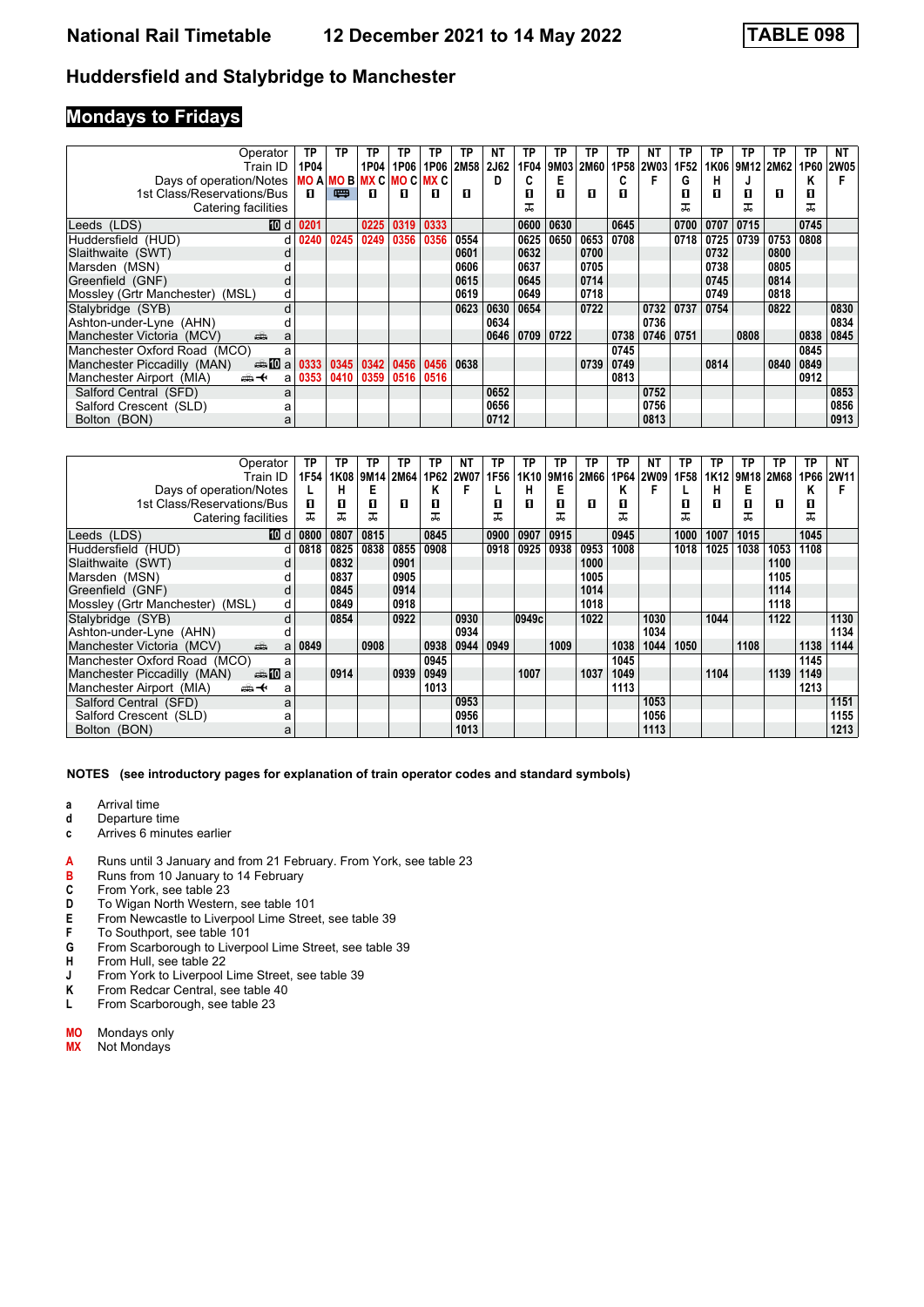# National Rail Timetable    12 December 2021 to 14 May 2022    TABLE 098

## Huddersfield and Stalybridge to Manchester

### Mondays to Fridays

| Operator | | TP | TP | TP | TP | TP | TP | NT | TP | TP | TP | TP | NT | TP | TP | TP | TP | TP | NT |
|---|---|---|---|---|---|---|---|---|---|---|---|---|---|---|---|---|---|---|---|
| Train ID | | 1P04 | | 1P04 | 1P06 | 1P06 | 2M58 | 2J62 | 1F04 | 9M03 | 2M60 | 1P58 | 2W03 | 1F52 | 1K06 | 9M12 | 2M62 | 1P60 | 2W05 |
| Days of operation/Notes | | MO A | MO B | MX C | MO C | MX C | | D | C | E | | C | F | G | H | J | | K | F |
| 1st Class/Reservations/Bus | | ◨ | 🚌 | ◨ | ◨ | ◨ | ◨ | | ◨ | ◨ | ◨ | ◨ | | ◨ | ◨ | ◨ | ◨ | ◨ | |
| Catering facilities | | | | | | | | | ✠ | | | | | ✠ | ✠ | ✠ | | ✠ | |
| Leeds (LDS) | 10 d | 0201 | | 0225 | 0319 | 0333 | | | 0600 | 0630 | | 0645 | | 0700 | 0707 | 0715 | | 0745 | |
| Huddersfield (HUD) | d | 0240 | 0245 | 0249 | 0356 | 0356 | 0554 | | 0625 | 0650 | 0653 | 0708 | | 0718 | 0725 | 0739 | 0753 | 0808 | |
| Slaithwaite (SWT) | d | | | | | | 0601 | | 0632 | | 0700 | | | | 0732 | | 0800 | | |
| Marsden (MSN) | d | | | | | | 0606 | | 0637 | | 0705 | | | | 0738 | | 0805 | | |
| Greenfield (GNF) | d | | | | | | 0615 | | 0645 | | 0714 | | | | 0745 | | 0814 | | |
| Mossley (Grtr Manchester) (MSL) | d | | | | | | 0619 | | 0649 | | 0718 | | | | 0749 | | 0818 | | |
| Stalybridge (SYB) | d | | | | | | 0623 | 0630 | 0654 | | 0722 | | 0732 | 0737 | 0754 | | 0822 | | 0830 |
| Ashton-under-Lyne (AHN) | d | | | | | | | 0634 | | | | | 0736 | | | | | | 0834 |
| Manchester Victoria (MCV) | 🚌 a | | | | | | | 0646 | 0709 | 0722 | | 0738 | 0746 | 0751 | | 0808 | | 0838 | 0845 |
| Manchester Oxford Road (MCO) | a | | | | | | | | | | | 0745 | | | | | | 0845 | |
| Manchester Piccadilly (MAN) | 🚌 10 a | 0333 | 0345 | 0342 | 0456 | 0456 | 0638 | | | | 0739 | 0749 | | | 0814 | | 0840 | 0849 | |
| Manchester Airport (MIA) | 🚌 ✈ a | 0353 | 0410 | 0359 | 0516 | 0516 | | | | | | 0813 | | | | | | 0912 | |
| Salford Central (SFD) | a | | | | | | | 0652 | | | | | 0752 | | | | | | 0853 |
| Salford Crescent (SLD) | a | | | | | | | 0656 | | | | | 0756 | | | | | | 0856 |
| Bolton (BON) | a | | | | | | | 0712 | | | | | 0813 | | | | | | 0913 |

| Operator | | TP | TP | TP | TP | TP | NT | TP | TP | TP | TP | TP | NT | TP | TP | TP | TP | TP | NT |
|---|---|---|---|---|---|---|---|---|---|---|---|---|---|---|---|---|---|---|---|
| Train ID | | 1F54 | 1K08 | 9M14 | 2M64 | 1P62 | 2W07 | 1F56 | 1K10 | 9M16 | 2M66 | 1P64 | 2W09 | 1F58 | 1K12 | 9M18 | 2M68 | 1P66 | 2W11 |
| Days of operation/Notes | | L | H | E | | K | F | L | H | E | | K | F | L | H | E | | K | F |
| 1st Class/Reservations/Bus | | ◨ | ◨ | ◨ | ◨ | ◨ | | ◨ | ◨ | ◨ | ◨ | ◨ | | ◨ | ◨ | ◨ | ◨ | ◨ | |
| Catering facilities | | ✠ | ✠ | ✠ | | ✠ | | ✠ | | ✠ | | ✠ | | ✠ | | ✠ | | ✠ | |
| Leeds (LDS) | 10 d | 0800 | 0807 | 0815 | | 0845 | | 0900 | 0907 | 0915 | | 0945 | | 1000 | 1007 | 1015 | | 1045 | |
| Huddersfield (HUD) | d | 0818 | 0825 | 0838 | 0855 | 0908 | | 0918 | 0925 | 0938 | 0953 | 1008 | | 1018 | 1025 | 1038 | 1053 | 1108 | |
| Slaithwaite (SWT) | d | | 0832 | | 0901 | | | | | | 1000 | | | | | | 1100 | | |
| Marsden (MSN) | d | | 0837 | | 0905 | | | | | | 1005 | | | | | | 1105 | | |
| Greenfield (GNF) | d | | 0845 | | 0914 | | | | | | 1014 | | | | | | 1114 | | |
| Mossley (Grtr Manchester) (MSL) | d | | 0849 | | 0918 | | | | | | 1018 | | | | | | 1118 | | |
| Stalybridge (SYB) | d | | 0854 | | 0922 | | 0930 | | 0949c | | 1022 | | 1030 | | 1044 | | 1122 | | 1130 |
| Ashton-under-Lyne (AHN) | d | | | | | | 0934 | | | | | | 1034 | | | | | | 1134 |
| Manchester Victoria (MCV) | 🚌 a | 0849 | | 0908 | | 0938 | 0944 | 0949 | | 1009 | | 1038 | 1044 | 1050 | | 1108 | | 1138 | 1144 |
| Manchester Oxford Road (MCO) | a | | | | | 0945 | | | | | | 1045 | | | | | | 1145 | |
| Manchester Piccadilly (MAN) | 🚌 10 a | | 0914 | | 0939 | 0949 | | | 1007 | | 1037 | 1049 | | | 1104 | | 1139 | 1149 | |
| Manchester Airport (MIA) | 🚌 ✈ a | | | | | 1013 | | | | | | 1113 | | | | | | 1213 | |
| Salford Central (SFD) | a | | | | | | 0953 | | | | | | 1053 | | | | | | 1151 |
| Salford Crescent (SLD) | a | | | | | | 0956 | | | | | | 1056 | | | | | | 1155 |
| Bolton (BON) | a | | | | | | 1013 | | | | | | 1113 | | | | | | 1213 |

**NOTES (see introductory pages for explanation of train operator codes and standard symbols)**

- **a** Arrival time
- **d** Departure time
- **c** Arrives 6 minutes earlier

- **A** Runs until 3 January and from 21 February. From York, see table 23
- **B** Runs from 10 January to 14 February
- **C** From York, see table 23
- **D** To Wigan North Western, see table 101
- **E** From Newcastle to Liverpool Lime Street, see table 39
- **F** To Southport, see table 101
- **G** From Scarborough to Liverpool Lime Street, see table 39
- **H** From Hull, see table 22
- **J** From York to Liverpool Lime Street, see table 39
- **K** From Redcar Central, see table 40
- **L** From Scarborough, see table 23

- **MO** Mondays only
- **MX** Not Mondays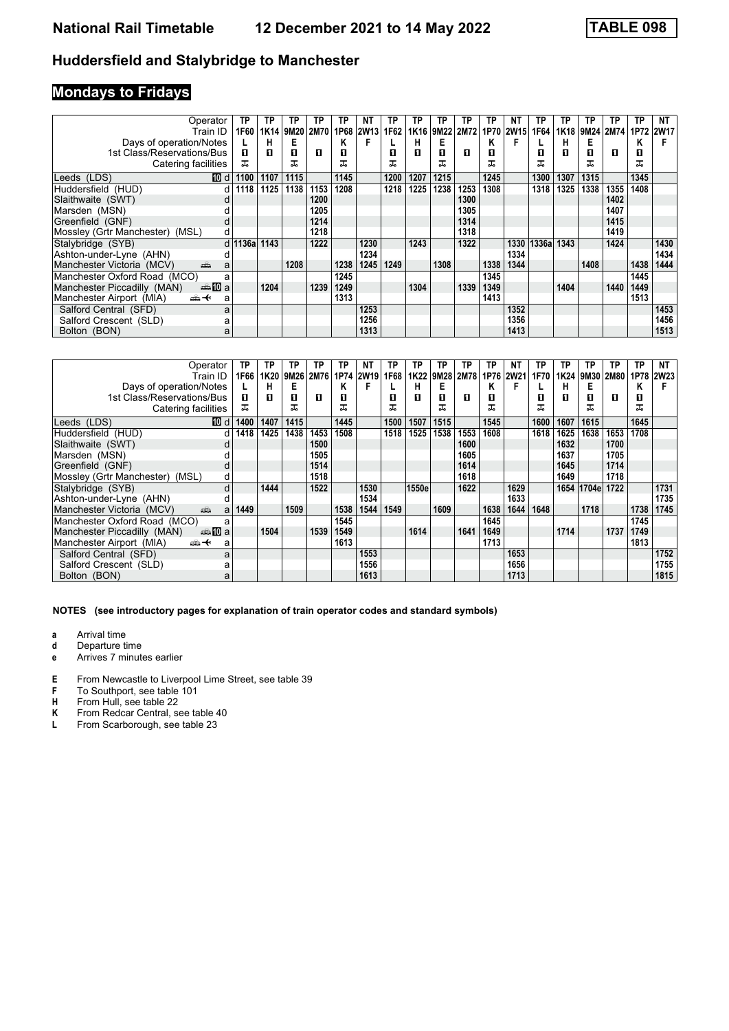# Huddersfield and Stalybridge to Manchester

National Rail Timetable 12 December 2021 to 14 May 2022 — TABLE 098

## Mondays to Fridays

| Operator | | TP | TP | TP | TP | TP | NT | TP | TP | TP | TP | TP | NT | TP | TP | TP | TP | TP | NT |
|---|---|---|---|---|---|---|---|---|---|---|---|---|---|---|---|---|---|---|---|
| Train ID | | 1F60 | 1K14 | 9M20 | 2M70 | 1P68 | 2W13 | 1F62 | 1K16 | 9M22 | 2M72 | 1P70 | 2W15 | 1F64 | 1K18 | 9M24 | 2M74 | 1P72 | 2W17 |
| Days of operation/Notes | | L | H | E | | K | F | L | H | E | | K | F | L | H | E | | K | F |
| 1st Class/Reservations/Bus | | ■ | ■ | ■ | ■ | ■ | | ■ | ■ | ■ | ■ | ■ | | ■ | ■ | ■ | ■ | ■ | |
| Catering facilities | | ⊼ | | ⊼ | | ⊼ | | ⊼ | | ⊼ | | ⊼ | | ⊼ | | ⊼ | | ⊼ | |
| Leeds (LDS) 10 | d | 1100 | 1107 | 1115 | | 1145 | | 1200 | 1207 | 1215 | | 1245 | | 1300 | 1307 | 1315 | | 1345 | |
| Huddersfield (HUD) | d | 1118 | 1125 | 1138 | 1153 | 1208 | | 1218 | 1225 | 1238 | 1253 | 1308 | | 1318 | 1325 | 1338 | 1355 | 1408 | |
| Slaithwaite (SWT) | d | | | | 1200 | | | | | | 1300 | | | | | | 1402 | | |
| Marsden (MSN) | d | | | | 1205 | | | | | | 1305 | | | | | | 1407 | | |
| Greenfield (GNF) | d | | | | 1214 | | | | | | 1314 | | | | | | 1415 | | |
| Mossley (Grtr Manchester) (MSL) | d | | | | 1218 | | | | | | 1318 | | | | | | 1419 | | |
| Stalybridge (SYB) | d | 1136a | 1143 | | 1222 | | 1230 | | 1243 | | 1322 | | 1330 | 1336a | 1343 | | 1424 | | 1430 |
| Ashton-under-Lyne (AHN) | d | | | | | | 1234 | | | | | | 1334 | | | | | | 1434 |
| Manchester Victoria (MCV) | a | | | 1208 | | 1238 | 1245 | 1249 | | 1308 | | 1338 | 1344 | | | 1408 | | 1438 | 1444 |
| Manchester Oxford Road (MCO) | a | | | | | 1245 | | | | | | 1345 | | | | | | 1445 | |
| Manchester Piccadilly (MAN) 10 | a | | 1204 | | 1239 | 1249 | | | 1304 | | 1339 | 1349 | | | 1404 | | 1440 | 1449 | |
| Manchester Airport (MIA) | a | | | | | 1313 | | | | | | 1413 | | | | | | 1513 | |
| Salford Central (SFD) | a | | | | | | 1253 | | | | | | 1352 | | | | | | 1453 |
| Salford Crescent (SLD) | a | | | | | | 1256 | | | | | | 1356 | | | | | | 1456 |
| Bolton (BON) | a | | | | | | 1313 | | | | | | 1413 | | | | | | 1513 |

| Operator | | TP | TP | TP | TP | TP | NT | TP | TP | TP | TP | TP | NT | TP | TP | TP | TP | TP | NT |
|---|---|---|---|---|---|---|---|---|---|---|---|---|---|---|---|---|---|---|---|
| Train ID | | 1F66 | 1K20 | 9M26 | 2M76 | 1P74 | 2W19 | 1F68 | 1K22 | 9M28 | 2M78 | 1P76 | 2W21 | 1F70 | 1K24 | 9M30 | 2M80 | 1P78 | 2W23 |
| Days of operation/Notes | | L | H | E | | K | F | L | H | E | | K | F | L | H | E | | K | F |
| 1st Class/Reservations/Bus | | ■ | ■ | ■ | ■ | ■ | | ■ | ■ | ■ | ■ | ■ | | ■ | ■ | ■ | ■ | ■ | |
| Catering facilities | | ⊼ | | ⊼ | | ⊼ | | ⊼ | | ⊼ | | ⊼ | | ⊼ | | ⊼ | | ⊼ | |
| Leeds (LDS) 10 | d | 1400 | 1407 | 1415 | | 1445 | | 1500 | 1507 | 1515 | | 1545 | | 1600 | 1607 | 1615 | | 1645 | |
| Huddersfield (HUD) | d | 1418 | 1425 | 1438 | 1453 | 1508 | | 1518 | 1525 | 1538 | 1553 | 1608 | | 1618 | 1625 | 1638 | 1653 | 1708 | |
| Slaithwaite (SWT) | d | | | | 1500 | | | | | | 1600 | | | | 1632 | | 1700 | | |
| Marsden (MSN) | d | | | | 1505 | | | | | | 1605 | | | | 1637 | | 1705 | | |
| Greenfield (GNF) | d | | | | 1514 | | | | | | 1614 | | | | 1645 | | 1714 | | |
| Mossley (Grtr Manchester) (MSL) | d | | | | 1518 | | | | | | 1618 | | | | 1649 | | 1718 | | |
| Stalybridge (SYB) | d | | 1444 | | 1522 | | 1530 | | 1550e | | 1622 | | 1629 | | 1654 | 1704e | 1722 | | 1731 |
| Ashton-under-Lyne (AHN) | d | | | | | | 1534 | | | | | | 1633 | | | | | | 1735 |
| Manchester Victoria (MCV) | a | 1449 | | 1509 | | 1538 | 1544 | 1549 | | 1609 | | 1638 | 1644 | 1648 | | 1718 | | 1738 | 1745 |
| Manchester Oxford Road (MCO) | a | | | | | 1545 | | | | | | 1645 | | | | | | 1745 | |
| Manchester Piccadilly (MAN) 10 | a | | 1504 | | 1539 | 1549 | | | 1614 | | 1641 | 1649 | | | 1714 | | 1737 | 1749 | |
| Manchester Airport (MIA) | a | | | | | 1613 | | | | | | 1713 | | | | | | 1813 | |
| Salford Central (SFD) | a | | | | | | 1553 | | | | | | 1653 | | | | | | 1752 |
| Salford Crescent (SLD) | a | | | | | | 1556 | | | | | | 1656 | | | | | | 1755 |
| Bolton (BON) | a | | | | | | 1613 | | | | | | 1713 | | | | | | 1815 |

**NOTES (see introductory pages for explanation of train operator codes and standard symbols)**

- **a** Arrival time
- **d** Departure time
- **e** Arrives 7 minutes earlier

- **E** From Newcastle to Liverpool Lime Street, see table 39
- **F** To Southport, see table 101
- **H** From Hull, see table 22
- **K** From Redcar Central, see table 40
- **L** From Scarborough, see table 23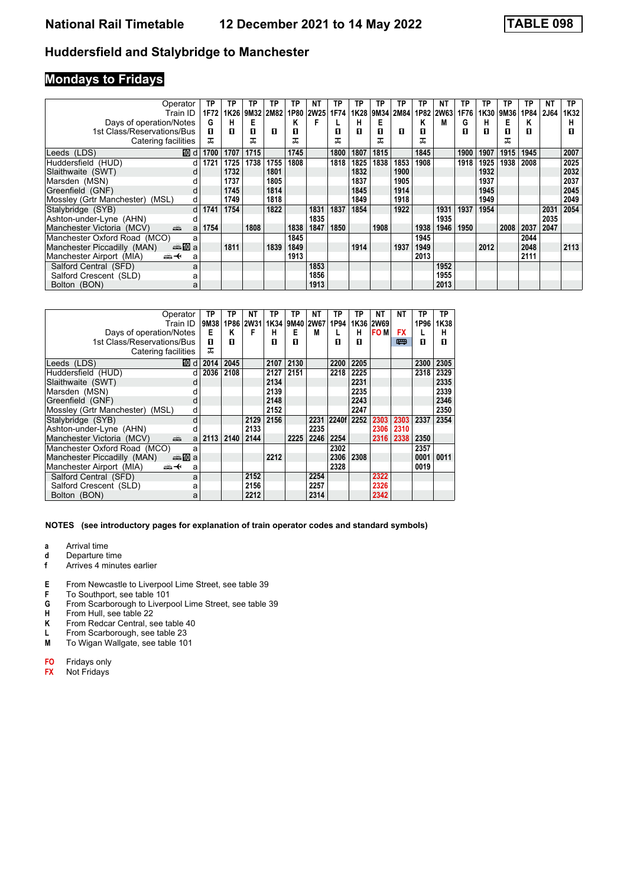# National Rail Timetable — 12 December 2021 to 14 May 2022 — TABLE 098

## Huddersfield and Stalybridge to Manchester

## Mondays to Fridays

| Operator | | TP | TP | TP | TP | TP | NT | TP | TP | TP | TP | TP | NT | TP | TP | TP | TP | NT | TP |
|---|---|---|---|---|---|---|---|---|---|---|---|---|---|---|---|---|---|---|---|
| Train ID | | 1F72 | 1K26 | 9M32 | 2M82 | 1P80 | 2W25 | 1F74 | 1K28 | 9M34 | 2M84 | 1P82 | 2W63 | 1F76 | 1K30 | 9M36 | 1P84 | 2J64 | 1K32 |
| Days of operation/Notes | | G | H | E | | K | F | L | H | E | | K | M | G | H | E | K | | H |
| 1st Class/Reservations/Bus | | ■ | ■ | ■ | ■ | ■ | | ■ | ■ | ■ | ■ | ■ | | ■ | ■ | ■ | ■ | | ■ |
| Catering facilities | | 🍴 | | 🍴 | | 🍴 | | 🍴 | | 🍴 | | 🍴 | | | | 🍴 | | | |
| Leeds (LDS) | 10 d | 1700 | 1707 | 1715 | | 1745 | | 1800 | 1807 | 1815 | | 1845 | | 1900 | 1907 | 1915 | 1945 | | 2007 |
| Huddersfield (HUD) | d | 1721 | 1725 | 1738 | 1755 | 1808 | | 1818 | 1825 | 1838 | 1853 | 1908 | | 1918 | 1925 | 1938 | 2008 | | 2025 |
| Slaithwaite (SWT) | d | | 1732 | | 1801 | | | | 1832 | | 1900 | | | | 1932 | | | | 2032 |
| Marsden (MSN) | d | | 1737 | | 1805 | | | | 1837 | | 1905 | | | | 1937 | | | | 2037 |
| Greenfield (GNF) | d | | 1745 | | 1814 | | | | 1845 | | 1914 | | | | 1945 | | | | 2045 |
| Mossley (Grtr Manchester) (MSL) | d | | 1749 | | 1818 | | | | 1849 | | 1918 | | | | 1949 | | | | 2049 |
| Stalybridge (SYB) | d | 1741 | 1754 | | 1822 | | 1831 | 1837 | 1854 | | 1922 | | 1931 | 1937 | 1954 | | | 2031 | 2054 |
| Ashton-under-Lyne (AHN) | d | | | | | | 1835 | | | | | | 1935 | | | | | 2035 | |
| Manchester Victoria (MCV) | 🚌 a | 1754 | | 1808 | | 1838 | 1847 | 1850 | | 1908 | | 1938 | 1946 | 1950 | | 2008 | 2037 | 2047 | |
| Manchester Oxford Road (MCO) | a | | | | | 1845 | | | | | | 1945 | | | | | 2044 | | |
| Manchester Piccadilly (MAN) | 🚌 10 a | | 1811 | | 1839 | 1849 | | | 1914 | | 1937 | 1949 | | | 2012 | | 2048 | | 2113 |
| Manchester Airport (MIA) | 🚌 ✈ a | | | | | 1913 | | | | | | 2013 | | | | | 2111 | | |
| Salford Central (SFD) | a | | | | | | 1853 | | | | | | 1952 | | | | | | |
| Salford Crescent (SLD) | a | | | | | | 1856 | | | | | | 1955 | | | | | | |
| Bolton (BON) | a | | | | | | 1913 | | | | | | 2013 | | | | | | |

| Operator | | TP | TP | NT | TP | TP | NT | TP | TP | NT | NT | TP | TP |
|---|---|---|---|---|---|---|---|---|---|---|---|---|---|
| Train ID | | 9M38 | 1P86 | 2W31 | 1K34 | 9M40 | 2W67 | 1P94 | 1K36 | 2W69 | | 1P96 | 1K38 |
| Days of operation/Notes | | E | K | F | H | E | M | L | H | FO M | FX | L | H |
| 1st Class/Reservations/Bus | | ■ | ■ | | ■ | ■ | | ■ | ■ | | 🚌 | ■ | ■ |
| Catering facilities | | 🍴 | | | | | | | | | | | |
| Leeds (LDS) | 10 d | 2014 | 2045 | | 2107 | 2130 | | 2200 | 2205 | | | 2300 | 2305 |
| Huddersfield (HUD) | d | 2036 | 2108 | | 2127 | 2151 | | 2218 | 2225 | | | 2318 | 2329 |
| Slaithwaite (SWT) | d | | | | 2134 | | | | 2231 | | | | 2335 |
| Marsden (MSN) | d | | | | 2139 | | | | 2235 | | | | 2339 |
| Greenfield (GNF) | d | | | | 2148 | | | | 2243 | | | | 2346 |
| Mossley (Grtr Manchester) (MSL) | d | | | | 2152 | | | | 2247 | | | | 2350 |
| Stalybridge (SYB) | d | | | 2129 | 2156 | | 2231 | 2240f | 2252 | 2303 | 2303 | 2337 | 2354 |
| Ashton-under-Lyne (AHN) | d | | | 2133 | | | 2235 | | | 2306 | 2310 | | |
| Manchester Victoria (MCV) | 🚌 a | 2113 | 2140 | 2144 | | 2225 | 2246 | 2254 | | 2316 | 2338 | 2350 | |
| Manchester Oxford Road (MCO) | a | | | | | | | 2302 | | | | 2357 | |
| Manchester Piccadilly (MAN) | 🚌 10 a | | | | 2212 | | | 2306 | 2308 | | | 0001 | 0011 |
| Manchester Airport (MIA) | 🚌 ✈ a | | | | | | | 2328 | | | | 0019 | |
| Salford Central (SFD) | a | | | 2152 | | | 2254 | | | 2322 | | | |
| Salford Crescent (SLD) | a | | | 2156 | | | 2257 | | | 2326 | | | |
| Bolton (BON) | a | | | 2212 | | | 2314 | | | 2342 | | | |

**NOTES (see introductory pages for explanation of train operator codes and standard symbols)**

- **a** Arrival time
- **d** Departure time
- **f** Arrives 4 minutes earlier

- **E** From Newcastle to Liverpool Lime Street, see table 39
- **F** To Southport, see table 101
- **G** From Scarborough to Liverpool Lime Street, see table 39
- **H** From Hull, see table 22
- **K** From Redcar Central, see table 40
- **L** From Scarborough, see table 23
- **M** To Wigan Wallgate, see table 101

- **FO** Fridays only
- **FX** Not Fridays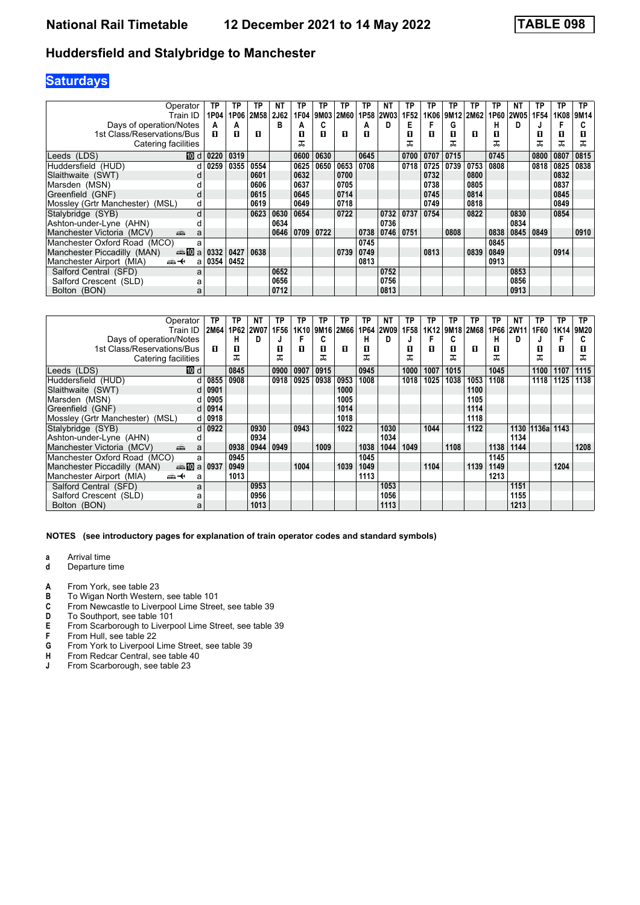# Huddersfield and Stalybridge to Manchester

**National Rail Timetable — 12 December 2021 to 14 May 2022 — TABLE 098**

## Saturdays

| Operator | TP | TP | TP | NT | TP | TP | TP | TP | NT | TP | TP | TP | TP | TP | NT | TP | TP | TP |
|---|---|---|---|---|---|---|---|---|---|---|---|---|---|---|---|---|---|---|
| Train ID | 1P04 | 1P06 | 2M58 | 2J62 | 1F04 | 9M03 | 2M60 | 1P58 | 2W03 | 1F52 | 1K06 | 9M12 | 2M62 | 1P60 | 2W05 | 1F54 | 1K08 | 9M14 |
| Days of operation/Notes | A | A | | B | A | C | | A | D | E | F | G | | H | D | J | F | C |
| 1st Class/Reservations/Bus | ■ | ■ | ■ | | ■ | ■ | ■ | ■ | | ■ | ■ | ■ | ■ | ■ | | ■ | ■ | ■ |
| Catering facilities | | | | | ⊼ | | | | | ⊼ | | ⊼ | | ⊼ | | ⊼ | ⊼ | ⊼ |
| Leeds (LDS) 10 d | 0220 | 0319 | | | 0600 | 0630 | | 0645 | | 0700 | 0707 | 0715 | | 0745 | | 0800 | 0807 | 0815 |
| Huddersfield (HUD) d | 0259 | 0355 | 0554 | | 0625 | 0650 | 0653 | 0708 | | 0718 | 0725 | 0739 | 0753 | 0808 | | 0818 | 0825 | 0838 |
| Slaithwaite (SWT) d | | | 0601 | | 0632 | | 0700 | | | | 0732 | | 0800 | | | | 0832 | |
| Marsden (MSN) d | | | 0606 | | 0637 | | 0705 | | | | 0738 | | 0805 | | | | 0837 | |
| Greenfield (GNF) d | | | 0615 | | 0645 | | 0714 | | | | 0745 | | 0814 | | | | 0845 | |
| Mossley (Grtr Manchester) (MSL) d | | | 0619 | | 0649 | | 0718 | | | | 0749 | | 0818 | | | | 0849 | |
| Stalybridge (SYB) d | | | 0623 | 0630 | 0654 | | 0722 | | 0732 | 0737 | 0754 | | 0822 | | 0830 | | 0854 | |
| Ashton-under-Lyne (AHN) d | | | | 0634 | | | | | 0736 | | | | | | 0834 | | | |
| Manchester Victoria (MCV) a | | | | 0646 | 0709 | 0722 | | 0738 | 0746 | 0751 | | 0808 | | 0838 | 0845 | 0849 | | 0910 |
| Manchester Oxford Road (MCO) a | | | | | | | | 0745 | | | | | | 0845 | | | | |
| Manchester Piccadilly (MAN) 10 a | 0332 | 0427 | 0638 | | | | 0739 | 0749 | | | 0813 | | 0839 | 0849 | | | 0914 | |
| Manchester Airport (MIA) a | 0354 | 0452 | | | | | | 0813 | | | | | | 0913 | | | | |
| Salford Central (SFD) a | | | | 0652 | | | | | 0752 | | | | | | 0853 | | | |
| Salford Crescent (SLD) a | | | | 0656 | | | | | 0756 | | | | | | 0856 | | | |
| Bolton (BON) a | | | | 0712 | | | | | 0813 | | | | | | 0913 | | | |

| Operator | TP | TP | NT | TP | TP | TP | TP | TP | NT | TP | TP | TP | TP | TP | NT | TP | TP | TP |
|---|---|---|---|---|---|---|---|---|---|---|---|---|---|---|---|---|---|---|
| Train ID | 2M64 | 1P62 | 2W07 | 1F56 | 1K10 | 9M16 | 2M66 | 1P64 | 2W09 | 1F58 | 1K12 | 9M18 | 2M68 | 1P66 | 2W11 | 1F60 | 1K14 | 9M20 |
| Days of operation/Notes | | H | D | J | F | C | | H | D | J | F | C | | H | D | J | F | C |
| 1st Class/Reservations/Bus | ■ | ■ | | ■ | ■ | ■ | ■ | ■ | | ■ | ■ | ■ | ■ | ■ | | ■ | ■ | ■ |
| Catering facilities | | ⊼ | | ⊼ | | ⊼ | | ⊼ | | ⊼ | | ⊼ | | ⊼ | | ⊼ | | ⊼ |
| Leeds (LDS) 10 d | | 0845 | | 0900 | 0907 | 0915 | | 0945 | | 1000 | 1007 | 1015 | | 1045 | | 1100 | 1107 | 1115 |
| Huddersfield (HUD) d | 0855 | 0908 | | 0918 | 0925 | 0938 | 0953 | 1008 | | 1018 | 1025 | 1038 | 1053 | 1108 | | 1118 | 1125 | 1138 |
| Slaithwaite (SWT) d | 0901 | | | | | | 1000 | | | | | | 1100 | | | | | |
| Marsden (MSN) d | 0905 | | | | | | 1005 | | | | | | 1105 | | | | | |
| Greenfield (GNF) d | 0914 | | | | | | 1014 | | | | | | 1114 | | | | | |
| Mossley (Grtr Manchester) (MSL) d | 0918 | | | | | | 1018 | | | | | | 1118 | | | | | |
| Stalybridge (SYB) d | 0922 | | 0930 | | 0943 | | 1022 | | 1030 | | 1044 | | 1122 | | 1130 | 1136a | 1143 | |
| Ashton-under-Lyne (AHN) d | | | 0934 | | | | | | 1034 | | | | | | 1134 | | | |
| Manchester Victoria (MCV) a | | 0938 | 0944 | 0949 | | 1009 | | 1038 | 1044 | 1049 | | 1108 | | 1138 | 1144 | | | 1208 |
| Manchester Oxford Road (MCO) a | | 0945 | | | | | | 1045 | | | | | | 1145 | | | | |
| Manchester Piccadilly (MAN) 10 a | 0937 | 0949 | | | 1004 | | 1039 | 1049 | | | 1104 | | 1139 | 1149 | | | 1204 | |
| Manchester Airport (MIA) a | | 1013 | | | | | | 1113 | | | | | | 1213 | | | | |
| Salford Central (SFD) a | | | 0953 | | | | | | 1053 | | | | | | 1151 | | | |
| Salford Crescent (SLD) a | | | 0956 | | | | | | 1056 | | | | | | 1155 | | | |
| Bolton (BON) a | | | 1013 | | | | | | 1113 | | | | | | 1213 | | | |

**NOTES (see introductory pages for explanation of train operator codes and standard symbols)**

- **a** Arrival time
- **d** Departure time

- **A** From York, see table 23
- **B** To Wigan North Western, see table 101
- **C** From Newcastle to Liverpool Lime Street, see table 39
- **D** To Southport, see table 101
- **E** From Scarborough to Liverpool Lime Street, see table 39
- **F** From Hull, see table 22
- **G** From York to Liverpool Lime Street, see table 39
- **H** From Redcar Central, see table 40
- **J** From Scarborough, see table 23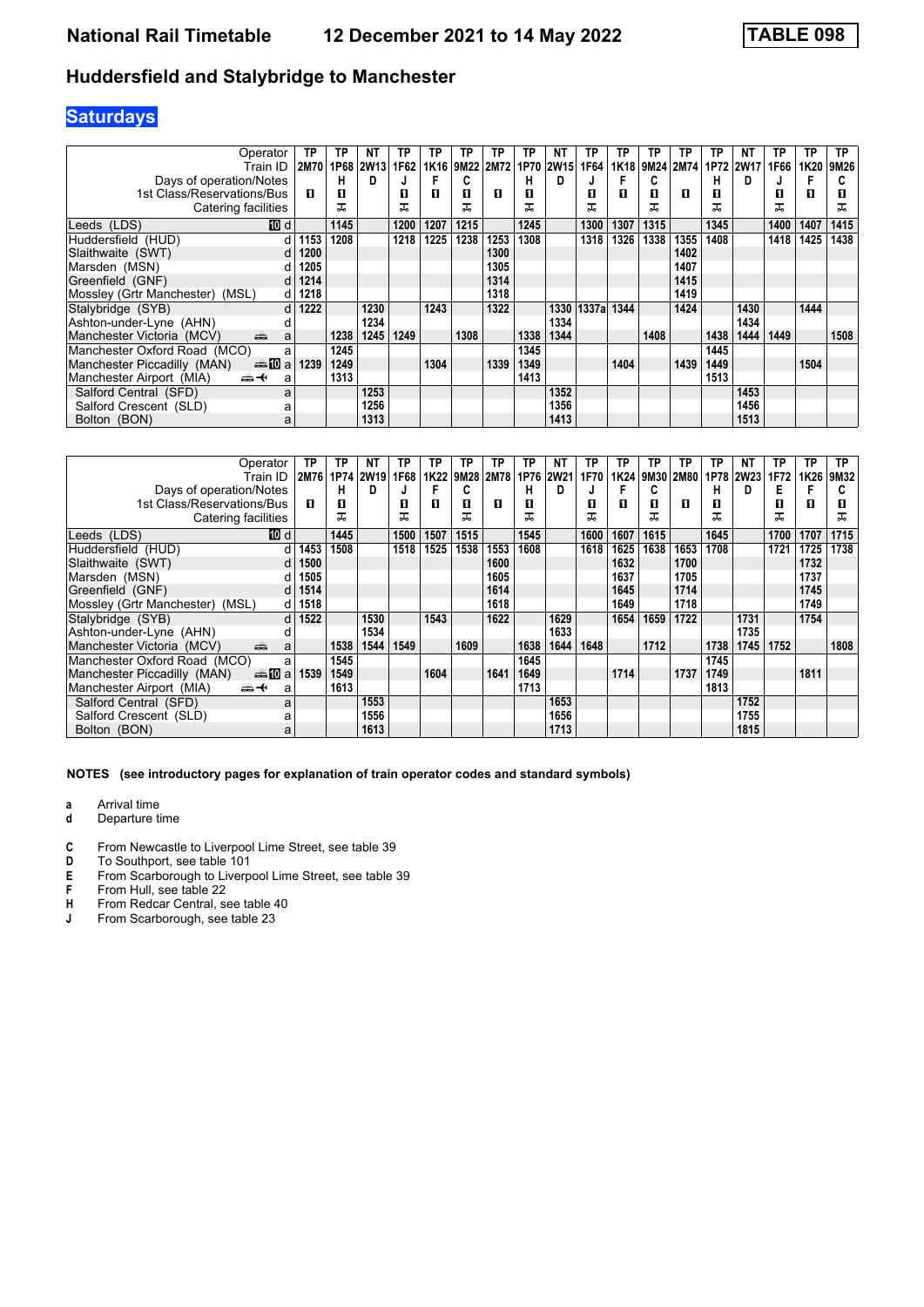# National Rail Timetable 12 December 2021 to 14 May 2022 TABLE 098

## Huddersfield and Stalybridge to Manchester

**Saturdays**

| Operator | | TP | TP | NT | TP | TP | TP | TP | TP | NT | TP | TP | TP | TP | TP | NT | TP | TP | TP |
|---|---|---|---|---|---|---|---|---|---|---|---|---|---|---|---|---|---|---|---|
| Train ID | | 2M70 | 1P68 | 2W13 | 1F62 | 1K16 | 9M22 | 2M72 | 1P70 | 2W15 | 1F64 | 1K18 | 9M24 | 2M74 | 1P72 | 2W17 | 1F66 | 1K20 | 9M26 |
| Days of operation/Notes | | | H | D | J | F | C | | H | D | J | F | C | | H | D | J | F | C |
| 1st Class/Reservations/Bus | | ■ | ■ | | ■ | ■ | ■ | ■ | ■ | | ■ | ■ | ■ | ■ | ■ | | ■ | ■ | ■ |
| Catering facilities | | | ⊼ | | ⊼ | | ⊼ | | ⊼ | | ⊼ | | ⊼ | | ⊼ | | ⊼ | | ⊼ |
| Leeds (LDS) | 10 d | | 1145 | | 1200 | 1207 | 1215 | | 1245 | | 1300 | 1307 | 1315 | | 1345 | | 1400 | 1407 | 1415 |
| Huddersfield (HUD) | d | 1153 | 1208 | | 1218 | 1225 | 1238 | 1253 | 1308 | | 1318 | 1326 | 1338 | 1355 | 1408 | | 1418 | 1425 | 1438 |
| Slaithwaite (SWT) | d | 1200 | | | | | | 1300 | | | | | | 1402 | | | | | |
| Marsden (MSN) | d | 1205 | | | | | | 1305 | | | | | | 1407 | | | | | |
| Greenfield (GNF) | d | 1214 | | | | | | 1314 | | | | | | 1415 | | | | | |
| Mossley (Grtr Manchester) (MSL) | d | 1218 | | | | | | 1318 | | | | | | 1419 | | | | | |
| Stalybridge (SYB) | d | 1222 | | 1230 | | 1243 | | 1322 | | 1330 | 1337a | 1344 | | 1424 | | 1430 | | 1444 | |
| Ashton-under-Lyne (AHN) | d | | | 1234 | | | | | | 1334 | | | | | | 1434 | | | |
| Manchester Victoria (MCV) | a | | 1238 | 1245 | 1249 | | 1308 | | 1338 | 1344 | | | 1408 | | 1438 | 1444 | 1449 | | 1508 |
| Manchester Oxford Road (MCO) | a | | 1245 | | | | | | 1345 | | | | | | 1445 | | | | |
| Manchester Piccadilly (MAN) | 10 a | 1239 | 1249 | | | 1304 | | 1339 | 1349 | | | 1404 | | 1439 | 1449 | | | 1504 | |
| Manchester Airport (MIA) | a | | 1313 | | | | | | 1413 | | | | | | 1513 | | | | |
| Salford Central (SFD) | a | | | 1253 | | | | | | 1352 | | | | | | 1453 | | | |
| Salford Crescent (SLD) | a | | | 1256 | | | | | | 1356 | | | | | | 1456 | | | |
| Bolton (BON) | a | | | 1313 | | | | | | 1413 | | | | | | 1513 | | | |

| Operator | | TP | TP | NT | TP | TP | TP | TP | TP | NT | TP | TP | TP | TP | TP | NT | TP | TP | TP |
|---|---|---|---|---|---|---|---|---|---|---|---|---|---|---|---|---|---|---|---|
| Train ID | | 2M76 | 1P74 | 2W19 | 1F68 | 1K22 | 9M28 | 2M78 | 1P76 | 2W21 | 1F70 | 1K24 | 9M30 | 2M80 | 1P78 | 2W23 | 1F72 | 1K26 | 9M32 |
| Days of operation/Notes | | | H | D | J | F | C | | H | D | J | F | C | | H | D | E | F | C |
| 1st Class/Reservations/Bus | | ■ | ■ | | ■ | ■ | ■ | ■ | ■ | | ■ | ■ | ■ | ■ | ■ | | ■ | ■ | ■ |
| Catering facilities | | | ⊼ | | ⊼ | | ⊼ | | ⊼ | | ⊼ | | ⊼ | | ⊼ | | ⊼ | | ⊼ |
| Leeds (LDS) | 10 d | | 1445 | | 1500 | 1507 | 1515 | | 1545 | | 1600 | 1607 | 1615 | | 1645 | | 1700 | 1707 | 1715 |
| Huddersfield (HUD) | d | 1453 | 1508 | | 1518 | 1525 | 1538 | 1553 | 1608 | | 1618 | 1625 | 1638 | 1653 | 1708 | | 1721 | 1725 | 1738 |
| Slaithwaite (SWT) | d | 1500 | | | | | | 1600 | | | | 1632 | | 1700 | | | | 1732 | |
| Marsden (MSN) | d | 1505 | | | | | | 1605 | | | | 1637 | | 1705 | | | | 1737 | |
| Greenfield (GNF) | d | 1514 | | | | | | 1614 | | | | 1645 | | 1714 | | | | 1745 | |
| Mossley (Grtr Manchester) (MSL) | d | 1518 | | | | | | 1618 | | | | 1649 | | 1718 | | | | 1749 | |
| Stalybridge (SYB) | d | 1522 | | 1530 | | 1543 | | 1622 | | 1629 | | 1654 | 1659 | 1722 | | 1731 | | 1754 | |
| Ashton-under-Lyne (AHN) | d | | | 1534 | | | | | | 1633 | | | | | | 1735 | | | |
| Manchester Victoria (MCV) | a | | 1538 | 1544 | 1549 | | 1609 | | 1638 | 1644 | 1648 | | 1712 | | 1738 | 1745 | 1752 | | 1808 |
| Manchester Oxford Road (MCO) | a | | 1545 | | | | | | 1645 | | | | | | 1745 | | | | |
| Manchester Piccadilly (MAN) | 10 a | 1539 | 1549 | | | 1604 | | 1641 | 1649 | | | 1714 | | 1737 | 1749 | | | 1811 | |
| Manchester Airport (MIA) | a | | 1613 | | | | | | 1713 | | | | | | 1813 | | | | |
| Salford Central (SFD) | a | | | 1553 | | | | | | 1653 | | | | | | 1752 | | | |
| Salford Crescent (SLD) | a | | | 1556 | | | | | | 1656 | | | | | | 1755 | | | |
| Bolton (BON) | a | | | 1613 | | | | | | 1713 | | | | | | 1815 | | | |

**NOTES (see introductory pages for explanation of train operator codes and standard symbols)**

- **a** Arrival time
- **d** Departure time

- **C** From Newcastle to Liverpool Lime Street, see table 39
- **D** To Southport, see table 101
- **E** From Scarborough to Liverpool Lime Street, see table 39
- **F** From Hull, see table 22
- **H** From Redcar Central, see table 40
- **J** From Scarborough, see table 23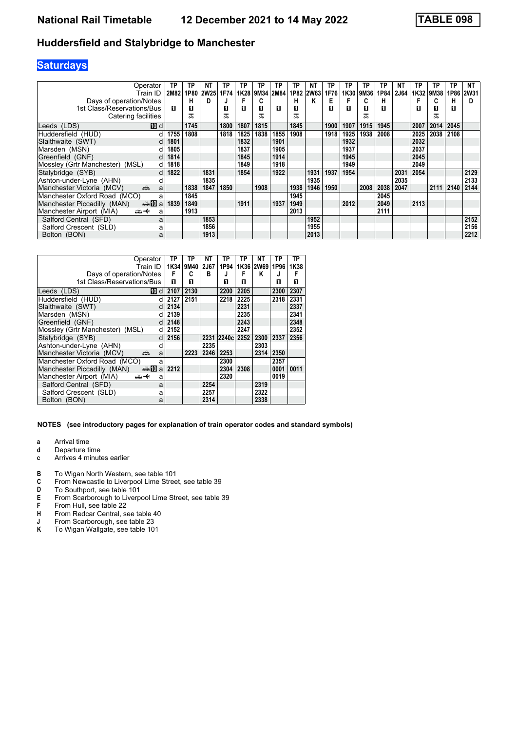# National Rail Timetable 12 December 2021 to 14 May 2022 TABLE 098

## Huddersfield and Stalybridge to Manchester

### Saturdays

| Operator | | TP | TP | NT | TP | TP | TP | TP | TP | NT | TP | TP | TP | TP | NT | TP | TP | TP | NT |
|---|---|---|---|---|---|---|---|---|---|---|---|---|---|---|---|---|---|---|---|
| Train ID | | 2M82 | 1P80 | 2W25 | 1F74 | 1K28 | 9M34 | 2M84 | 1P82 | 2W63 | 1F76 | 1K30 | 9M36 | 1P84 | 2J64 | 1K32 | 9M38 | 1P86 | 2W31 |
| Days of operation/Notes | | | H | D | J | F | C | | H | K | E | F | C | H | | F | C | H | D |
| 1st Class/Reservations/Bus | | ■ | ■ | | ■ | ■ | ■ | ■ | ■ | | ■ | ■ | ■ | ■ | | ■ | ■ | ■ | |
| Catering facilities | | | ⚒ | | ⚒ | | ⚒ | | ⚒ | | | | ⚒ | | | | ⚒ | | |
| Leeds (LDS) | 10 d | | 1745 | | 1800 | 1807 | 1815 | | 1845 | | 1900 | 1907 | 1915 | 1945 | | 2007 | 2014 | 2045 | |
| Huddersfield (HUD) | d | 1755 | 1808 | | 1818 | 1825 | 1838 | 1855 | 1908 | | 1918 | 1925 | 1938 | 2008 | | 2025 | 2038 | 2108 | |
| Slaithwaite (SWT) | d | 1801 | | | | 1832 | | 1901 | | | | 1932 | | | | 2032 | | | |
| Marsden (MSN) | d | 1805 | | | | 1837 | | 1905 | | | | 1937 | | | | 2037 | | | |
| Greenfield (GNF) | d | 1814 | | | | 1845 | | 1914 | | | | 1945 | | | | 2045 | | | |
| Mossley (Grtr Manchester) (MSL) | d | 1818 | | | | 1849 | | 1918 | | | | 1949 | | | | 2049 | | | |
| Stalybridge (SYB) | d | 1822 | | 1831 | | 1854 | | 1922 | | 1931 | 1937 | 1954 | | | 2031 | 2054 | | | 2129 |
| Ashton-under-Lyne (AHN) | d | | | 1835 | | | | | | 1935 | | | | | 2035 | | | | 2133 |
| Manchester Victoria (MCV) | 🚋 a | | 1838 | 1847 | 1850 | | 1908 | | 1938 | 1946 | 1950 | | 2008 | 2038 | 2047 | | 2111 | 2140 | 2144 |
| Manchester Oxford Road (MCO) | a | | 1845 | | | | | | 1945 | | | | | 2045 | | | | | |
| Manchester Piccadilly (MAN) | 🚋 10 a | 1839 | 1849 | | | 1911 | | 1937 | 1949 | | | 2012 | | 2049 | | 2113 | | | |
| Manchester Airport (MIA) | 🚋 ✈ a | | 1913 | | | | | | 2013 | | | | | 2111 | | | | | |
| Salford Central (SFD) | a | | | 1853 | | | | | | 1952 | | | | | | | | | 2152 |
| Salford Crescent (SLD) | a | | | 1856 | | | | | | 1955 | | | | | | | | | 2156 |
| Bolton (BON) | a | | | 1913 | | | | | | 2013 | | | | | | | | | 2212 |

| Operator | | TP | TP | NT | TP | TP | NT | TP | TP |
|---|---|---|---|---|---|---|---|---|---|
| Train ID | | 1K34 | 9M40 | 2J67 | 1P94 | 1K36 | 2W69 | 1P96 | 1K38 |
| Days of operation/Notes | | F | C | B | J | F | K | J | F |
| 1st Class/Reservations/Bus | | ■ | ■ | | ■ | ■ | | ■ | ■ |
| Leeds (LDS) | 10 d | 2107 | 2130 | | 2200 | 2205 | | 2300 | 2307 |
| Huddersfield (HUD) | d | 2127 | 2151 | | 2218 | 2225 | | 2318 | 2331 |
| Slaithwaite (SWT) | d | 2134 | | | | 2231 | | | 2337 |
| Marsden (MSN) | d | 2139 | | | | 2235 | | | 2341 |
| Greenfield (GNF) | d | 2148 | | | | 2243 | | | 2348 |
| Mossley (Grtr Manchester) (MSL) | d | 2152 | | | | 2247 | | | 2352 |
| Stalybridge (SYB) | d | 2156 | | 2231 | 2240c | 2252 | 2300 | 2337 | 2356 |
| Ashton-under-Lyne (AHN) | d | | | 2235 | | | 2303 | | |
| Manchester Victoria (MCV) | 🚋 a | | 2223 | 2246 | 2253 | | 2314 | 2350 | |
| Manchester Oxford Road (MCO) | a | | | | 2300 | | | 2357 | |
| Manchester Piccadilly (MAN) | 🚋 10 a | 2212 | | | 2304 | 2308 | | 0001 | 0011 |
| Manchester Airport (MIA) | 🚋 ✈ a | | | | 2320 | | | 0019 | |
| Salford Central (SFD) | a | | | 2254 | | | 2319 | | |
| Salford Crescent (SLD) | a | | | 2257 | | | 2322 | | |
| Bolton (BON) | a | | | 2314 | | | 2338 | | |

**NOTES (see introductory pages for explanation of train operator codes and standard symbols)**

- **a** Arrival time
- **d** Departure time
- **c** Arrives 4 minutes earlier

- **B** To Wigan North Western, see table 101
- **C** From Newcastle to Liverpool Lime Street, see table 39
- **D** To Southport, see table 101
- **E** From Scarborough to Liverpool Lime Street, see table 39
- **F** From Hull, see table 22
- **H** From Redcar Central, see table 40
- **J** From Scarborough, see table 23
- **K** To Wigan Wallgate, see table 101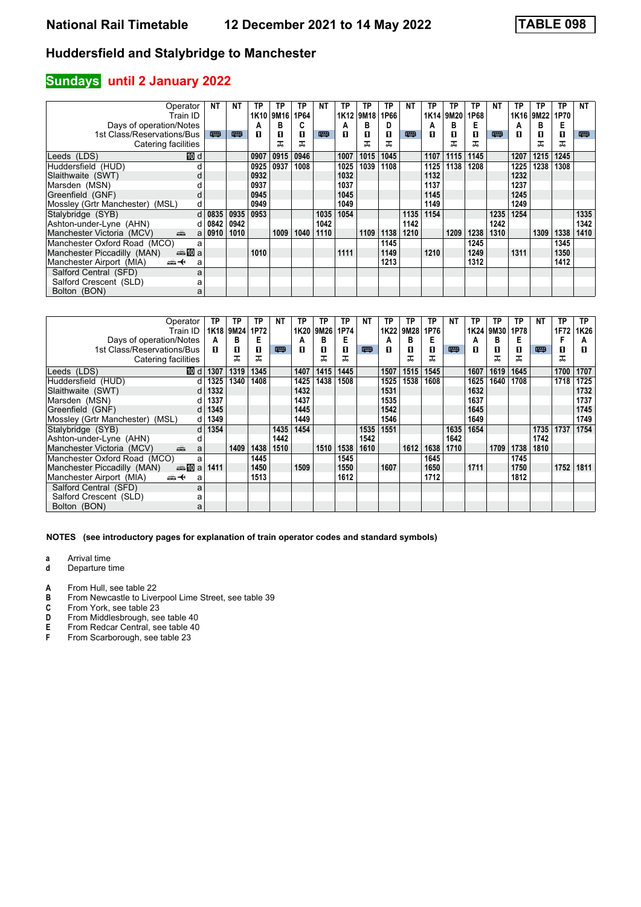# National Rail Timetable — 12 December 2021 to 14 May 2022 — TABLE 098

## Huddersfield and Stalybridge to Manchester

## Sundays until 2 January 2022

| Operator | | NT | NT | TP | TP | TP | NT | TP | TP | TP | NT | TP | TP | TP | NT | TP | TP | TP | NT |
|---|---|---|---|---|---|---|---|---|---|---|---|---|---|---|---|---|---|---|---|
| Train ID | | | | 1K10 | 9M16 | 1P64 | | 1K12 | 9M18 | 1P66 | | 1K14 | 9M20 | 1P68 | | 1K16 | 9M22 | 1P70 | |
| Days of operation/Notes | | | | A | B | C | | A | B | D | | A | B | E | | A | B | E | |
| 1st Class/Reservations/Bus | | 🚌 | 🚌 | ■ | ■ | ■ | 🚌 | ■ | ■ | ■ | 🚌 | ■ | ■ | ■ | 🚌 | ■ | ■ | ■ | 🚌 |
| Catering facilities | | | | | ⊼ | ⊼ | | | ⊼ | ⊼ | | | ⊼ | ⊼ | | | ⊼ | ⊼ | |
| Leeds (LDS) | 10 d | | | 0907 | 0915 | 0946 | | 1007 | 1015 | 1045 | | 1107 | 1115 | 1145 | | 1207 | 1215 | 1245 | |
| Huddersfield (HUD) | d | | | 0925 | 0937 | 1008 | | 1025 | 1039 | 1108 | | 1125 | 1138 | 1208 | | 1225 | 1238 | 1308 | |
| Slaithwaite (SWT) | d | | | 0932 | | | | 1032 | | | | 1132 | | | | 1232 | | | |
| Marsden (MSN) | d | | | 0937 | | | | 1037 | | | | 1137 | | | | 1237 | | | |
| Greenfield (GNF) | d | | | 0945 | | | | 1045 | | | | 1145 | | | | 1245 | | | |
| Mossley (Grtr Manchester) (MSL) | d | | | 0949 | | | | 1049 | | | | 1149 | | | | 1249 | | | |
| Stalybridge (SYB) | d | 0835 | 0935 | 0953 | | | 1035 | 1054 | | | 1135 | 1154 | | | 1235 | 1254 | | | 1335 |
| Ashton-under-Lyne (AHN) | d | 0842 | 0942 | | | | 1042 | | | | 1142 | | | | 1242 | | | | 1342 |
| Manchester Victoria (MCV) 🚋 | a | 0910 | 1010 | | 1009 | 1040 | 1110 | | 1109 | 1138 | 1210 | | 1209 | 1238 | 1310 | | 1309 | 1338 | 1410 |
| Manchester Oxford Road (MCO) | a | | | | | | | | | 1145 | | | | 1245 | | | | 1345 | |
| Manchester Piccadilly (MAN) 🚋 10 | a | | | 1010 | | | | 1111 | | 1149 | | 1210 | | 1249 | | 1311 | | 1350 | |
| Manchester Airport (MIA) 🚋✈ | a | | | | | | | | | 1213 | | | | 1312 | | | | 1412 | |
| Salford Central (SFD) | a | | | | | | | | | | | | | | | | | | |
| Salford Crescent (SLD) | a | | | | | | | | | | | | | | | | | | |
| Bolton (BON) | a | | | | | | | | | | | | | | | | | | |

| Operator | | TP | TP | TP | NT | TP | TP | TP | NT | TP | TP | TP | NT | TP | TP | TP | NT | TP | TP |
|---|---|---|---|---|---|---|---|---|---|---|---|---|---|---|---|---|---|---|---|
| Train ID | | 1K18 | 9M24 | 1P72 | | 1K20 | 9M26 | 1P74 | | 1K22 | 9M28 | 1P76 | | 1K24 | 9M30 | 1P78 | | 1F72 | 1K26 |
| Days of operation/Notes | | A | B | E | | A | B | E | | A | B | E | | A | B | E | | F | A |
| 1st Class/Reservations/Bus | | ■ | ■ | ■ | 🚌 | ■ | ■ | ■ | 🚌 | ■ | ■ | ■ | 🚌 | ■ | ■ | ■ | 🚌 | ■ | ■ |
| Catering facilities | | | ⊼ | ⊼ | | | ⊼ | ⊼ | | | ⊼ | ⊼ | | | ⊼ | ⊼ | | ⊼ | |
| Leeds (LDS) | 10 d | 1307 | 1319 | 1345 | | 1407 | 1415 | 1445 | | 1507 | 1515 | 1545 | | 1607 | 1619 | 1645 | | 1700 | 1707 |
| Huddersfield (HUD) | d | 1325 | 1340 | 1408 | | 1425 | 1438 | 1508 | | 1525 | 1538 | 1608 | | 1625 | 1640 | 1708 | | 1718 | 1725 |
| Slaithwaite (SWT) | d | 1332 | | | | 1432 | | | | 1531 | | | | 1632 | | | | | 1732 |
| Marsden (MSN) | d | 1337 | | | | 1437 | | | | 1535 | | | | 1637 | | | | | 1737 |
| Greenfield (GNF) | d | 1345 | | | | 1445 | | | | 1542 | | | | 1645 | | | | | 1745 |
| Mossley (Grtr Manchester) (MSL) | d | 1349 | | | | 1449 | | | | 1546 | | | | 1649 | | | | | 1749 |
| Stalybridge (SYB) | d | 1354 | | | 1435 | 1454 | | | 1535 | 1551 | | | 1635 | 1654 | | | 1735 | 1737 | 1754 |
| Ashton-under-Lyne (AHN) | d | | | | 1442 | | | | 1542 | | | | 1642 | | | | 1742 | | |
| Manchester Victoria (MCV) 🚋 | a | | 1409 | 1438 | 1510 | | 1510 | 1538 | 1610 | | 1612 | 1638 | 1710 | | 1709 | 1738 | 1810 | | |
| Manchester Oxford Road (MCO) | a | | | 1445 | | | | 1545 | | | | 1645 | | | | 1745 | | | |
| Manchester Piccadilly (MAN) 🚋 10 | a | 1411 | | 1450 | | 1509 | | 1550 | | 1607 | | 1650 | | 1711 | | 1750 | | 1752 | 1811 |
| Manchester Airport (MIA) 🚋✈ | a | | | 1513 | | | | 1612 | | | | 1712 | | | | 1812 | | | |
| Salford Central (SFD) | a | | | | | | | | | | | | | | | | | | |
| Salford Crescent (SLD) | a | | | | | | | | | | | | | | | | | | |
| Bolton (BON) | a | | | | | | | | | | | | | | | | | | |

**NOTES (see introductory pages for explanation of train operator codes and standard symbols)**

- **a** Arrival time
- **d** Departure time

- **A** From Hull, see table 22
- **B** From Newcastle to Liverpool Lime Street, see table 39
- **C** From York, see table 23
- **D** From Middlesbrough, see table 40
- **E** From Redcar Central, see table 40
- **F** From Scarborough, see table 23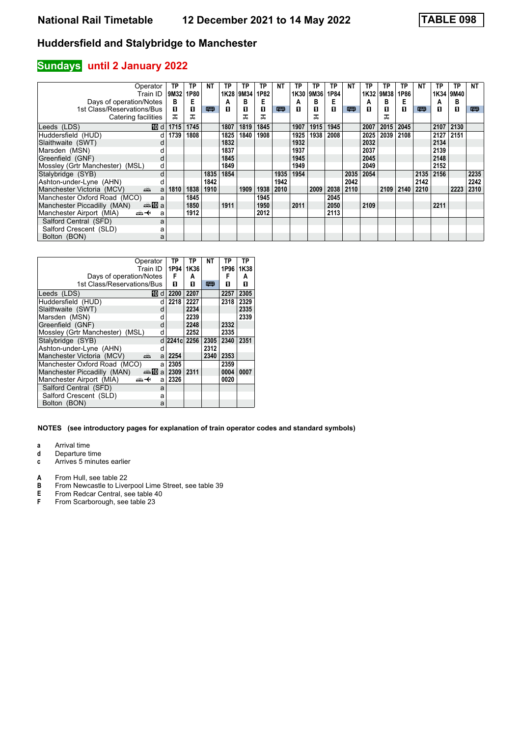# National Rail Timetable 12 December 2021 to 14 May 2022

**TABLE 098**

## Huddersfield and Stalybridge to Manchester

**Sundays until 2 January 2022**

| Operator | | TP | TP | NT | TP | TP | TP | NT | TP | TP | TP | NT | TP | TP | TP | NT | TP | TP | NT |
|---|---|---|---|---|---|---|---|---|---|---|---|---|---|---|---|---|---|---|---|
| Train ID | | 9M32 | 1P80 | | 1K28 | 9M34 | 1P82 | | 1K30 | 9M36 | 1P84 | | 1K32 | 9M38 | 1P86 | | 1K34 | 9M40 | |
| Days of operation/Notes | | B | E | | A | B | E | | A | B | E | | A | B | E | | A | B | |
| 1st Class/Reservations/Bus | | ◘ | ◘ | 🚌 | ◘ | ◘ | ◘ | 🚌 | ◘ | ◘ | ◘ | 🚌 | ◘ | ◘ | ◘ | 🚌 | ◘ | ◘ | 🚌 |
| Catering facilities | | ✠ | ✠ | | | ✠ | ✠ | | | ✠ | | | | ✠ | | | | | |
| Leeds (LDS) | 10 d | 1715 | 1745 | | 1807 | 1819 | 1845 | | 1907 | 1915 | 1945 | | 2007 | 2015 | 2045 | | 2107 | 2130 | |
| Huddersfield (HUD) | d | 1739 | 1808 | | 1825 | 1840 | 1908 | | 1925 | 1938 | 2008 | | 2025 | 2039 | 2108 | | 2127 | 2151 | |
| Slaithwaite (SWT) | d | | | | 1832 | | | | 1932 | | | | 2032 | | | | 2134 | | |
| Marsden (MSN) | d | | | | 1837 | | | | 1937 | | | | 2037 | | | | 2139 | | |
| Greenfield (GNF) | d | | | | 1845 | | | | 1945 | | | | 2045 | | | | 2148 | | |
| Mossley (Grtr Manchester) (MSL) | d | | | | 1849 | | | | 1949 | | | | 2049 | | | | 2152 | | |
| Stalybridge (SYB) | d | | | 1835 | 1854 | | | 1935 | 1954 | | | 2035 | 2054 | | | 2135 | 2156 | | 2235 |
| Ashton-under-Lyne (AHN) | d | | | 1842 | | | | 1942 | | | | 2042 | | | | 2142 | | | 2242 |
| Manchester Victoria (MCV) 🚌 | a | 1810 | 1838 | 1910 | | 1909 | 1938 | 2010 | | 2009 | 2038 | 2110 | | 2109 | 2140 | 2210 | | 2223 | 2310 |
| Manchester Oxford Road (MCO) | a | | 1845 | | | | 1945 | | | | 2045 | | | | | | | | |
| Manchester Piccadilly (MAN) 🚌 10 | a | | 1850 | | 1911 | | 1950 | | 2011 | | 2050 | | 2109 | | | | 2211 | | |
| Manchester Airport (MIA) 🚌 ✈ | a | | 1912 | | | | 2012 | | | | 2113 | | | | | | | | |
| Salford Central (SFD) | a | | | | | | | | | | | | | | | | | | |
| Salford Crescent (SLD) | a | | | | | | | | | | | | | | | | | | |
| Bolton (BON) | a | | | | | | | | | | | | | | | | | | |

| Operator | | TP | TP | NT | TP | TP |
|---|---|---|---|---|---|---|
| Train ID | | 1P94 | 1K36 | | 1P96 | 1K38 |
| Days of operation/Notes | | F | A | | F | A |
| 1st Class/Reservations/Bus | | ◘ | ◘ | 🚌 | ◘ | ◘ |
| Leeds (LDS) | 10 d | 2200 | 2207 | | 2257 | 2305 |
| Huddersfield (HUD) | d | 2218 | 2227 | | 2318 | 2329 |
| Slaithwaite (SWT) | d | | 2234 | | | 2335 |
| Marsden (MSN) | d | | 2239 | | | 2339 |
| Greenfield (GNF) | d | | 2248 | | 2332 | |
| Mossley (Grtr Manchester) (MSL) | d | | 2252 | | 2335 | |
| Stalybridge (SYB) | d | 2241c | 2256 | 2305 | 2340 | 2351 |
| Ashton-under-Lyne (AHN) | d | | | 2312 | | |
| Manchester Victoria (MCV) 🚌 | a | 2254 | | 2340 | 2353 | |
| Manchester Oxford Road (MCO) | a | 2305 | | | 2359 | |
| Manchester Piccadilly (MAN) 🚌 10 | a | 2309 | 2311 | | 0004 | 0007 |
| Manchester Airport (MIA) 🚌 ✈ | a | 2326 | | | 0020 | |
| Salford Central (SFD) | a | | | | | |
| Salford Crescent (SLD) | a | | | | | |
| Bolton (BON) | a | | | | | |

**NOTES (see introductory pages for explanation of train operator codes and standard symbols)**

- **a** Arrival time
- **d** Departure time
- **c** Arrives 5 minutes earlier

- **A** From Hull, see table 22
- **B** From Newcastle to Liverpool Lime Street, see table 39
- **E** From Redcar Central, see table 40
- **F** From Scarborough, see table 23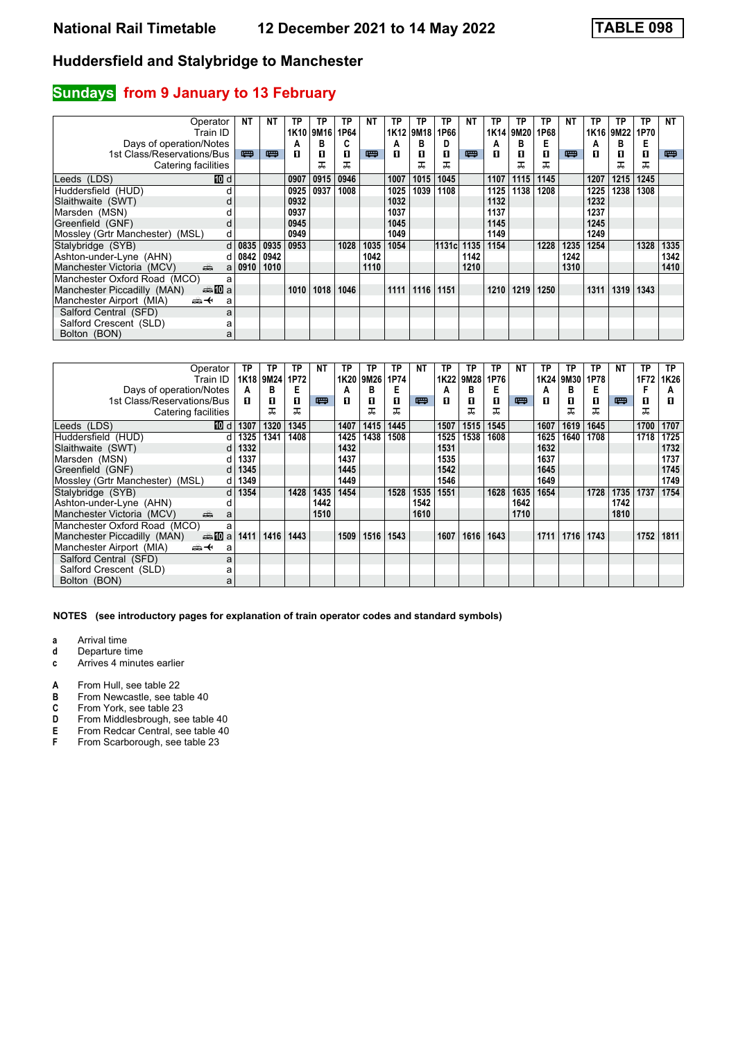# National Rail Timetable — 12 December 2021 to 14 May 2022 — TABLE 098

## Huddersfield and Stalybridge to Manchester

## Sundays from 9 January to 13 February

| Operator | | NT | NT | TP | TP | TP | NT | TP | TP | TP | NT | TP | TP | TP | NT | TP | TP | TP | NT |
|---|---|---|---|---|---|---|---|---|---|---|---|---|---|---|---|---|---|---|---|
| Train ID | | | | 1K10 | 9M16 | 1P64 | | 1K12 | 9M18 | 1P66 | | 1K14 | 9M20 | 1P68 | | 1K16 | 9M22 | 1P70 | |
| Days of operation/Notes | | | | A | B | C | | A | B | D | | A | B | E | | A | B | E | |
| 1st Class/Reservations/Bus | | 🚌 | 🚌 | ■ | ■ | ■ | 🚌 | ■ | ■ | ■ | 🚌 | ■ | ■ | ■ | 🚌 | ■ | ■ | ■ | 🚌 |
| Catering facilities | | | | | ✠ | ✠ | | | ✠ | ✠ | | | ✠ | ✠ | | | ✠ | ✠ | |
| Leeds (LDS) | 10 d | | | 0907 | 0915 | 0946 | | 1007 | 1015 | 1045 | | 1107 | 1115 | 1145 | | 1207 | 1215 | 1245 | |
| Huddersfield (HUD) | d | | | 0925 | 0937 | 1008 | | 1025 | 1039 | 1108 | | 1125 | 1138 | 1208 | | 1225 | 1238 | 1308 | |
| Slaithwaite (SWT) | d | | | 0932 | | | | 1032 | | | | 1132 | | | | 1232 | | | |
| Marsden (MSN) | d | | | 0937 | | | | 1037 | | | | 1137 | | | | 1237 | | | |
| Greenfield (GNF) | d | | | 0945 | | | | 1045 | | | | 1145 | | | | 1245 | | | |
| Mossley (Grtr Manchester) (MSL) | d | | | 0949 | | | | 1049 | | | | 1149 | | | | 1249 | | | |
| Stalybridge (SYB) | d | 0835 | 0935 | 0953 | | 1028 | 1035 | 1054 | | 1131c | 1135 | 1154 | | 1228 | 1235 | 1254 | | 1328 | 1335 |
| Ashton-under-Lyne (AHN) | d | 0842 | 0942 | | | | 1042 | | | | 1142 | | | | 1242 | | | | 1342 |
| Manchester Victoria (MCV) 🚌 | a | 0910 | 1010 | | | | 1110 | | | | 1210 | | | | 1310 | | | | 1410 |
| Manchester Oxford Road (MCO) | a | | | | | | | | | | | | | | | | | | |
| Manchester Piccadilly (MAN) 🚌 10 | a | | | 1010 | 1018 | 1046 | | 1111 | 1116 | 1151 | | 1210 | 1219 | 1250 | | 1311 | 1319 | 1343 | |
| Manchester Airport (MIA) 🚌 ✈ | a | | | | | | | | | | | | | | | | | | |
| Salford Central (SFD) | a | | | | | | | | | | | | | | | | | | |
| Salford Crescent (SLD) | a | | | | | | | | | | | | | | | | | | |
| Bolton (BON) | a | | | | | | | | | | | | | | | | | | |

| Operator | | TP | TP | TP | NT | TP | TP | TP | NT | TP | TP | TP | NT | TP | TP | TP | NT | TP | TP |
|---|---|---|---|---|---|---|---|---|---|---|---|---|---|---|---|---|---|---|---|
| Train ID | | 1K18 | 9M24 | 1P72 | | 1K20 | 9M26 | 1P74 | | 1K22 | 9M28 | 1P76 | | 1K24 | 9M30 | 1P78 | | 1F72 | 1K26 |
| Days of operation/Notes | | A | B | E | | A | B | E | | A | B | E | | A | B | E | | F | A |
| 1st Class/Reservations/Bus | | ■ | ■ | ■ | 🚌 | ■ | ■ | ■ | 🚌 | ■ | ■ | ■ | 🚌 | ■ | ■ | ■ | 🚌 | ■ | ■ |
| Catering facilities | | | ✠ | ✠ | | | ✠ | ✠ | | | ✠ | ✠ | | | ✠ | ✠ | | ✠ | |
| Leeds (LDS) | 10 d | 1307 | 1320 | 1345 | | 1407 | 1415 | 1445 | | 1507 | 1515 | 1545 | | 1607 | 1619 | 1645 | | 1700 | 1707 |
| Huddersfield (HUD) | d | 1325 | 1341 | 1408 | | 1425 | 1438 | 1508 | | 1525 | 1538 | 1608 | | 1625 | 1640 | 1708 | | 1718 | 1725 |
| Slaithwaite (SWT) | d | 1332 | | | | 1432 | | | | 1531 | | | | 1632 | | | | | 1732 |
| Marsden (MSN) | d | 1337 | | | | 1437 | | | | 1535 | | | | 1637 | | | | | 1737 |
| Greenfield (GNF) | d | 1345 | | | | 1445 | | | | 1542 | | | | 1645 | | | | | 1745 |
| Mossley (Grtr Manchester) (MSL) | d | 1349 | | | | 1449 | | | | 1546 | | | | 1649 | | | | | 1749 |
| Stalybridge (SYB) | d | 1354 | | 1428 | 1435 | 1454 | | 1528 | 1535 | 1551 | | 1628 | 1635 | 1654 | | 1728 | 1735 | 1737 | 1754 |
| Ashton-under-Lyne (AHN) | d | | | | 1442 | | | | 1542 | | | | 1642 | | | | 1742 | | |
| Manchester Victoria (MCV) 🚌 | a | | | | 1510 | | | | 1610 | | | | 1710 | | | | 1810 | | |
| Manchester Oxford Road (MCO) | a | | | | | | | | | | | | | | | | | | |
| Manchester Piccadilly (MAN) 🚌 10 | a | 1411 | 1416 | 1443 | | 1509 | 1516 | 1543 | | 1607 | 1616 | 1643 | | 1711 | 1716 | 1743 | | 1752 | 1811 |
| Manchester Airport (MIA) 🚌 ✈ | a | | | | | | | | | | | | | | | | | | |
| Salford Central (SFD) | a | | | | | | | | | | | | | | | | | | |
| Salford Crescent (SLD) | a | | | | | | | | | | | | | | | | | | |
| Bolton (BON) | a | | | | | | | | | | | | | | | | | | |

**NOTES (see introductory pages for explanation of train operator codes and standard symbols)**

- **a** Arrival time
- **d** Departure time
- **c** Arrives 4 minutes earlier

- **A** From Hull, see table 22
- **B** From Newcastle, see table 40
- **C** From York, see table 23
- **D** From Middlesbrough, see table 40
- **E** From Redcar Central, see table 40
- **F** From Scarborough, see table 23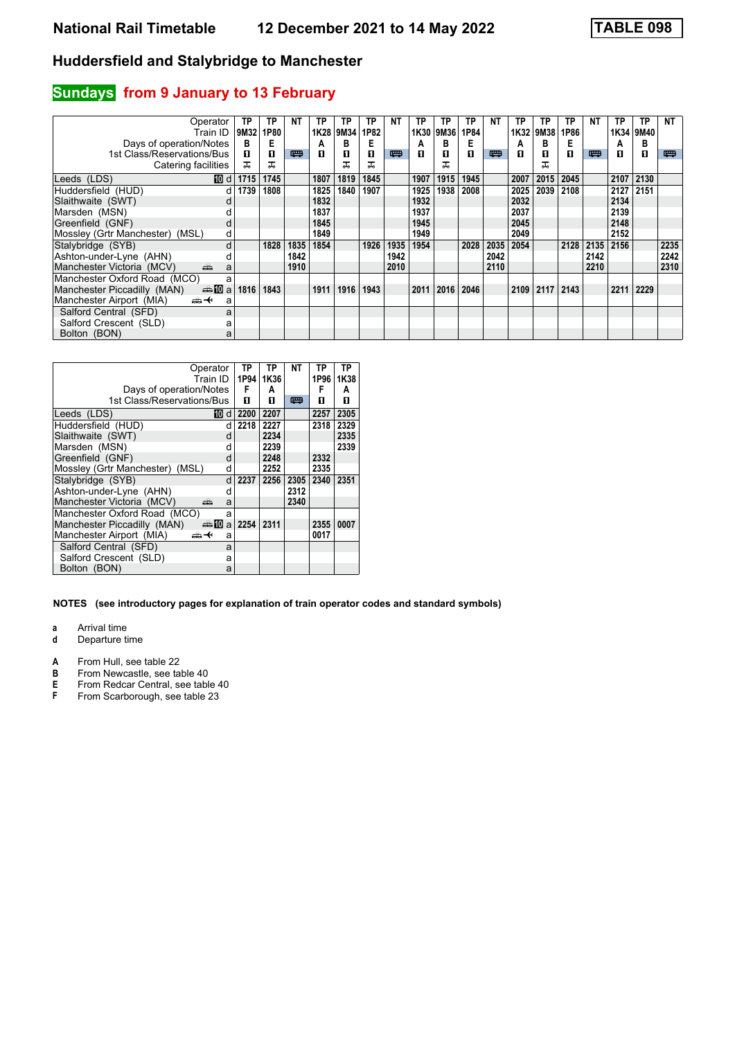# National Rail Timetable 12 December 2021 to 14 May 2022 TABLE 098

## Huddersfield and Stalybridge to Manchester

### Sundays from 9 January to 13 February

| Operator | | TP | TP | NT | TP | TP | TP | NT | TP | TP | TP | NT | TP | TP | TP | NT | TP | TP | NT |
|---|---|---|---|---|---|---|---|---|---|---|---|---|---|---|---|---|---|---|---|
| Train ID | | 9M32 | 1P80 | | 1K28 | 9M34 | 1P82 | | 1K30 | 9M36 | 1P84 | | 1K32 | 9M38 | 1P86 | | 1K34 | 9M40 | |
| Days of operation/Notes | | B | E | | A | B | E | | A | B | E | | A | B | E | | A | B | |
| 1st Class/Reservations/Bus | | ■ | ■ | 🚌 | ■ | ■ | ■ | 🚌 | ■ | ■ | ■ | 🚌 | ■ | ■ | ■ | 🚌 | ■ | ■ | 🚌 |
| Catering facilities | | ⊼ | ⊼ | | | ⊼ | ⊼ | | | ⊼ | | | | ⊼ | | | | | |
| Leeds (LDS) | 10 d | 1715 | 1745 | | 1807 | 1819 | 1845 | | 1907 | 1915 | 1945 | | 2007 | 2015 | 2045 | | 2107 | 2130 | |
| Huddersfield (HUD) | d | 1739 | 1808 | | 1825 | 1840 | 1907 | | 1925 | 1938 | 2008 | | 2025 | 2039 | 2108 | | 2127 | 2151 | |
| Slaithwaite (SWT) | d | | | | 1832 | | | | 1932 | | | | 2032 | | | | 2134 | | |
| Marsden (MSN) | d | | | | 1837 | | | | 1937 | | | | 2037 | | | | 2139 | | |
| Greenfield (GNF) | d | | | | 1845 | | | | 1945 | | | | 2045 | | | | 2148 | | |
| Mossley (Grtr Manchester) (MSL) | d | | | | 1849 | | | | 1949 | | | | 2049 | | | | 2152 | | |
| Stalybridge (SYB) | d | | 1828 | 1835 | 1854 | | 1926 | 1935 | 1954 | | 2028 | 2035 | 2054 | | 2128 | 2135 | 2156 | | 2235 |
| Ashton-under-Lyne (AHN) | d | | | 1842 | | | | 1942 | | | | 2042 | | | | 2142 | | | 2242 |
| Manchester Victoria (MCV) | a | | | 1910 | | | | 2010 | | | | 2110 | | | | 2210 | | | 2310 |
| Manchester Oxford Road (MCO) | a | | | | | | | | | | | | | | | | | | |
| Manchester Piccadilly (MAN) | 10 a | 1816 | 1843 | | 1911 | 1916 | 1943 | | 2011 | 2016 | 2046 | | 2109 | 2117 | 2143 | | 2211 | 2229 | |
| Manchester Airport (MIA) | ✈ a | | | | | | | | | | | | | | | | | | |
| Salford Central (SFD) | a | | | | | | | | | | | | | | | | | | |
| Salford Crescent (SLD) | a | | | | | | | | | | | | | | | | | | |
| Bolton (BON) | a | | | | | | | | | | | | | | | | | | |

| Operator | | TP | TP | NT | TP | TP |
|---|---|---|---|---|---|---|
| Train ID | | 1P94 | 1K36 | | 1P96 | 1K38 |
| Days of operation/Notes | | F | A | | F | A |
| 1st Class/Reservations/Bus | | ■ | ■ | 🚌 | ■ | ■ |
| Leeds (LDS) | 10 d | 2200 | 2207 | | 2257 | 2305 |
| Huddersfield (HUD) | d | 2218 | 2227 | | 2318 | 2329 |
| Slaithwaite (SWT) | d | | 2234 | | | 2335 |
| Marsden (MSN) | d | | 2239 | | | 2339 |
| Greenfield (GNF) | d | | 2248 | | 2332 | |
| Mossley (Grtr Manchester) (MSL) | d | | 2252 | | 2335 | |
| Stalybridge (SYB) | d | 2237 | 2256 | 2305 | 2340 | 2351 |
| Ashton-under-Lyne (AHN) | d | | | 2312 | | |
| Manchester Victoria (MCV) | a | | | 2340 | | |
| Manchester Oxford Road (MCO) | a | | | | | |
| Manchester Piccadilly (MAN) | 10 a | 2254 | 2311 | | 2355 | 0007 |
| Manchester Airport (MIA) | ✈ a | | | | 0017 | |
| Salford Central (SFD) | a | | | | | |
| Salford Crescent (SLD) | a | | | | | |
| Bolton (BON) | a | | | | | |

**NOTES (see introductory pages for explanation of train operator codes and standard symbols)**

- **a** Arrival time
- **d** Departure time

- **A** From Hull, see table 22
- **B** From Newcastle, see table 40
- **E** From Redcar Central, see table 40
- **F** From Scarborough, see table 23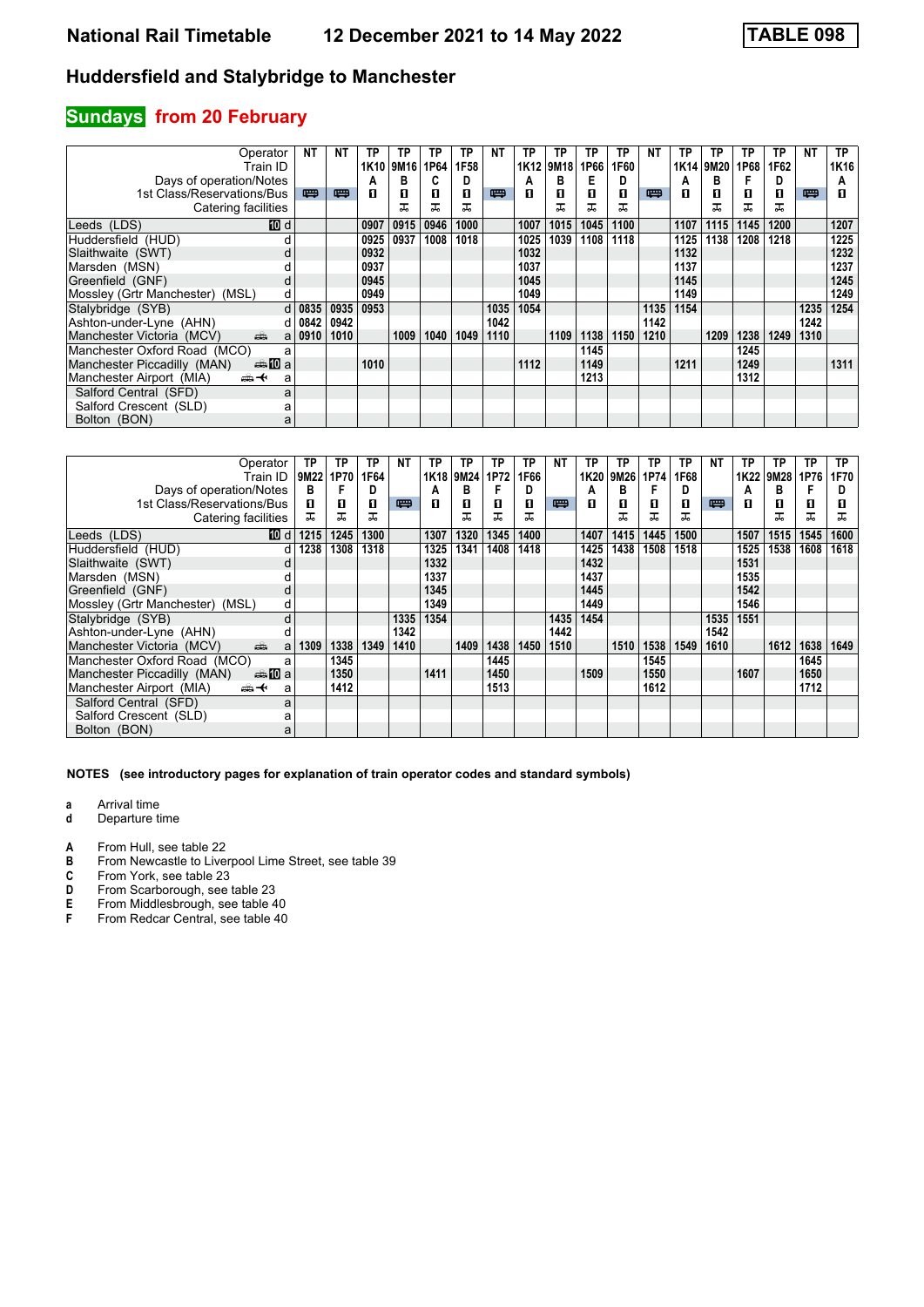**National Rail Timetable** **12 December 2021 to 14 May 2022** **TABLE 098**

## Huddersfield and Stalybridge to Manchester

### Sundays from 20 February

| Operator | | NT | NT | TP | TP | TP | TP | NT | TP | TP | TP | TP | NT | TP | TP | TP | TP | NT | TP |
|---|---|---|---|---|---|---|---|---|---|---|---|---|---|---|---|---|---|---|---|
| Train ID | | | | 1K10 | 9M16 | 1P64 | 1F58 | | 1K12 | 9M18 | 1P66 | 1F60 | | 1K14 | 9M20 | 1P68 | 1F62 | | 1K16 |
| Days of operation/Notes | | | | A | B | C | D | | A | B | E | D | | A | B | F | D | | A |
| 1st Class/Reservations/Bus | | 🚌 | 🚌 | ■ | ■ | ■ | ■ | 🚌 | ■ | ■ | ■ | ■ | 🚌 | ■ | ■ | ■ | ■ | 🚌 | ■ |
| Catering facilities | | | | | ⊼ | ⊼ | ⊼ | | | ⊼ | ⊼ | ⊼ | | | ⊼ | ⊼ | ⊼ | | |
| Leeds (LDS) | 10 d | | | 0907 | 0915 | 0946 | 1000 | | 1007 | 1015 | 1045 | 1100 | | 1107 | 1115 | 1145 | 1200 | | 1207 |
| Huddersfield (HUD) | d | | | 0925 | 0937 | 1008 | 1018 | | 1025 | 1039 | 1108 | 1118 | | 1125 | 1138 | 1208 | 1218 | | 1225 |
| Slaithwaite (SWT) | d | | | 0932 | | | | | 1032 | | | | | 1132 | | | | | 1232 |
| Marsden (MSN) | d | | | 0937 | | | | | 1037 | | | | | 1137 | | | | | 1237 |
| Greenfield (GNF) | d | | | 0945 | | | | | 1045 | | | | | 1145 | | | | | 1245 |
| Mossley (Grtr Manchester) (MSL) | d | | | 0949 | | | | | 1049 | | | | | 1149 | | | | | 1249 |
| Stalybridge (SYB) | d | 0835 | 0935 | 0953 | | | | 1035 | 1054 | | | | 1135 | 1154 | | | | 1235 | 1254 |
| Ashton-under-Lyne (AHN) | d | 0842 | 0942 | | | | | 1042 | | | | | 1142 | | | | | 1242 | |
| Manchester Victoria (MCV) 🚌 | a | 0910 | 1010 | | 1009 | 1040 | 1049 | 1110 | | 1109 | 1138 | 1150 | 1210 | | 1209 | 1238 | 1249 | 1310 | |
| Manchester Oxford Road (MCO) | a | | | | | | | | | | 1145 | | | | | 1245 | | | |
| Manchester Piccadilly (MAN) 🚌 10 | a | | | 1010 | | | | | 1112 | | 1149 | | | 1211 | | 1249 | | | 1311 |
| Manchester Airport (MIA) 🚌 ✈ | a | | | | | | | | | | 1213 | | | | | 1312 | | | |
| Salford Central (SFD) | a | | | | | | | | | | | | | | | | | | |
| Salford Crescent (SLD) | a | | | | | | | | | | | | | | | | | | |
| Bolton (BON) | a | | | | | | | | | | | | | | | | | | |

| Operator | | TP | TP | TP | NT | TP | TP | TP | TP | NT | TP | TP | TP | TP | NT | TP | TP | TP | TP |
|---|---|---|---|---|---|---|---|---|---|---|---|---|---|---|---|---|---|---|---|
| Train ID | | 9M22 | 1P70 | 1F64 | | 1K18 | 9M24 | 1P72 | 1F66 | | 1K20 | 9M26 | 1P74 | 1F68 | | 1K22 | 9M28 | 1P76 | 1F70 |
| Days of operation/Notes | | B | F | D | | A | B | F | D | | A | B | F | D | | A | B | F | D |
| 1st Class/Reservations/Bus | | ■ | ■ | ■ | 🚌 | ■ | ■ | ■ | ■ | 🚌 | ■ | ■ | ■ | ■ | 🚌 | ■ | ■ | ■ | ■ |
| Catering facilities | | ⊼ | ⊼ | ⊼ | | | ⊼ | ⊼ | ⊼ | | | ⊼ | ⊼ | ⊼ | | | ⊼ | ⊼ | ⊼ |
| Leeds (LDS) | 10 d | 1215 | 1245 | 1300 | | 1307 | 1320 | 1345 | 1400 | | 1407 | 1415 | 1445 | 1500 | | 1507 | 1515 | 1545 | 1600 |
| Huddersfield (HUD) | d | 1238 | 1308 | 1318 | | 1325 | 1341 | 1408 | 1418 | | 1425 | 1438 | 1508 | 1518 | | 1525 | 1538 | 1608 | 1618 |
| Slaithwaite (SWT) | d | | | | | 1332 | | | | | 1432 | | | | | 1531 | | | |
| Marsden (MSN) | d | | | | | 1337 | | | | | 1437 | | | | | 1535 | | | |
| Greenfield (GNF) | d | | | | | 1345 | | | | | 1445 | | | | | 1542 | | | |
| Mossley (Grtr Manchester) (MSL) | d | | | | | 1349 | | | | | 1449 | | | | | 1546 | | | |
| Stalybridge (SYB) | d | | | | 1335 | 1354 | | | | 1435 | 1454 | | | | 1535 | 1551 | | | |
| Ashton-under-Lyne (AHN) | d | | | | 1342 | | | | | 1442 | | | | | 1542 | | | | |
| Manchester Victoria (MCV) 🚌 | a | 1309 | 1338 | 1349 | 1410 | | 1409 | 1438 | 1450 | 1510 | | 1510 | 1538 | 1549 | 1610 | | 1612 | 1638 | 1649 |
| Manchester Oxford Road (MCO) | a | | 1345 | | | | | 1445 | | | | | 1545 | | | | | 1645 | |
| Manchester Piccadilly (MAN) 🚌 10 | a | | 1350 | | | 1411 | | 1450 | | | 1509 | | 1550 | | | 1607 | | 1650 | |
| Manchester Airport (MIA) 🚌 ✈ | a | | 1412 | | | | | 1513 | | | | | 1612 | | | | | 1712 | |
| Salford Central (SFD) | a | | | | | | | | | | | | | | | | | | |
| Salford Crescent (SLD) | a | | | | | | | | | | | | | | | | | | |
| Bolton (BON) | a | | | | | | | | | | | | | | | | | | |

**NOTES (see introductory pages for explanation of train operator codes and standard symbols)**

- **a** Arrival time
- **d** Departure time

- **A** From Hull, see table 22
- **B** From Newcastle to Liverpool Lime Street, see table 39
- **C** From York, see table 23
- **D** From Scarborough, see table 23
- **E** From Middlesbrough, see table 40
- **F** From Redcar Central, see table 40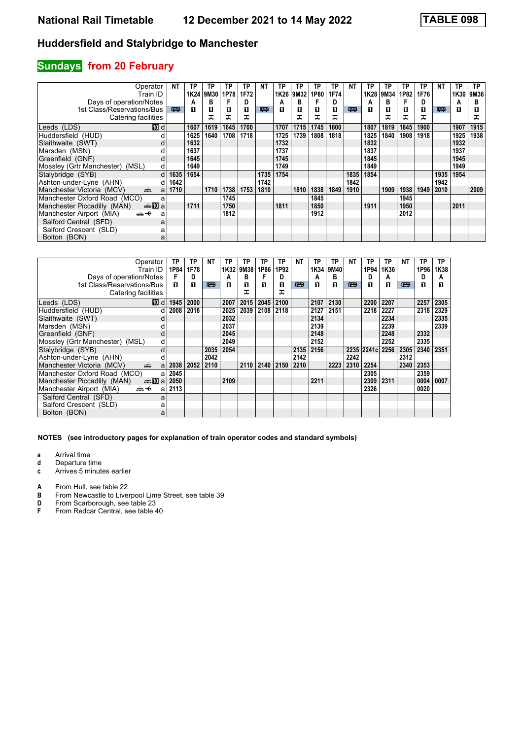## Huddersfield and Stalybridge to Manchester

## Sundays from 20 February

| Operator | | NT | TP | TP | TP | TP | NT | TP | TP | TP | TP | NT | TP | TP | TP | TP | NT | TP | TP |
|---|---|---|---|---|---|---|---|---|---|---|---|---|---|---|---|---|---|---|---|
| Train ID | | | 1K24 | 9M30 | 1P78 | 1F72 | | 1K26 | 9M32 | 1P80 | 1F74 | | 1K28 | 9M34 | 1P82 | 1F76 | | 1K30 | 9M36 |
| Days of operation/Notes | | | A | B | F | D | | A | B | F | D | | A | B | F | D | | A | B |
| 1st Class/Reservations/Bus | | 🚌 | ■ | ■ | ■ | ■ | 🚌 | ■ | ■ | ■ | ■ | 🚌 | ■ | ■ | ■ | ■ | 🚌 | ■ | ■ |
| Catering facilities | | | | ⊼ | ⊼ | ⊼ | | | ⊼ | ⊼ | ⊼ | | | ⊼ | ⊼ | ⊼ | | | ⊼ |
| Leeds (LDS) 10 | d | | 1607 | 1619 | 1645 | 1700 | | 1707 | 1715 | 1745 | 1800 | | 1807 | 1819 | 1845 | 1900 | | 1907 | 1915 |
| Huddersfield (HUD) | d | | 1625 | 1640 | 1708 | 1718 | | 1725 | 1739 | 1808 | 1818 | | 1825 | 1840 | 1908 | 1918 | | 1925 | 1938 |
| Slaithwaite (SWT) | d | | 1632 | | | | | 1732 | | | | | 1832 | | | | | 1932 | |
| Marsden (MSN) | d | | 1637 | | | | | 1737 | | | | | 1837 | | | | | 1937 | |
| Greenfield (GNF) | d | | 1645 | | | | | 1745 | | | | | 1845 | | | | | 1945 | |
| Mossley (Grtr Manchester) (MSL) | d | | 1649 | | | | | 1749 | | | | | 1849 | | | | | 1949 | |
| Stalybridge (SYB) | d | 1635 | 1654 | | | | 1735 | 1754 | | | | 1835 | 1854 | | | | 1935 | 1954 | |
| Ashton-under-Lyne (AHN) | d | 1642 | | | | | 1742 | | | | | 1842 | | | | | 1942 | | |
| Manchester Victoria (MCV) 🚋 | a | 1710 | | 1710 | 1738 | 1753 | 1810 | | 1810 | 1838 | 1849 | 1910 | | 1909 | 1938 | 1949 | 2010 | | 2009 |
| Manchester Oxford Road (MCO) | a | | | | 1745 | | | | | 1845 | | | | | 1945 | | | | |
| Manchester Piccadilly (MAN) 🚋 10 | a | | 1711 | | 1750 | | | 1811 | | 1850 | | | 1911 | | 1950 | | | 2011 | |
| Manchester Airport (MIA) 🚋 ✈ | a | | | | 1812 | | | | | 1912 | | | | | 2012 | | | | |
| Salford Central (SFD) | a | | | | | | | | | | | | | | | | | | |
| Salford Crescent (SLD) | a | | | | | | | | | | | | | | | | | | |
| Bolton (BON) | a | | | | | | | | | | | | | | | | | | |

| Operator | | TP | TP | NT | TP | TP | TP | TP | NT | TP | TP | NT | TP | TP | NT | TP | TP |
|---|---|---|---|---|---|---|---|---|---|---|---|---|---|---|---|---|---|
| Train ID | | 1P84 | 1F78 | | 1K32 | 9M38 | 1P86 | 1P92 | | 1K34 | 9M40 | | 1P94 | 1K36 | | 1P96 | 1K38 |
| Days of operation/Notes | | F | D | | A | B | F | D | | A | B | | D | A | | D | A |
| 1st Class/Reservations/Bus | | ■ | ■ | 🚌 | ■ | ■ | ■ | ■ | 🚌 | ■ | ■ | 🚌 | ■ | ■ | 🚌 | ■ | ■ |
| Catering facilities | | | | | | ⊼ | | ⊼ | | | | | | | | | |
| Leeds (LDS) 10 | d | 1945 | 2000 | | 2007 | 2015 | 2045 | 2100 | | 2107 | 2130 | | 2200 | 2207 | | 2257 | 2305 |
| Huddersfield (HUD) | d | 2008 | 2018 | | 2025 | 2039 | 2108 | 2118 | | 2127 | 2151 | | 2218 | 2227 | | 2318 | 2329 |
| Slaithwaite (SWT) | d | | | | 2032 | | | | | 2134 | | | | 2234 | | | 2335 |
| Marsden (MSN) | d | | | | 2037 | | | | | 2139 | | | | 2239 | | | 2339 |
| Greenfield (GNF) | d | | | | 2045 | | | | | 2148 | | | | 2248 | | 2332 | |
| Mossley (Grtr Manchester) (MSL) | d | | | | 2049 | | | | | 2152 | | | | 2252 | | 2335 | |
| Stalybridge (SYB) | d | | | 2035 | 2054 | | | | 2135 | 2156 | | 2235 | 2241c | 2256 | 2305 | 2340 | 2351 |
| Ashton-under-Lyne (AHN) | d | | | 2042 | | | | | 2142 | | | 2242 | | | 2312 | | |
| Manchester Victoria (MCV) 🚋 | a | 2038 | 2052 | 2110 | | 2110 | 2140 | 2150 | 2210 | | 2223 | 2310 | 2254 | | 2340 | 2353 | |
| Manchester Oxford Road (MCO) | a | 2045 | | | | | | | | | | | 2305 | | | 2359 | |
| Manchester Piccadilly (MAN) 🚋 10 | a | 2050 | | | 2109 | | | | | 2211 | | | 2309 | 2311 | | 0004 | 0007 |
| Manchester Airport (MIA) 🚋 ✈ | a | 2113 | | | | | | | | | | | 2326 | | | 0020 | |
| Salford Central (SFD) | a | | | | | | | | | | | | | | | | |
| Salford Crescent (SLD) | a | | | | | | | | | | | | | | | | |
| Bolton (BON) | a | | | | | | | | | | | | | | | | |

**NOTES (see introductory pages for explanation of train operator codes and standard symbols)**

- **a** Arrival time
- **d** Departure time
- **c** Arrives 5 minutes earlier

- **A** From Hull, see table 22
- **B** From Newcastle to Liverpool Lime Street, see table 39
- **D** From Scarborough, see table 23
- **F** From Redcar Central, see table 40